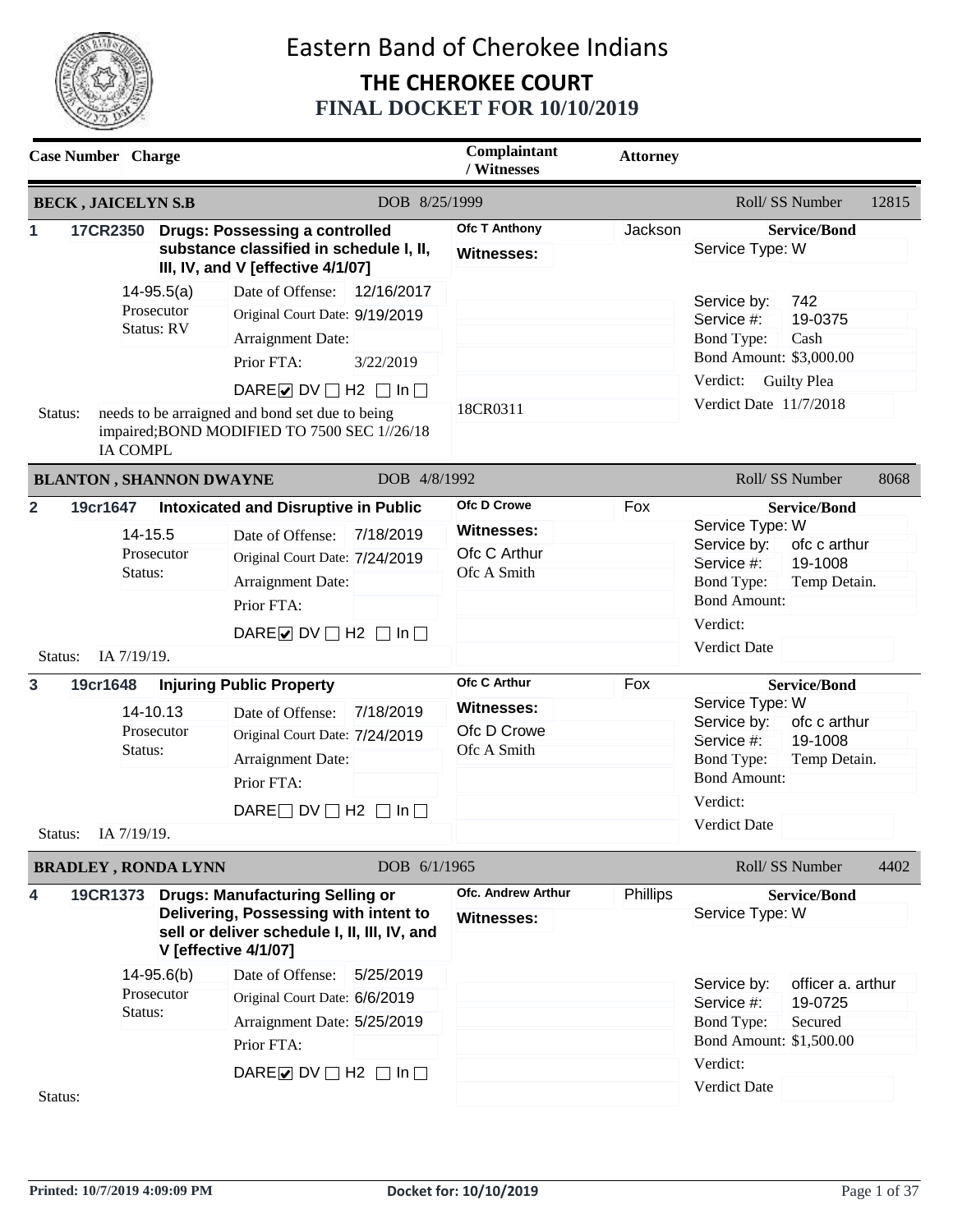# Eastern Band of Cherokee Indians

## THE CHEROKEE COURT

### FINAL DOCKET FOR 10/10/2019

| Case Number | Charge | Complaintant / Witnesses | Attorney | |
|---|---|---|---|---|

---

**BECK , JAICELYN S.B** — DOB 8/25/1999 — Roll/ SS Number 12815

**1** — **17CR2350** — **Drugs: Possessing a controlled substance classified in schedule I, II, III, IV, and V [effective 4/1/07]**

- 14-95.5(a)
- Prosecutor Status: RV
- Date of Offense: 12/16/2017
- Original Court Date: 9/19/2019
- Arraignment Date:
- Prior FTA: 3/22/2019
- DARE ☑ DV ☐ H2 ☐ In ☐

Complaintant: **Ofc T Anthony**
Witnesses:
18CR0311

Attorney: Jackson

**Service/Bond**
- Service Type: W
- Service by: 742
- Service #: 19-0375
- Bond Type: Cash
- Bond Amount: $3,000.00
- Verdict: Guilty Plea
- Verdict Date 11/7/2018

Status: needs to be arraigned and bond set due to being impaired;BOND MODIFIED TO 7500 SEC 1//26/18 IA COMPL

---

**BLANTON , SHANNON DWAYNE** — DOB 4/8/1992 — Roll/ SS Number 8068

**2** — **19cr1647** — **Intoxicated and Disruptive in Public**

- 14-15.5
- Prosecutor Status:
- Date of Offense: 7/18/2019
- Original Court Date: 7/24/2019
- Arraignment Date:
- Prior FTA:
- DARE ☑ DV ☐ H2 ☐ In ☐

Complaintant: **Ofc D Crowe**
Witnesses:
Ofc C Arthur
Ofc A Smith

Attorney: Fox

**Service/Bond**
- Service Type: W
- Service by: ofc c arthur
- Service #: 19-1008
- Bond Type: Temp Detain.
- Bond Amount:
- Verdict:
- Verdict Date

Status: IA 7/19/19.

**3** — **19cr1648** — **Injuring Public Property**

- 14-10.13
- Prosecutor Status:
- Date of Offense: 7/18/2019
- Original Court Date: 7/24/2019
- Arraignment Date:
- Prior FTA:
- DARE ☐ DV ☐ H2 ☐ In ☐

Complaintant: **Ofc C Arthur**
Witnesses:
Ofc D Crowe
Ofc A Smith

Attorney: Fox

**Service/Bond**
- Service Type: W
- Service by: ofc c arthur
- Service #: 19-1008
- Bond Type: Temp Detain.
- Bond Amount:
- Verdict:
- Verdict Date

Status: IA 7/19/19.

---

**BRADLEY , RONDA LYNN** — DOB 6/1/1965 — Roll/ SS Number 4402

**4** — **19CR1373** — **Drugs: Manufacturing Selling or Delivering, Possessing with intent to sell or deliver schedule I, II, III, IV, and V [effective 4/1/07]**

- 14-95.6(b)
- Prosecutor Status:
- Date of Offense: 5/25/2019
- Original Court Date: 6/6/2019
- Arraignment Date: 5/25/2019
- Prior FTA:
- DARE ☑ DV ☐ H2 ☐ In ☐

Complaintant: **Ofc. Andrew Arthur**
Witnesses:

Attorney: Phillips

**Service/Bond**
- Service Type: W
- Service by: officer a. arthur
- Service #: 19-0725
- Bond Type: Secured
- Bond Amount: $1,500.00
- Verdict:
- Verdict Date

Status: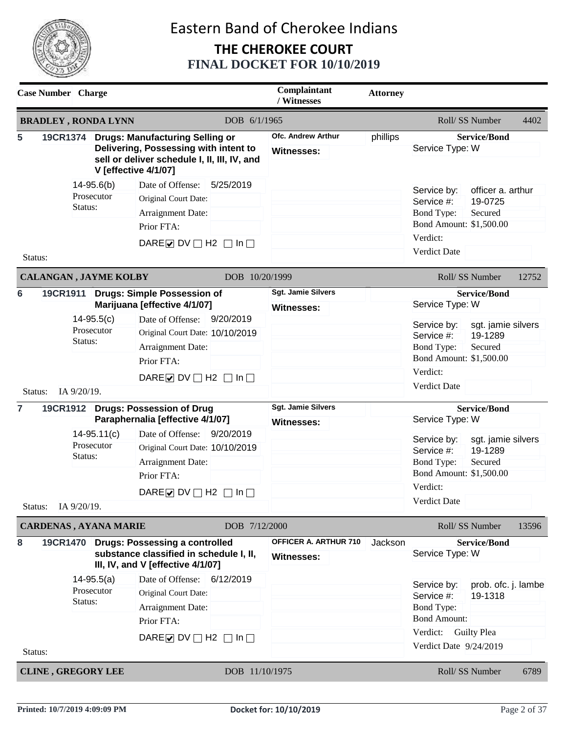# Eastern Band of Cherokee Indians

## THE CHEROKEE COURT

## FINAL DOCKET FOR 10/10/2019

| Case Number | Charge | Complaintant / Witnesses | Attorney | |
|---|---|---|---|---|

### BRADLEY , RONDA LYNN — DOB 6/1/1965 — Roll/ SS Number 4402

**5 — 19CR1374 — Drugs: Manufacturing Selling or Delivering, Possessing with intent to sell or deliver schedule I, II, III, IV, and V [effective 4/1/07]**

- 14-95.6(b)
- Prosecutor Status:
- Date of Offense: 5/25/2019
- Original Court Date:
- Arraignment Date:
- Prior FTA:
- DARE ☑ DV ☐ H2 ☐ In ☐
- Complaintant: Ofc. Andrew Arthur
- Witnesses:
- Attorney: phillips
- **Service/Bond**
  - Service Type: W
  - Service by: officer a. arthur
  - Service #: 19-0725
  - Bond Type: Secured
  - Bond Amount: $1,500.00
  - Verdict:
  - Verdict Date
- Status:

### CALANGAN , JAYME KOLBY — DOB 10/20/1999 — Roll/ SS Number 12752

**6 — 19CR1911 — Drugs: Simple Possession of Marijuana [effective 4/1/07]**

- 14-95.5(c)
- Prosecutor Status:
- Date of Offense: 9/20/2019
- Original Court Date: 10/10/2019
- Arraignment Date:
- Prior FTA:
- DARE ☑ DV ☐ H2 ☐ In ☐
- Complaintant: Sgt. Jamie Silvers
- Witnesses:
- **Service/Bond**
  - Service Type: W
  - Service by: sgt. jamie silvers
  - Service #: 19-1289
  - Bond Type: Secured
  - Bond Amount: $1,500.00
  - Verdict:
  - Verdict Date
- Status: IA 9/20/19.

**7 — 19CR1912 — Drugs: Possession of Drug Paraphernalia [effective 4/1/07]**

- 14-95.11(c)
- Prosecutor Status:
- Date of Offense: 9/20/2019
- Original Court Date: 10/10/2019
- Arraignment Date:
- Prior FTA:
- DARE ☑ DV ☐ H2 ☐ In ☐
- Complaintant: Sgt. Jamie Silvers
- Witnesses:
- **Service/Bond**
  - Service Type: W
  - Service by: sgt. jamie silvers
  - Service #: 19-1289
  - Bond Type: Secured
  - Bond Amount: $1,500.00
  - Verdict:
  - Verdict Date
- Status: IA 9/20/19.

### CARDENAS , AYANA MARIE — DOB 7/12/2000 — Roll/ SS Number 13596

**8 — 19CR1470 — Drugs: Possessing a controlled substance classified in schedule I, II, III, IV, and V [effective 4/1/07]**

- 14-95.5(a)
- Prosecutor Status:
- Date of Offense: 6/12/2019
- Original Court Date:
- Arraignment Date:
- Prior FTA:
- DARE ☑ DV ☐ H2 ☐ In ☐
- Complaintant: OFFICER A. ARTHUR 710
- Witnesses:
- Attorney: Jackson
- **Service/Bond**
  - Service Type: W
  - Service by: prob. ofc. j. lambe
  - Service #: 19-1318
  - Bond Type:
  - Bond Amount:
  - Verdict: Guilty Plea
  - Verdict Date 9/24/2019
- Status:

### CLINE , GREGORY LEE — DOB 11/10/1975 — Roll/ SS Number 6789

Printed: 10/7/2019 4:09:09 PM — Docket for: 10/10/2019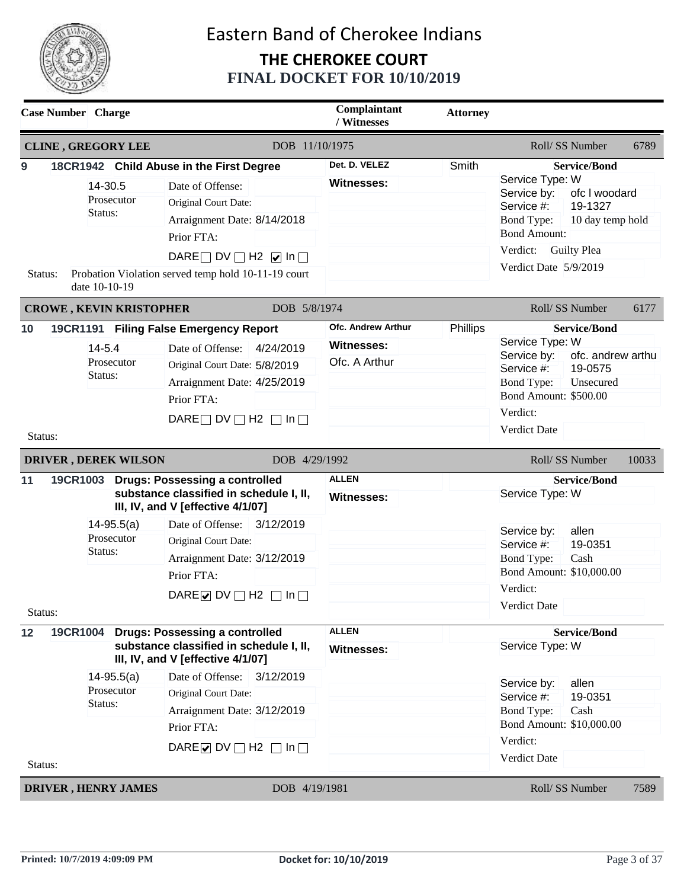# Eastern Band of Cherokee Indians

## THE CHEROKEE COURT

### FINAL DOCKET FOR 10/10/2019

| Case Number | Charge | Complaintant / Witnesses | Attorney | |
|---|---|---|---|---|

**CLINE , GREGORY LEE** — DOB 11/10/1975 — Roll/ SS Number 6789

**9** — **18CR1942** — **Child Abuse in the First Degree**

- 14-30.5
- Prosecutor Status:
- Date of Offense:
- Original Court Date:
- Arraignment Date: 8/14/2018
- Prior FTA:
- DARE ☐ DV ☐ H2 ☑ In ☐

Complaintant: Det. D. VELEZ
Witnesses:

Attorney: Smith

**Service/Bond**
- Service Type: W
- Service by: ofc l woodard
- Service #: 19-1327
- Bond Type: 10 day temp hold
- Bond Amount:
- Verdict: Guilty Plea
- Verdict Date 5/9/2019

Status: Probation Violation served temp hold 10-11-19 court date 10-10-19

---

**CROWE , KEVIN KRISTOPHER** — DOB 5/8/1974 — Roll/ SS Number 6177

**10** — **19CR1191** — **Filing False Emergency Report**

- 14-5.4
- Prosecutor Status:
- Date of Offense: 4/24/2019
- Original Court Date: 5/8/2019
- Arraignment Date: 4/25/2019
- Prior FTA:
- DARE ☐ DV ☐ H2 ☐ In ☐

Complaintant: Ofc. Andrew Arthur
Witnesses: Ofc. A Arthur

Attorney: Phillips

**Service/Bond**
- Service Type: W
- Service by: ofc. andrew arthu
- Service #: 19-0575
- Bond Type: Unsecured
- Bond Amount: $500.00
- Verdict:
- Verdict Date

Status:

---

**DRIVER , DEREK WILSON** — DOB 4/29/1992 — Roll/ SS Number 10033

**11** — **19CR1003** — **Drugs: Possessing a controlled substance classified in schedule I, II, III, IV, and V [effective 4/1/07]**

- 14-95.5(a)
- Prosecutor Status:
- Date of Offense: 3/12/2019
- Original Court Date:
- Arraignment Date: 3/12/2019
- Prior FTA:
- DARE ☑ DV ☐ H2 ☐ In ☐

Complaintant: ALLEN
Witnesses:

**Service/Bond**
- Service Type: W
- Service by: allen
- Service #: 19-0351
- Bond Type: Cash
- Bond Amount: $10,000.00
- Verdict:
- Verdict Date

Status:

**12** — **19CR1004** — **Drugs: Possessing a controlled substance classified in schedule I, II, III, IV, and V [effective 4/1/07]**

- 14-95.5(a)
- Prosecutor Status:
- Date of Offense: 3/12/2019
- Original Court Date:
- Arraignment Date: 3/12/2019
- Prior FTA:
- DARE ☑ DV ☐ H2 ☐ In ☐

Complaintant: ALLEN
Witnesses:

**Service/Bond**
- Service Type: W
- Service by: allen
- Service #: 19-0351
- Bond Type: Cash
- Bond Amount: $10,000.00
- Verdict:
- Verdict Date

Status:

---

**DRIVER , HENRY JAMES** — DOB 4/19/1981 — Roll/ SS Number 7589

Printed: 10/7/2019 4:09:09 PM — Docket for: 10/10/2019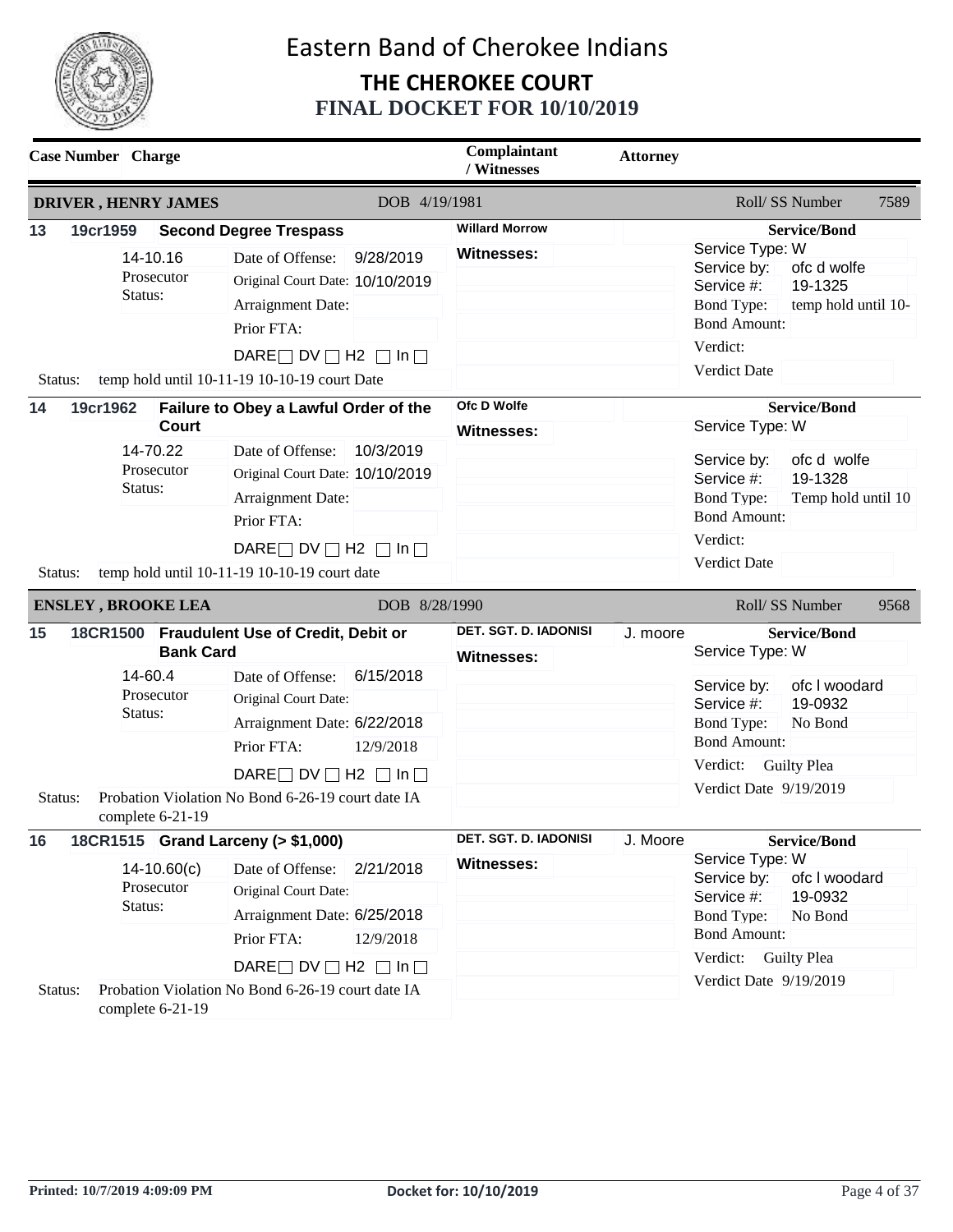# Eastern Band of Cherokee Indians

## THE CHEROKEE COURT

### FINAL DOCKET FOR 10/10/2019

| Case Number | Charge | Complaintant / Witnesses | Attorney |
|---|---|---|---|

**DRIVER , HENRY JAMES** DOB 4/19/1981 Roll/ SS Number 7589

**13 19cr1959 Second Degree Trespass**

- 14-10.16
- Prosecutor Status:
- Date of Offense: 9/28/2019
- Original Court Date: 10/10/2019
- Arraignment Date:
- Prior FTA:
- DARE☐ DV ☐ H2 ☐ In ☐
- Complaintant: **Willard Morrow**
- **Witnesses:**

**Service/Bond**
- Service Type: W
- Service by: ofc d wolfe
- Service #: 19-1325
- Bond Type: temp hold until 10-
- Bond Amount:
- Verdict:
- Verdict Date

Status: temp hold until 10-11-19 10-10-19 court Date

**14 19cr1962 Failure to Obey a Lawful Order of the Court**

- 14-70.22
- Prosecutor Status:
- Date of Offense: 10/3/2019
- Original Court Date: 10/10/2019
- Arraignment Date:
- Prior FTA:
- DARE☐ DV ☐ H2 ☐ In ☐
- Complaintant: **Ofc D Wolfe**
- **Witnesses:**

**Service/Bond**
- Service Type: W
- Service by: ofc d wolfe
- Service #: 19-1328
- Bond Type: Temp hold until 10
- Bond Amount:
- Verdict:
- Verdict Date

Status: temp hold until 10-11-19 10-10-19 court date

**ENSLEY , BROOKE LEA** DOB 8/28/1990 Roll/ SS Number 9568

**15 18CR1500 Fraudulent Use of Credit, Debit or Bank Card**

- 14-60.4
- Prosecutor Status:
- Date of Offense: 6/15/2018
- Original Court Date:
- Arraignment Date: 6/22/2018
- Prior FTA: 12/9/2018
- DARE☐ DV ☐ H2 ☐ In ☐
- Complaintant: **DET. SGT. D. IADONISI**
- **Witnesses:**
- Attorney: J. moore

**Service/Bond**
- Service Type: W
- Service by: ofc l woodard
- Service #: 19-0932
- Bond Type: No Bond
- Bond Amount:
- Verdict: Guilty Plea
- Verdict Date 9/19/2019

Status: Probation Violation No Bond 6-26-19 court date IA complete 6-21-19

**16 18CR1515 Grand Larceny (> $1,000)**

- 14-10.60(c)
- Prosecutor Status:
- Date of Offense: 2/21/2018
- Original Court Date:
- Arraignment Date: 6/25/2018
- Prior FTA: 12/9/2018
- DARE☐ DV ☐ H2 ☐ In ☐
- Complaintant: **DET. SGT. D. IADONISI**
- **Witnesses:**
- Attorney: J. Moore

**Service/Bond**
- Service Type: W
- Service by: ofc l woodard
- Service #: 19-0932
- Bond Type: No Bond
- Bond Amount:
- Verdict: Guilty Plea
- Verdict Date 9/19/2019

Status: Probation Violation No Bond 6-26-19 court date IA complete 6-21-19

Printed: 10/7/2019 4:09:09 PM Docket for: 10/10/2019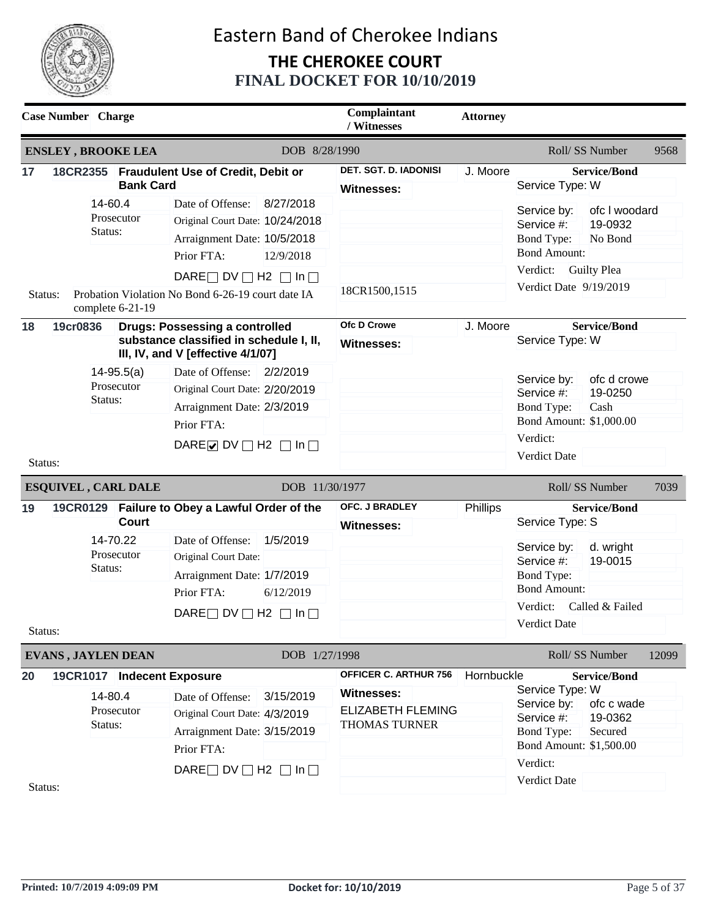# Eastern Band of Cherokee Indians

## THE CHEROKEE COURT

### FINAL DOCKET FOR 10/10/2019

| Case Number | Charge | Complaintant / Witnesses | Attorney |
|---|---|---|---|

---

**ENSLEY , BROOKE LEA** DOB 8/28/1990 Roll/ SS Number 9568

**17 18CR2355 Fraudulent Use of Credit, Debit or Bank Card**

- 14-60.4
- Prosecutor Status:
- Date of Offense: 8/27/2018
- Original Court Date: 10/24/2018
- Arraignment Date: 10/5/2018
- Prior FTA: 12/9/2018
- DARE ☐ DV ☐ H2 ☐ In ☐

Complaintant: **DET. SGT. D. IADONISI**
Witnesses:
18CR1500,1515

Attorney: J. Moore

**Service/Bond**
- Service Type: W
- Service by: ofc l woodard
- Service #: 19-0932
- Bond Type: No Bond
- Bond Amount:
- Verdict: Guilty Plea
- Verdict Date 9/19/2019

Status: Probation Violation No Bond 6-26-19 court date IA complete 6-21-19

**18 19cr0836 Drugs: Possessing a controlled substance classified in schedule I, II, III, IV, and V [effective 4/1/07]**

- 14-95.5(a)
- Prosecutor Status:
- Date of Offense: 2/2/2019
- Original Court Date: 2/20/2019
- Arraignment Date: 2/3/2019
- Prior FTA:
- DARE ☑ DV ☐ H2 ☐ In ☐

Complaintant: **Ofc D Crowe**
Witnesses:

Attorney: J. Moore

**Service/Bond**
- Service Type: W
- Service by: ofc d crowe
- Service #: 19-0250
- Bond Type: Cash
- Bond Amount: $1,000.00
- Verdict:
- Verdict Date

Status:

---

**ESQUIVEL , CARL DALE** DOB 11/30/1977 Roll/ SS Number 7039

**19 19CR0129 Failure to Obey a Lawful Order of the Court**

- 14-70.22
- Prosecutor Status:
- Date of Offense: 1/5/2019
- Original Court Date:
- Arraignment Date: 1/7/2019
- Prior FTA: 6/12/2019
- DARE ☐ DV ☐ H2 ☐ In ☐

Complaintant: **OFC. J BRADLEY**
Witnesses:

Attorney: Phillips

**Service/Bond**
- Service Type: S
- Service by: d. wright
- Service #: 19-0015
- Bond Type:
- Bond Amount:
- Verdict: Called & Failed
- Verdict Date

Status:

---

**EVANS , JAYLEN DEAN** DOB 1/27/1998 Roll/ SS Number 12099

**20 19CR1017 Indecent Exposure**

- 14-80.4
- Prosecutor Status:
- Date of Offense: 3/15/2019
- Original Court Date: 4/3/2019
- Arraignment Date: 3/15/2019
- Prior FTA:
- DARE ☐ DV ☐ H2 ☐ In ☐

Complaintant: **OFFICER C. ARTHUR 756**
Witnesses:
ELIZABETH FLEMING
THOMAS TURNER

Attorney: Hornbuckle

**Service/Bond**
- Service Type: W
- Service by: ofc c wade
- Service #: 19-0362
- Bond Type: Secured
- Bond Amount: $1,500.00
- Verdict:
- Verdict Date

Status: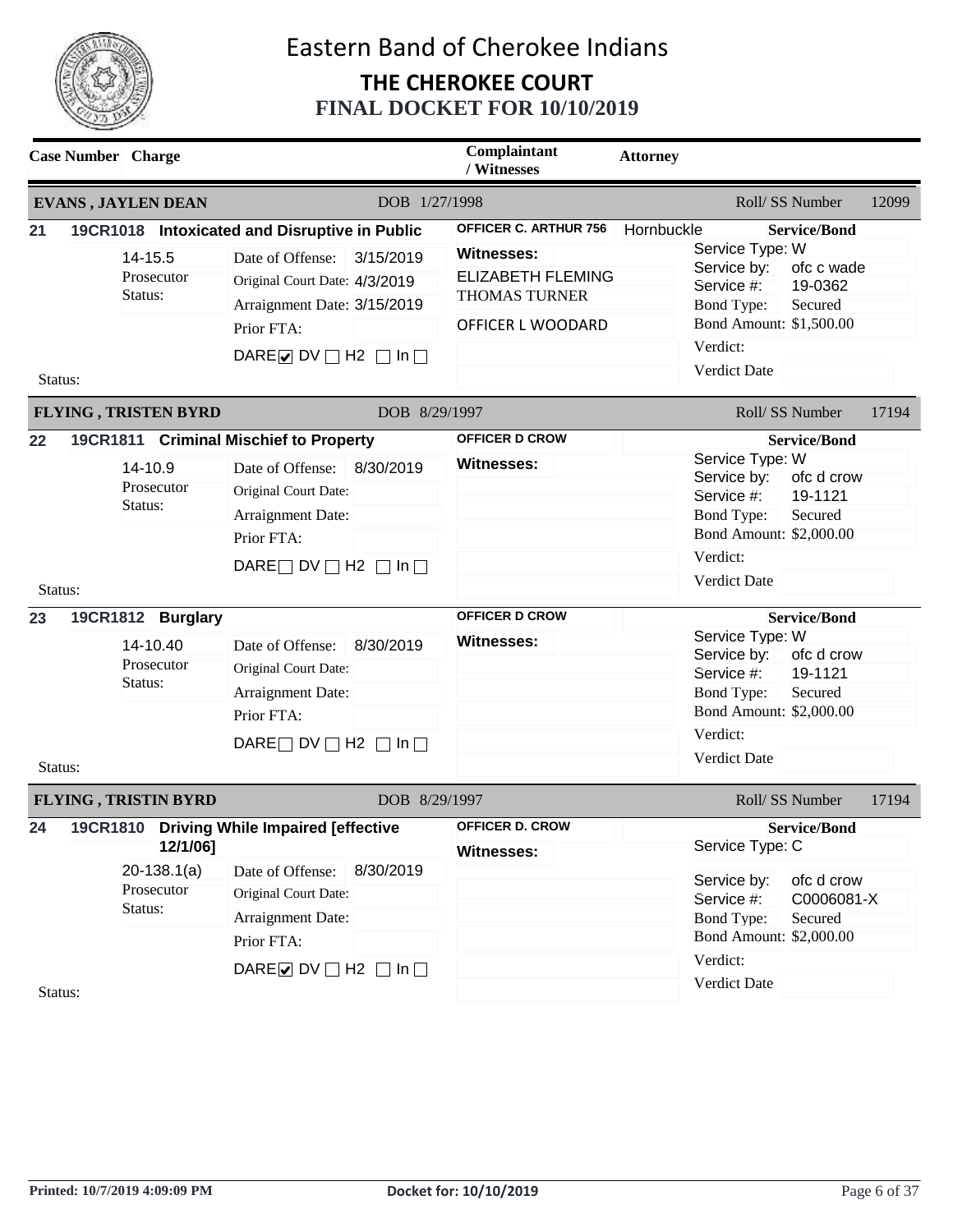# Eastern Band of Cherokee Indians

## THE CHEROKEE COURT

### FINAL DOCKET FOR 10/10/2019

| Case Number | Charge | Complaintant / Witnesses | Attorney |
|---|---|---|---|

**EVANS , JAYLEN DEAN** — DOB 1/27/1998 — Roll/ SS Number 12099

**21 — 19CR1018 — Intoxicated and Disruptive in Public**

- 14-15.5
- Prosecutor Status:
- Date of Offense: 3/15/2019
- Original Court Date: 4/3/2019
- Arraignment Date: 3/15/2019
- Prior FTA:
- DARE ☑ DV ☐ H2 ☐ In ☐

Complaintant: OFFICER C. ARTHUR 756

Witnesses:
- ELIZABETH FLEMING
- THOMAS TURNER
- OFFICER L WOODARD

Attorney: Hornbuckle

Service/Bond:
- Service Type: W
- Service by: ofc c wade
- Service #: 19-0362
- Bond Type: Secured
- Bond Amount: $1,500.00
- Verdict:
- Verdict Date

Status:

---

**FLYING , TRISTEN BYRD** — DOB 8/29/1997 — Roll/ SS Number 17194

**22 — 19CR1811 — Criminal Mischief to Property**

- 14-10.9
- Prosecutor Status:
- Date of Offense: 8/30/2019
- Original Court Date:
- Arraignment Date:
- Prior FTA:
- DARE ☐ DV ☐ H2 ☐ In ☐

Complaintant: OFFICER D CROW

Witnesses:

Service/Bond:
- Service Type: W
- Service by: ofc d crow
- Service #: 19-1121
- Bond Type: Secured
- Bond Amount: $2,000.00
- Verdict:
- Verdict Date

Status:

**23 — 19CR1812 — Burglary**

- 14-10.40
- Prosecutor Status:
- Date of Offense: 8/30/2019
- Original Court Date:
- Arraignment Date:
- Prior FTA:
- DARE ☐ DV ☐ H2 ☐ In ☐

Complaintant: OFFICER D CROW

Witnesses:

Service/Bond:
- Service Type: W
- Service by: ofc d crow
- Service #: 19-1121
- Bond Type: Secured
- Bond Amount: $2,000.00
- Verdict:
- Verdict Date

Status:

---

**FLYING , TRISTIN BYRD** — DOB 8/29/1997 — Roll/ SS Number 17194

**24 — 19CR1810 — Driving While Impaired [effective 12/1/06]**

- 20-138.1(a)
- Prosecutor Status:
- Date of Offense: 8/30/2019
- Original Court Date:
- Arraignment Date:
- Prior FTA:
- DARE ☑ DV ☐ H2 ☐ In ☐

Complaintant: OFFICER D. CROW

Witnesses:

Service/Bond:
- Service Type: C
- Service by: ofc d crow
- Service #: C0006081-X
- Bond Type: Secured
- Bond Amount: $2,000.00
- Verdict:
- Verdict Date

Status:

Printed: 10/7/2019 4:09:09 PM — Docket for: 10/10/2019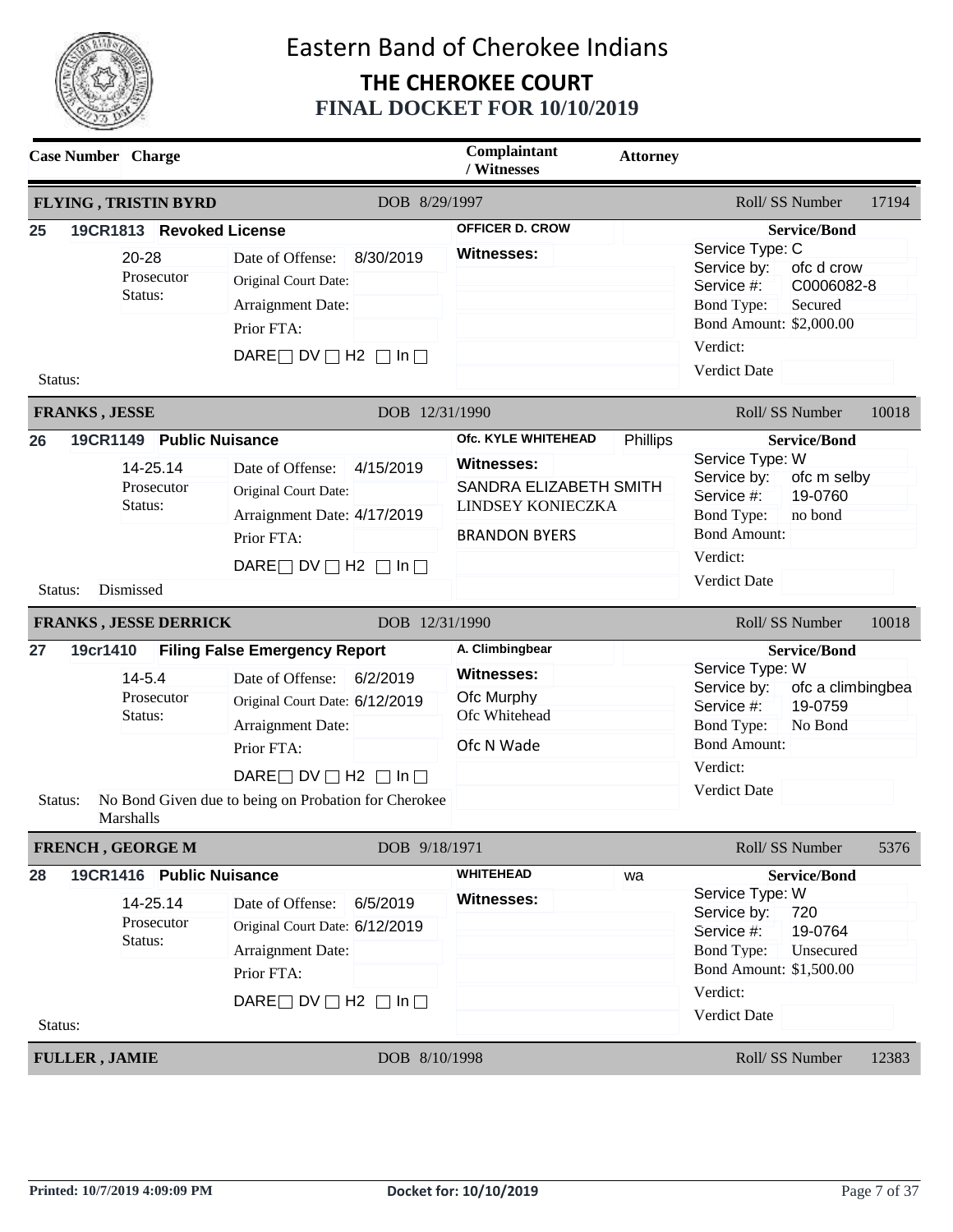# Eastern Band of Cherokee Indians

## THE CHEROKEE COURT

## FINAL DOCKET FOR 10/10/2019

| Case Number | Charge | Complaintant / Witnesses | Attorney | |
|---|---|---|---|---|

---

**FLYING , TRISTIN BYRD** DOB 8/29/1997 Roll/ SS Number 17194

**25 19CR1813 Revoked License**

- 20-28
- Prosecutor Status:
- Date of Offense: 8/30/2019
- Original Court Date:
- Arraignment Date:
- Prior FTA:
- DARE ☐ DV ☐ H2 ☐ In ☐

Complaintant: **OFFICER D. CROW**

**Witnesses:**

**Service/Bond**
- Service Type: C
- Service by: ofc d crow
- Service #: C0006082-8
- Bond Type: Secured
- Bond Amount: $2,000.00
- Verdict:
- Verdict Date

Status:

---

**FRANKS , JESSE** DOB 12/31/1990 Roll/ SS Number 10018

**26 19CR1149 Public Nuisance**

- 14-25.14
- Prosecutor Status:
- Date of Offense: 4/15/2019
- Original Court Date:
- Arraignment Date: 4/17/2019
- Prior FTA:
- DARE ☐ DV ☐ H2 ☐ In ☐

Complaintant: **Ofc. KYLE WHITEHEAD** Attorney: Phillips

**Witnesses:**
- SANDRA ELIZABETH SMITH
- LINDSEY KONIECZKA
- BRANDON BYERS

**Service/Bond**
- Service Type: W
- Service by: ofc m selby
- Service #: 19-0760
- Bond Type: no bond
- Bond Amount:
- Verdict:
- Verdict Date

Status: Dismissed

---

**FRANKS , JESSE DERRICK** DOB 12/31/1990 Roll/ SS Number 10018

**27 19cr1410 Filing False Emergency Report**

- 14-5.4
- Prosecutor Status:
- Date of Offense: 6/2/2019
- Original Court Date: 6/12/2019
- Arraignment Date:
- Prior FTA:
- DARE ☐ DV ☐ H2 ☐ In ☐

Complaintant: **A. Climbingbear**

**Witnesses:**
- Ofc Murphy
- Ofc Whitehead
- Ofc N Wade

**Service/Bond**
- Service Type: W
- Service by: ofc a climbingbea
- Service #: 19-0759
- Bond Type: No Bond
- Bond Amount:
- Verdict:
- Verdict Date

Status: No Bond Given due to being on Probation for Cherokee Marshalls

---

**FRENCH , GEORGE M** DOB 9/18/1971 Roll/ SS Number 5376

**28 19CR1416 Public Nuisance**

- 14-25.14
- Prosecutor Status:
- Date of Offense: 6/5/2019
- Original Court Date: 6/12/2019
- Arraignment Date:
- Prior FTA:
- DARE ☐ DV ☐ H2 ☐ In ☐

Complaintant: **WHITEHEAD** Attorney: wa

**Witnesses:**

**Service/Bond**
- Service Type: W
- Service by: 720
- Service #: 19-0764
- Bond Type: Unsecured
- Bond Amount: $1,500.00
- Verdict:
- Verdict Date

Status:

---

**FULLER , JAMIE** DOB 8/10/1998 Roll/ SS Number 12383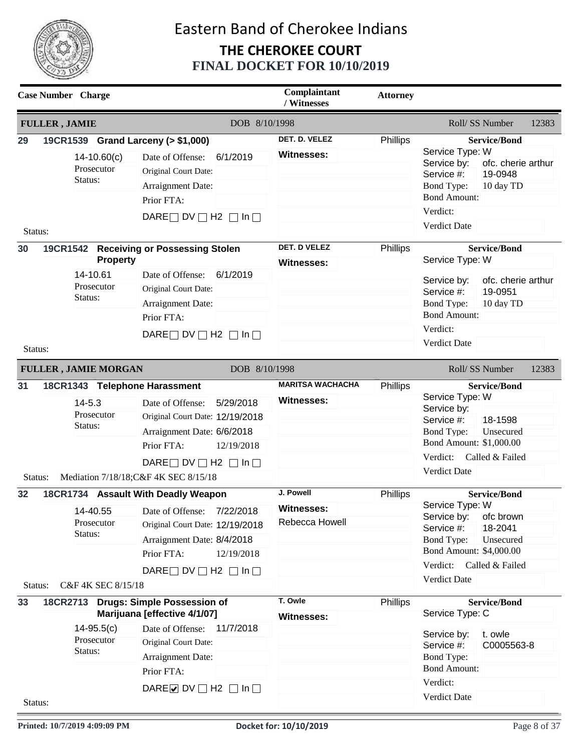# Eastern Band of Cherokee Indians

## THE CHEROKEE COURT

### FINAL DOCKET FOR 10/10/2019

| Case Number | Charge | Complaintant / Witnesses | Attorney | Service/Bond |
|---|---|---|---|---|

**FULLER , JAMIE** — DOB 8/10/1998 — Roll/ SS Number 12383

**29 — 19CR1539 — Grand Larceny (> $1,000)**

- Charge: 14-10.60(c)
- Prosecutor Status:
- Date of Offense: 6/1/2019
- Original Court Date:
- Arraignment Date:
- Prior FTA:
- DARE ☐ DV ☐ H2 ☐ In ☐
- Complaintant: DET. D. VELEZ
- Witnesses:
- Attorney: Phillips
- Service Type: W
- Service by: ofc. cherie arthur
- Service #: 19-0948
- Bond Type: 10 day TD
- Bond Amount:
- Verdict:
- Verdict Date
- Status:

**30 — 19CR1542 — Receiving or Possessing Stolen Property**

- Charge: 14-10.61
- Prosecutor Status:
- Date of Offense: 6/1/2019
- Original Court Date:
- Arraignment Date:
- Prior FTA:
- DARE ☐ DV ☐ H2 ☐ In ☐
- Complaintant: DET. D VELEZ
- Witnesses:
- Attorney: Phillips
- Service Type: W
- Service by: ofc. cherie arthur
- Service #: 19-0951
- Bond Type: 10 day TD
- Bond Amount:
- Verdict:
- Verdict Date
- Status:

**FULLER , JAMIE MORGAN** — DOB 8/10/1998 — Roll/ SS Number 12383

**31 — 18CR1343 — Telephone Harassment**

- Charge: 14-5.3
- Prosecutor Status:
- Date of Offense: 5/29/2018
- Original Court Date: 12/19/2018
- Arraignment Date: 6/6/2018
- Prior FTA: 12/19/2018
- DARE ☐ DV ☐ H2 ☐ In ☐
- Complaintant: MARITSA WACHACHA
- Witnesses:
- Attorney: Phillips
- Service Type: W
- Service by:
- Service #: 18-1598
- Bond Type: Unsecured
- Bond Amount: $1,000.00
- Verdict: Called & Failed
- Verdict Date
- Status: Mediation 7/18/18;C&F 4K SEC 8/15/18

**32 — 18CR1734 — Assault With Deadly Weapon**

- Charge: 14-40.55
- Prosecutor Status:
- Date of Offense: 7/22/2018
- Original Court Date: 12/19/2018
- Arraignment Date: 8/4/2018
- Prior FTA: 12/19/2018
- DARE ☐ DV ☐ H2 ☐ In ☐
- Complaintant: J. Powell
- Witnesses: Rebecca Howell
- Attorney: Phillips
- Service Type: W
- Service by: ofc brown
- Service #: 18-2041
- Bond Type: Unsecured
- Bond Amount: $4,000.00
- Verdict: Called & Failed
- Verdict Date
- Status: C&F 4K SEC 8/15/18

**33 — 18CR2713 — Drugs: Simple Possession of Marijuana [effective 4/1/07]**

- Charge: 14-95.5(c)
- Prosecutor Status:
- Date of Offense: 11/7/2018
- Original Court Date:
- Arraignment Date:
- Prior FTA:
- DARE ☑ DV ☐ H2 ☐ In ☐
- Complaintant: T. Owle
- Witnesses:
- Attorney: Phillips
- Service Type: C
- Service by: t. owle
- Service #: C0005563-8
- Bond Type:
- Bond Amount:
- Verdict:
- Verdict Date
- Status:

Printed: 10/7/2019 4:09:09 PM — Docket for: 10/10/2019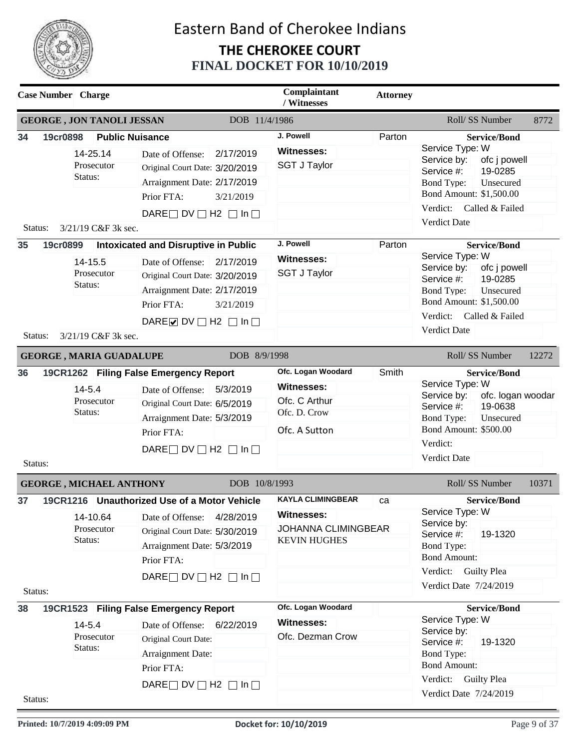# Eastern Band of Cherokee Indians

## THE CHEROKEE COURT

## FINAL DOCKET FOR 10/10/2019

| Case Number | Charge | Complaintant / Witnesses | Attorney |
|---|---|---|---|

### GEORGE , JON TANOLI JESSAN — DOB 11/4/1986 — Roll/ SS Number 8772

**34 — 19cr0898 — Public Nuisance**

- 14-25.14
- Prosecutor Status:
- Date of Offense: 2/17/2019
- Original Court Date: 3/20/2019
- Arraignment Date: 2/17/2019
- Prior FTA: 3/21/2019
- DARE ☐ DV ☐ H2 ☐ In ☐
- Complaintant: J. Powell
- Witnesses: SGT J Taylor
- Attorney: Parton
- Service/Bond: Service Type: W; Service by: ofc j powell; Service #: 19-0285; Bond Type: Unsecured; Bond Amount: $1,500.00
- Verdict: Called & Failed
- Verdict Date:
- Status: 3/21/19 C&F 3k sec.

**35 — 19cr0899 — Intoxicated and Disruptive in Public**

- 14-15.5
- Prosecutor Status:
- Date of Offense: 2/17/2019
- Original Court Date: 3/20/2019
- Arraignment Date: 2/17/2019
- Prior FTA: 3/21/2019
- DARE ☑ DV ☐ H2 ☐ In ☐
- Complaintant: J. Powell
- Witnesses: SGT J Taylor
- Attorney: Parton
- Service/Bond: Service Type: W; Service by: ofc j powell; Service #: 19-0285; Bond Type: Unsecured; Bond Amount: $1,500.00
- Verdict: Called & Failed
- Verdict Date:
- Status: 3/21/19 C&F 3k sec.

### GEORGE , MARIA GUADALUPE — DOB 8/9/1998 — Roll/ SS Number 12272

**36 — 19CR1262 — Filing False Emergency Report**

- 14-5.4
- Prosecutor Status:
- Date of Offense: 5/3/2019
- Original Court Date: 6/5/2019
- Arraignment Date: 5/3/2019
- Prior FTA:
- DARE ☐ DV ☐ H2 ☐ In ☐
- Complaintant: Ofc. Logan Woodard
- Witnesses: Ofc. C Arthur; Ofc. D. Crow; Ofc. A Sutton
- Attorney: Smith
- Service/Bond: Service Type: W; Service by: ofc. logan woodar; Service #: 19-0638; Bond Type: Unsecured; Bond Amount: $500.00
- Verdict:
- Verdict Date:
- Status:

### GEORGE , MICHAEL ANTHONY — DOB 10/8/1993 — Roll/ SS Number 10371

**37 — 19CR1216 — Unauthorized Use of a Motor Vehicle**

- 14-10.64
- Prosecutor Status:
- Date of Offense: 4/28/2019
- Original Court Date: 5/30/2019
- Arraignment Date: 5/3/2019
- Prior FTA:
- DARE ☐ DV ☐ H2 ☐ In ☐
- Complaintant: KAYLA CLIMINGBEAR
- Witnesses: JOHANNA CLIMINGBEAR; KEVIN HUGHES
- Attorney: ca
- Service/Bond: Service Type: W; Service by: ; Service #: 19-1320; Bond Type: ; Bond Amount:
- Verdict: Guilty Plea
- Verdict Date: 7/24/2019
- Status:

**38 — 19CR1523 — Filing False Emergency Report**

- 14-5.4
- Prosecutor Status:
- Date of Offense: 6/22/2019
- Original Court Date:
- Arraignment Date:
- Prior FTA:
- DARE ☐ DV ☐ H2 ☐ In ☐
- Complaintant: Ofc. Logan Woodard
- Witnesses: Ofc. Dezman Crow
- Attorney:
- Service/Bond: Service Type: W; Service by: ; Service #: 19-1320; Bond Type: ; Bond Amount:
- Verdict: Guilty Plea
- Verdict Date: 7/24/2019
- Status:

Printed: 10/7/2019 4:09:09 PM — Docket for: 10/10/2019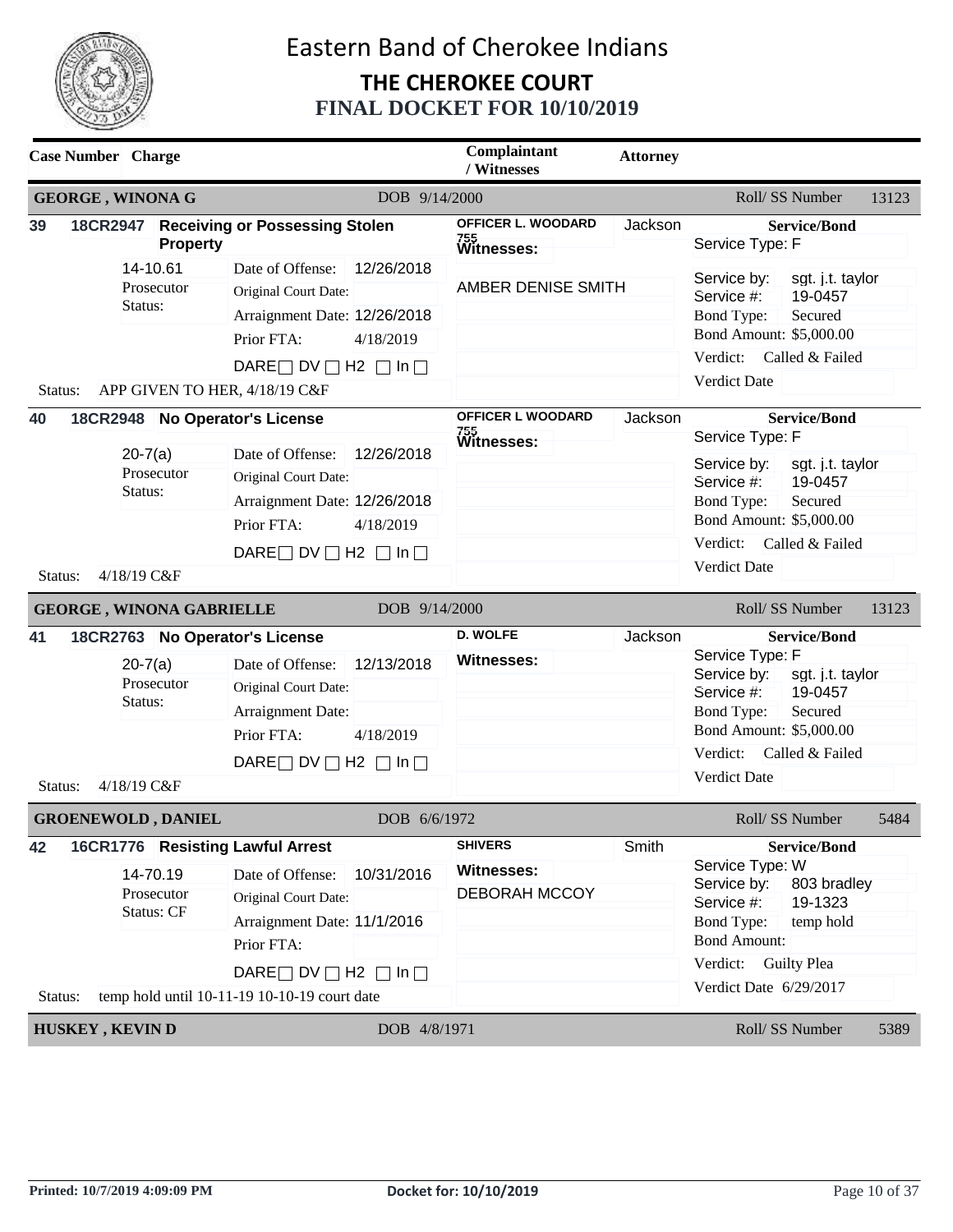# Eastern Band of Cherokee Indians

## THE CHEROKEE COURT

### FINAL DOCKET FOR 10/10/2019

| Case Number | Charge | Complaintant / Witnesses | Attorney | |
|---|---|---|---|---|

**GEORGE , WINONA G** — DOB 9/14/2000 — Roll/ SS Number 13123

**39 — 18CR2947 — Receiving or Possessing Stolen Property**

- 14-10.61
- Prosecutor Status:
- Date of Offense: 12/26/2018
- Original Court Date:
- Arraignment Date: 12/26/2018
- Prior FTA: 4/18/2019
- DARE ☐ DV ☐ H2 ☐ In ☐
- Complaintant: OFFICER L. WOODARD 755
- Witnesses: AMBER DENISE SMITH
- Attorney: Jackson
- Service/Bond: Service Type: F; Service by: sgt. j.t. taylor; Service #: 19-0457; Bond Type: Secured; Bond Amount: $5,000.00; Verdict: Called & Failed; Verdict Date:
- Status: APP GIVEN TO HER, 4/18/19 C&F

**40 — 18CR2948 — No Operator's License**

- 20-7(a)
- Prosecutor Status:
- Date of Offense: 12/26/2018
- Original Court Date:
- Arraignment Date: 12/26/2018
- Prior FTA: 4/18/2019
- DARE ☐ DV ☐ H2 ☐ In ☐
- Complaintant: OFFICER L WOODARD 755
- Witnesses:
- Attorney: Jackson
- Service/Bond: Service Type: F; Service by: sgt. j.t. taylor; Service #: 19-0457; Bond Type: Secured; Bond Amount: $5,000.00; Verdict: Called & Failed; Verdict Date:
- Status: 4/18/19 C&F

**GEORGE , WINONA GABRIELLE** — DOB 9/14/2000 — Roll/ SS Number 13123

**41 — 18CR2763 — No Operator's License**

- 20-7(a)
- Prosecutor Status:
- Date of Offense: 12/13/2018
- Original Court Date:
- Arraignment Date:
- Prior FTA: 4/18/2019
- DARE ☐ DV ☐ H2 ☐ In ☐
- Complaintant: D. WOLFE
- Witnesses:
- Attorney: Jackson
- Service/Bond: Service Type: F; Service by: sgt. j.t. taylor; Service #: 19-0457; Bond Type: Secured; Bond Amount: $5,000.00; Verdict: Called & Failed; Verdict Date:
- Status: 4/18/19 C&F

**GROENEWOLD , DANIEL** — DOB 6/6/1972 — Roll/ SS Number 5484

**42 — 16CR1776 — Resisting Lawful Arrest**

- 14-70.19
- Prosecutor Status: CF
- Date of Offense: 10/31/2016
- Original Court Date:
- Arraignment Date: 11/1/2016
- Prior FTA:
- DARE ☐ DV ☐ H2 ☐ In ☐
- Complaintant: SHIVERS
- Witnesses: DEBORAH MCCOY
- Attorney: Smith
- Service/Bond: Service Type: W; Service by: 803 bradley; Service #: 19-1323; Bond Type: temp hold; Bond Amount:; Verdict: Guilty Plea; Verdict Date 6/29/2017
- Status: temp hold until 10-11-19 10-10-19 court date

**HUSKEY , KEVIN D** — DOB 4/8/1971 — Roll/ SS Number 5389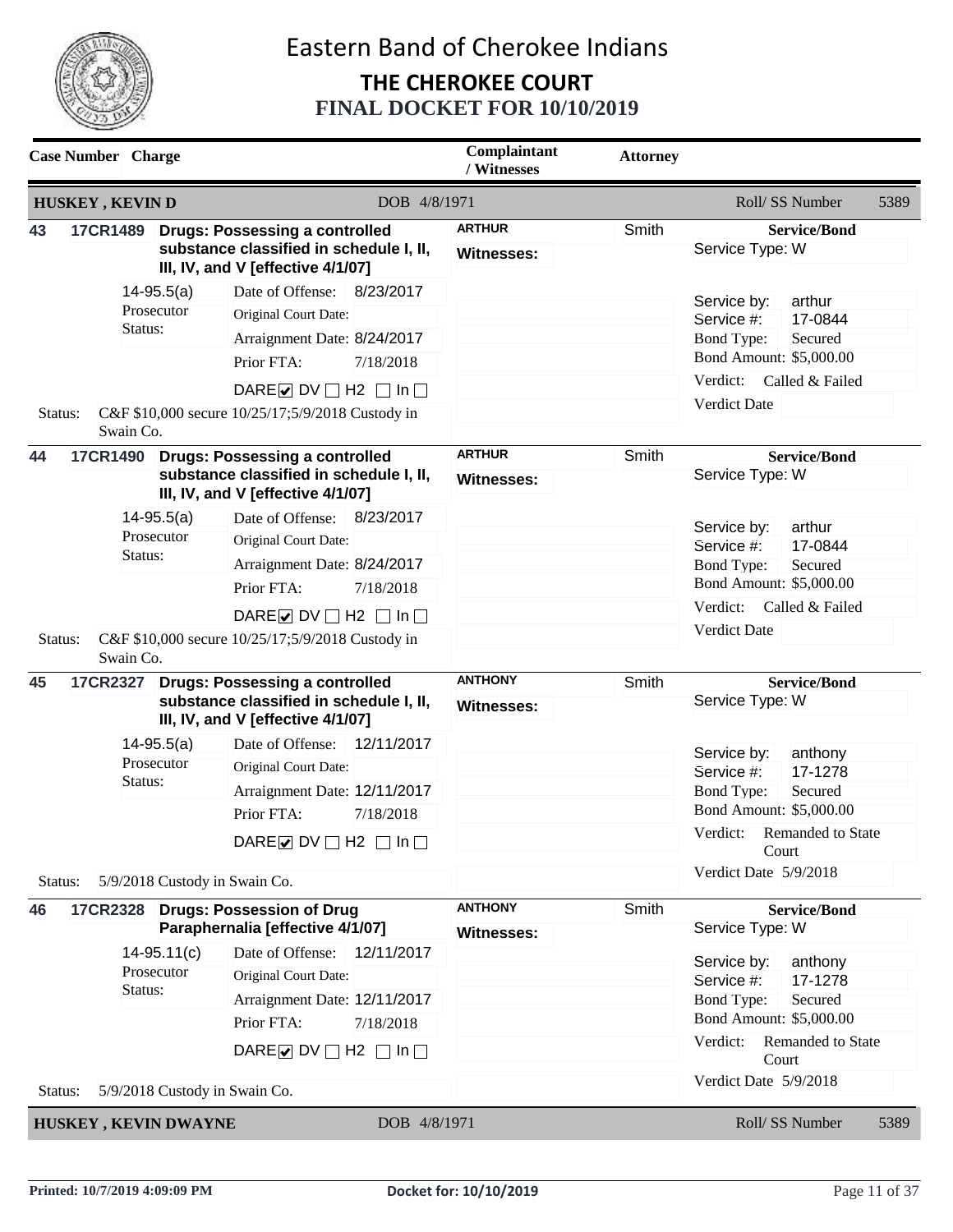# Eastern Band of Cherokee Indians

## THE CHEROKEE COURT

### FINAL DOCKET FOR 10/10/2019

| Case Number | Charge | Complainant / Witnesses | Attorney | Service/Bond |
|---|---|---|---|---|

**HUSKEY , KEVIN D** — DOB 4/8/1971 — Roll/ SS Number 5389

**43 — 17CR1489 — Drugs: Possessing a controlled substance classified in schedule I, II, III, IV, and V [effective 4/1/07]**

- 14-95.5(a)
- Prosecutor Status:
- Date of Offense: 8/23/2017
- Original Court Date:
- Arraignment Date: 8/24/2017
- Prior FTA: 7/18/2018
- DARE ☑ DV ☐ H2 ☐ In ☐
- Status: C&F $10,000 secure 10/25/17;5/9/2018 Custody in Swain Co.
- Complainant: ARTHUR
- Witnesses:
- Attorney: Smith
- Service/Bond: Service Type: W; Service by: arthur; Service #: 17-0844; Bond Type: Secured; Bond Amount: $5,000.00; Verdict: Called & Failed; Verdict Date:

**44 — 17CR1490 — Drugs: Possessing a controlled substance classified in schedule I, II, III, IV, and V [effective 4/1/07]**

- 14-95.5(a)
- Prosecutor Status:
- Date of Offense: 8/23/2017
- Original Court Date:
- Arraignment Date: 8/24/2017
- Prior FTA: 7/18/2018
- DARE ☑ DV ☐ H2 ☐ In ☐
- Status: C&F $10,000 secure 10/25/17;5/9/2018 Custody in Swain Co.
- Complainant: ARTHUR
- Witnesses:
- Attorney: Smith
- Service/Bond: Service Type: W; Service by: arthur; Service #: 17-0844; Bond Type: Secured; Bond Amount: $5,000.00; Verdict: Called & Failed; Verdict Date:

**45 — 17CR2327 — Drugs: Possessing a controlled substance classified in schedule I, II, III, IV, and V [effective 4/1/07]**

- 14-95.5(a)
- Prosecutor Status:
- Date of Offense: 12/11/2017
- Original Court Date:
- Arraignment Date: 12/11/2017
- Prior FTA: 7/18/2018
- DARE ☑ DV ☐ H2 ☐ In ☐
- Status: 5/9/2018 Custody in Swain Co.
- Complainant: ANTHONY
- Witnesses:
- Attorney: Smith
- Service/Bond: Service Type: W; Service by: anthony; Service #: 17-1278; Bond Type: Secured; Bond Amount: $5,000.00; Verdict: Remanded to State Court; Verdict Date: 5/9/2018

**46 — 17CR2328 — Drugs: Possession of Drug Paraphernalia [effective 4/1/07]**

- 14-95.11(c)
- Prosecutor Status:
- Date of Offense: 12/11/2017
- Original Court Date:
- Arraignment Date: 12/11/2017
- Prior FTA: 7/18/2018
- DARE ☑ DV ☐ H2 ☐ In ☐
- Status: 5/9/2018 Custody in Swain Co.
- Complainant: ANTHONY
- Witnesses:
- Attorney: Smith
- Service/Bond: Service Type: W; Service by: anthony; Service #: 17-1278; Bond Type: Secured; Bond Amount: $5,000.00; Verdict: Remanded to State Court; Verdict Date: 5/9/2018

**HUSKEY , KEVIN DWAYNE** — DOB 4/8/1971 — Roll/ SS Number 5389

Printed: 10/7/2019 4:09:09 PM — Docket for: 10/10/2019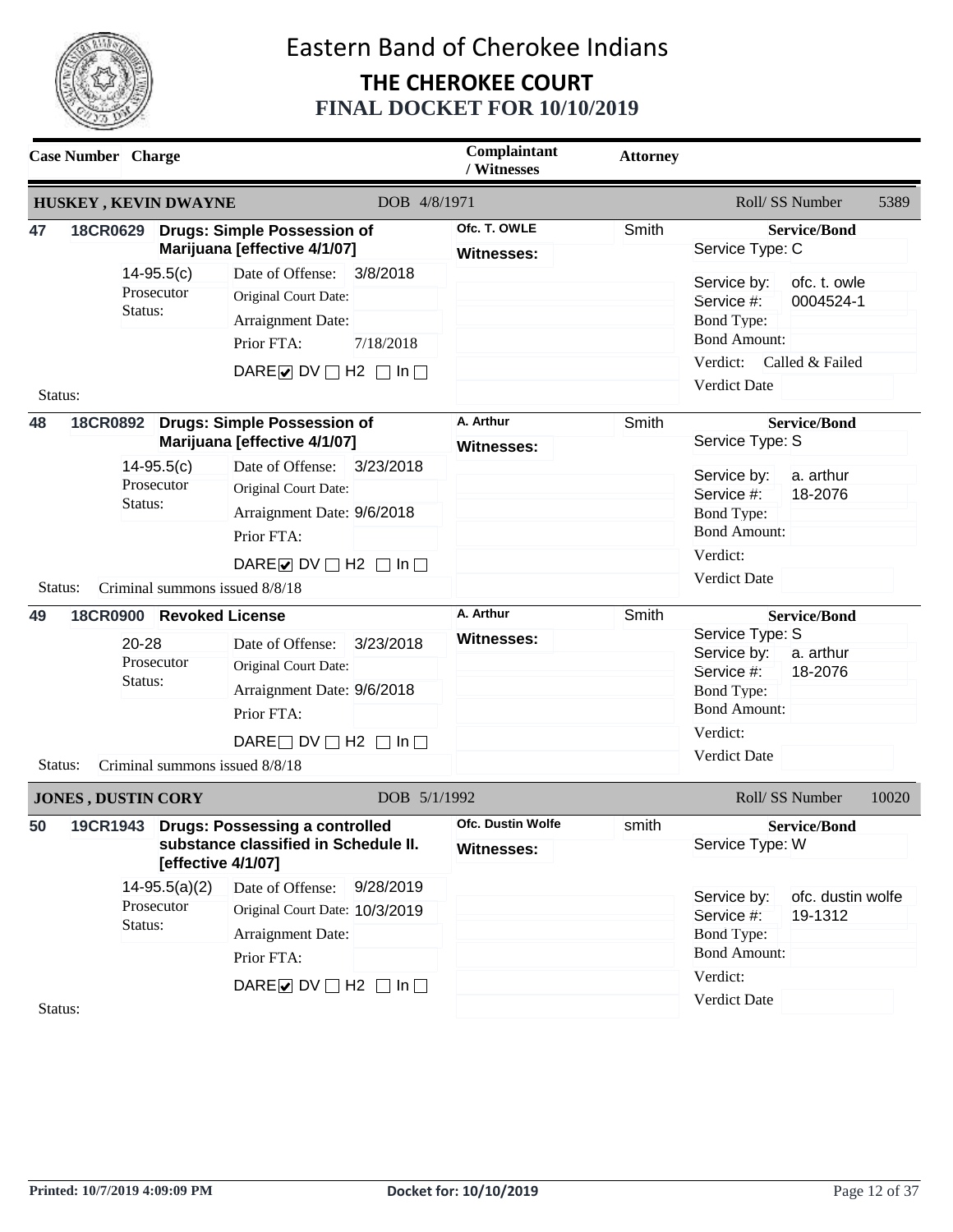# Eastern Band of Cherokee Indians

## THE CHEROKEE COURT

## FINAL DOCKET FOR 10/10/2019

| Case Number | Charge | Complaintant / Witnesses | Attorney |
|---|---|---|---|

**HUSKEY , KEVIN DWAYNE** — DOB 4/8/1971 — Roll/ SS Number 5389

**47 18CR0629 Drugs: Simple Possession of Marijuana [effective 4/1/07]**

- 14-95.5(c)
- Prosecutor Status:
- Date of Offense: 3/8/2018
- Original Court Date:
- Arraignment Date:
- Prior FTA: 7/18/2018
- DARE ☑ DV ☐ H2 ☐ In ☐
- Complaintant: Ofc. T. OWLE
- Witnesses:
- Attorney: Smith
- Service/Bond: Service Type: C; Service by: ofc. t. owle; Service #: 0004524-1; Bond Type: ; Bond Amount: ; Verdict: Called & Failed; Verdict Date:
- Status:

**48 18CR0892 Drugs: Simple Possession of Marijuana [effective 4/1/07]**

- 14-95.5(c)
- Prosecutor Status:
- Date of Offense: 3/23/2018
- Original Court Date:
- Arraignment Date: 9/6/2018
- Prior FTA:
- DARE ☑ DV ☐ H2 ☐ In ☐
- Complaintant: A. Arthur
- Witnesses:
- Attorney: Smith
- Service/Bond: Service Type: S; Service by: a. arthur; Service #: 18-2076; Bond Type: ; Bond Amount: ; Verdict: ; Verdict Date:
- Status: Criminal summons issued 8/8/18

**49 18CR0900 Revoked License**

- 20-28
- Prosecutor Status:
- Date of Offense: 3/23/2018
- Original Court Date:
- Arraignment Date: 9/6/2018
- Prior FTA:
- DARE ☐ DV ☐ H2 ☐ In ☐
- Complaintant: A. Arthur
- Witnesses:
- Attorney: Smith
- Service/Bond: Service Type: S; Service by: a. arthur; Service #: 18-2076; Bond Type: ; Bond Amount: ; Verdict: ; Verdict Date:
- Status: Criminal summons issued 8/8/18

**JONES , DUSTIN CORY** — DOB 5/1/1992 — Roll/ SS Number 10020

**50 19CR1943 Drugs: Possessing a controlled substance classified in Schedule II. [effective 4/1/07]**

- 14-95.5(a)(2)
- Prosecutor Status:
- Date of Offense: 9/28/2019
- Original Court Date: 10/3/2019
- Arraignment Date:
- Prior FTA:
- DARE ☑ DV ☐ H2 ☐ In ☐
- Complaintant: Ofc. Dustin Wolfe
- Witnesses:
- Attorney: smith
- Service/Bond: Service Type: W; Service by: ofc. dustin wolfe; Service #: 19-1312; Bond Type: ; Bond Amount: ; Verdict: ; Verdict Date:
- Status:

Printed: 10/7/2019 4:09:09 PM — Docket for: 10/10/2019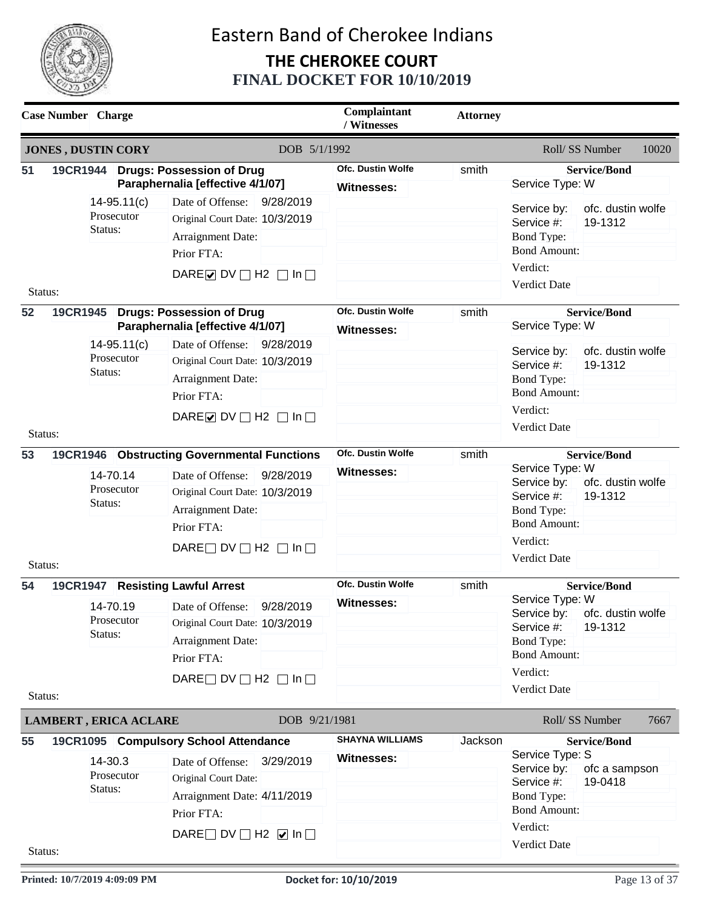# Eastern Band of Cherokee Indians

## THE CHEROKEE COURT

### FINAL DOCKET FOR 10/10/2019

| Case Number | Charge | Complaintant / Witnesses | Attorney |
|---|---|---|---|

**JONES , DUSTIN CORY** DOB 5/1/1992 Roll/ SS Number 10020

**51 19CR1944 Drugs: Possession of Drug Paraphernalia [effective 4/1/07]**

- 14-95.11(c)
- Prosecutor Status:
- Date of Offense: 9/28/2019
- Original Court Date: 10/3/2019
- Arraignment Date:
- Prior FTA:
- DARE ☑ DV ☐ H2 ☐ In ☐
- Complaintant: Ofc. Dustin Wolfe
- Witnesses:
- Attorney: smith
- **Service/Bond**
  - Service Type: W
  - Service by: ofc. dustin wolfe
  - Service #: 19-1312
  - Bond Type:
  - Bond Amount:
  - Verdict:
  - Verdict Date
- Status:

**52 19CR1945 Drugs: Possession of Drug Paraphernalia [effective 4/1/07]**

- 14-95.11(c)
- Prosecutor Status:
- Date of Offense: 9/28/2019
- Original Court Date: 10/3/2019
- Arraignment Date:
- Prior FTA:
- DARE ☑ DV ☐ H2 ☐ In ☐
- Complaintant: Ofc. Dustin Wolfe
- Witnesses:
- Attorney: smith
- **Service/Bond**
  - Service Type: W
  - Service by: ofc. dustin wolfe
  - Service #: 19-1312
  - Bond Type:
  - Bond Amount:
  - Verdict:
  - Verdict Date
- Status:

**53 19CR1946 Obstructing Governmental Functions**

- 14-70.14
- Prosecutor Status:
- Date of Offense: 9/28/2019
- Original Court Date: 10/3/2019
- Arraignment Date:
- Prior FTA:
- DARE ☐ DV ☐ H2 ☐ In ☐
- Complaintant: Ofc. Dustin Wolfe
- Witnesses:
- Attorney: smith
- **Service/Bond**
  - Service Type: W
  - Service by: ofc. dustin wolfe
  - Service #: 19-1312
  - Bond Type:
  - Bond Amount:
  - Verdict:
  - Verdict Date
- Status:

**54 19CR1947 Resisting Lawful Arrest**

- 14-70.19
- Prosecutor Status:
- Date of Offense: 9/28/2019
- Original Court Date: 10/3/2019
- Arraignment Date:
- Prior FTA:
- DARE ☐ DV ☐ H2 ☐ In ☐
- Complaintant: Ofc. Dustin Wolfe
- Witnesses:
- Attorney: smith
- **Service/Bond**
  - Service Type: W
  - Service by: ofc. dustin wolfe
  - Service #: 19-1312
  - Bond Type:
  - Bond Amount:
  - Verdict:
  - Verdict Date
- Status:

**LAMBERT , ERICA ACLARE** DOB 9/21/1981 Roll/ SS Number 7667

**55 19CR1095 Compulsory School Attendance**

- 14-30.3
- Prosecutor Status:
- Date of Offense: 3/29/2019
- Original Court Date:
- Arraignment Date: 4/11/2019
- Prior FTA:
- DARE ☐ DV ☐ H2 ☑ In ☐
- Complaintant: SHAYNA WILLIAMS
- Witnesses:
- Attorney: Jackson
- **Service/Bond**
  - Service Type: S
  - Service by: ofc a sampson
  - Service #: 19-0418
  - Bond Type:
  - Bond Amount:
  - Verdict:
  - Verdict Date
- Status:

Printed: 10/7/2019 4:09:09 PM — Docket for: 10/10/2019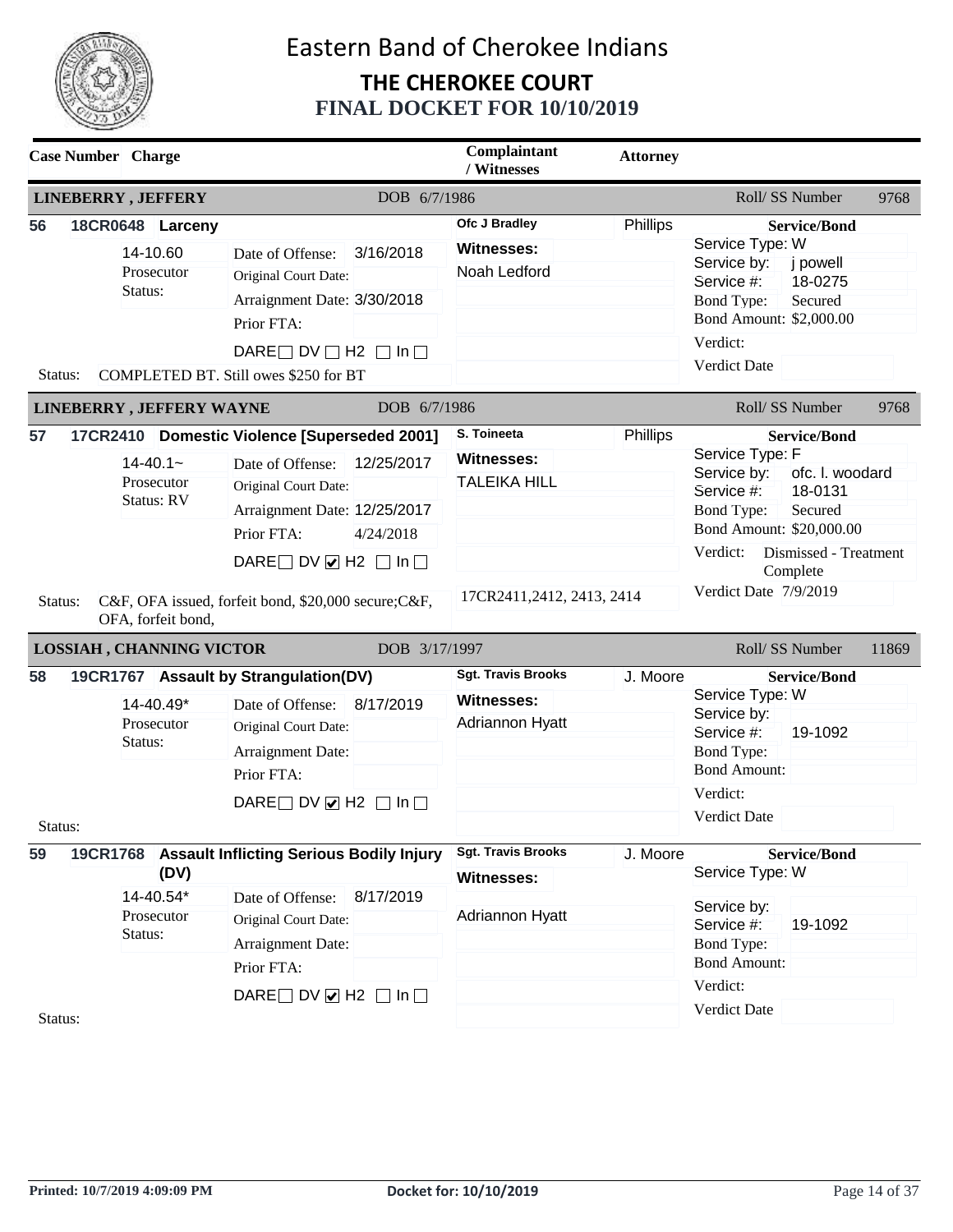# Eastern Band of Cherokee Indians

## THE CHEROKEE COURT

## FINAL DOCKET FOR 10/10/2019

| Case Number | Charge | Complaintant / Witnesses | Attorney |
|---|---|---|---|

---

**LINEBERRY , JEFFERY** DOB 6/7/1986 Roll/ SS Number 9768

**56 18CR0648 Larceny**

- 14-10.60
- Prosecutor Status:
- Date of Offense: 3/16/2018
- Original Court Date:
- Arraignment Date: 3/30/2018
- Prior FTA:
- DARE ☐ DV ☐ H2 ☐ In ☐

Complaintant: Ofc J Bradley
Witnesses: Noah Ledford
Attorney: Phillips

**Service/Bond**
- Service Type: W
- Service by: j powell
- Service #: 18-0275
- Bond Type: Secured
- Bond Amount: $2,000.00
- Verdict:
- Verdict Date

Status: COMPLETED BT. Still owes $250 for BT

---

**LINEBERRY , JEFFERY WAYNE** DOB 6/7/1986 Roll/ SS Number 9768

**57 17CR2410 Domestic Violence [Superseded 2001]**

- 14-40.1~
- Prosecutor Status: RV
- Date of Offense: 12/25/2017
- Original Court Date:
- Arraignment Date: 12/25/2017
- Prior FTA: 4/24/2018
- DARE ☐ DV ☑ H2 ☐ In ☐

Complaintant: S. Toineeta
Witnesses: TALEIKA HILL
17CR2411,2412, 2413, 2414
Attorney: Phillips

**Service/Bond**
- Service Type: F
- Service by: ofc. l. woodard
- Service #: 18-0131
- Bond Type: Secured
- Bond Amount: $20,000.00
- Verdict: Dismissed - Treatment Complete
- Verdict Date 7/9/2019

Status: C&F, OFA issued, forfeit bond, $20,000 secure;C&F, OFA, forfeit bond,

---

**LOSSIAH , CHANNING VICTOR** DOB 3/17/1997 Roll/ SS Number 11869

**58 19CR1767 Assault by Strangulation(DV)**

- 14-40.49*
- Prosecutor Status:
- Date of Offense: 8/17/2019
- Original Court Date:
- Arraignment Date:
- Prior FTA:
- DARE ☐ DV ☑ H2 ☐ In ☐

Complaintant: Sgt. Travis Brooks
Witnesses: Adriannon Hyatt
Attorney: J. Moore

**Service/Bond**
- Service Type: W
- Service by:
- Service #: 19-1092
- Bond Type:
- Bond Amount:
- Verdict:
- Verdict Date

Status:

**59 19CR1768 Assault Inflicting Serious Bodily Injury (DV)**

- 14-40.54*
- Prosecutor Status:
- Date of Offense: 8/17/2019
- Original Court Date:
- Arraignment Date:
- Prior FTA:
- DARE ☐ DV ☑ H2 ☐ In ☐

Complaintant: Sgt. Travis Brooks
Witnesses: Adriannon Hyatt
Attorney: J. Moore

**Service/Bond**
- Service Type: W
- Service by:
- Service #: 19-1092
- Bond Type:
- Bond Amount:
- Verdict:
- Verdict Date

Status: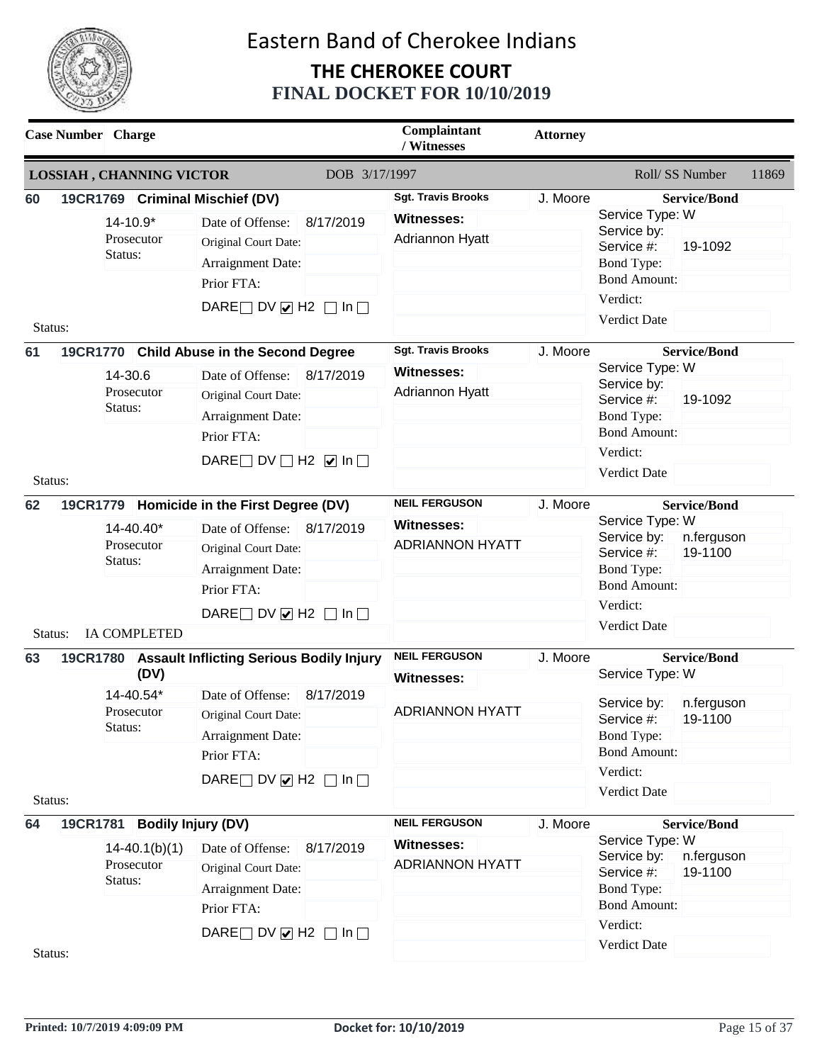# Eastern Band of Cherokee Indians

## THE CHEROKEE COURT

## FINAL DOCKET FOR 10/10/2019

| Case Number | Charge | Complaintant / Witnesses | Attorney |
|---|---|---|---|

**LOSSIAH , CHANNING VICTOR** DOB 3/17/1997 Roll/ SS Number 11869

---

**60 19CR1769 Criminal Mischief (DV)**

14-10.9*

Prosecutor Status:

- Date of Offense: 8/17/2019
- Original Court Date:
- Arraignment Date:
- Prior FTA:
- DARE ☐ DV ☑ H2 ☐ In ☐

Complaintant: Sgt. Travis Brooks
Witnesses: Adriannon Hyatt

Attorney: J. Moore

**Service/Bond**
- Service Type: W
- Service by:
- Service #: 19-1092
- Bond Type:
- Bond Amount:
- Verdict:
- Verdict Date

Status:

---

**61 19CR1770 Child Abuse in the Second Degree**

14-30.6

Prosecutor Status:

- Date of Offense: 8/17/2019
- Original Court Date:
- Arraignment Date:
- Prior FTA:
- DARE ☐ DV ☐ H2 ☑ In ☐

Complaintant: Sgt. Travis Brooks
Witnesses: Adriannon Hyatt

Attorney: J. Moore

**Service/Bond**
- Service Type: W
- Service by:
- Service #: 19-1092
- Bond Type:
- Bond Amount:
- Verdict:
- Verdict Date

Status:

---

**62 19CR1779 Homicide in the First Degree (DV)**

14-40.40*

Prosecutor Status:

- Date of Offense: 8/17/2019
- Original Court Date:
- Arraignment Date:
- Prior FTA:
- DARE ☐ DV ☑ H2 ☐ In ☐

Complaintant: NEIL FERGUSON
Witnesses: ADRIANNON HYATT

Attorney: J. Moore

**Service/Bond**
- Service Type: W
- Service by: n.ferguson
- Service #: 19-1100
- Bond Type:
- Bond Amount:
- Verdict:
- Verdict Date

Status: IA COMPLETED

---

**63 19CR1780 Assault Inflicting Serious Bodily Injury (DV)**

14-40.54*

Prosecutor Status:

- Date of Offense: 8/17/2019
- Original Court Date:
- Arraignment Date:
- Prior FTA:
- DARE ☐ DV ☑ H2 ☐ In ☐

Complaintant: NEIL FERGUSON
Witnesses: ADRIANNON HYATT

Attorney: J. Moore

**Service/Bond**
- Service Type: W
- Service by: n.ferguson
- Service #: 19-1100
- Bond Type:
- Bond Amount:
- Verdict:
- Verdict Date

Status:

---

**64 19CR1781 Bodily Injury (DV)**

14-40.1(b)(1)

Prosecutor Status:

- Date of Offense: 8/17/2019
- Original Court Date:
- Arraignment Date:
- Prior FTA:
- DARE ☐ DV ☑ H2 ☐ In ☐

Complaintant: NEIL FERGUSON
Witnesses: ADRIANNON HYATT

Attorney: J. Moore

**Service/Bond**
- Service Type: W
- Service by: n.ferguson
- Service #: 19-1100
- Bond Type:
- Bond Amount:
- Verdict:
- Verdict Date

Status:

Printed: 10/7/2019 4:09:09 PM Docket for: 10/10/2019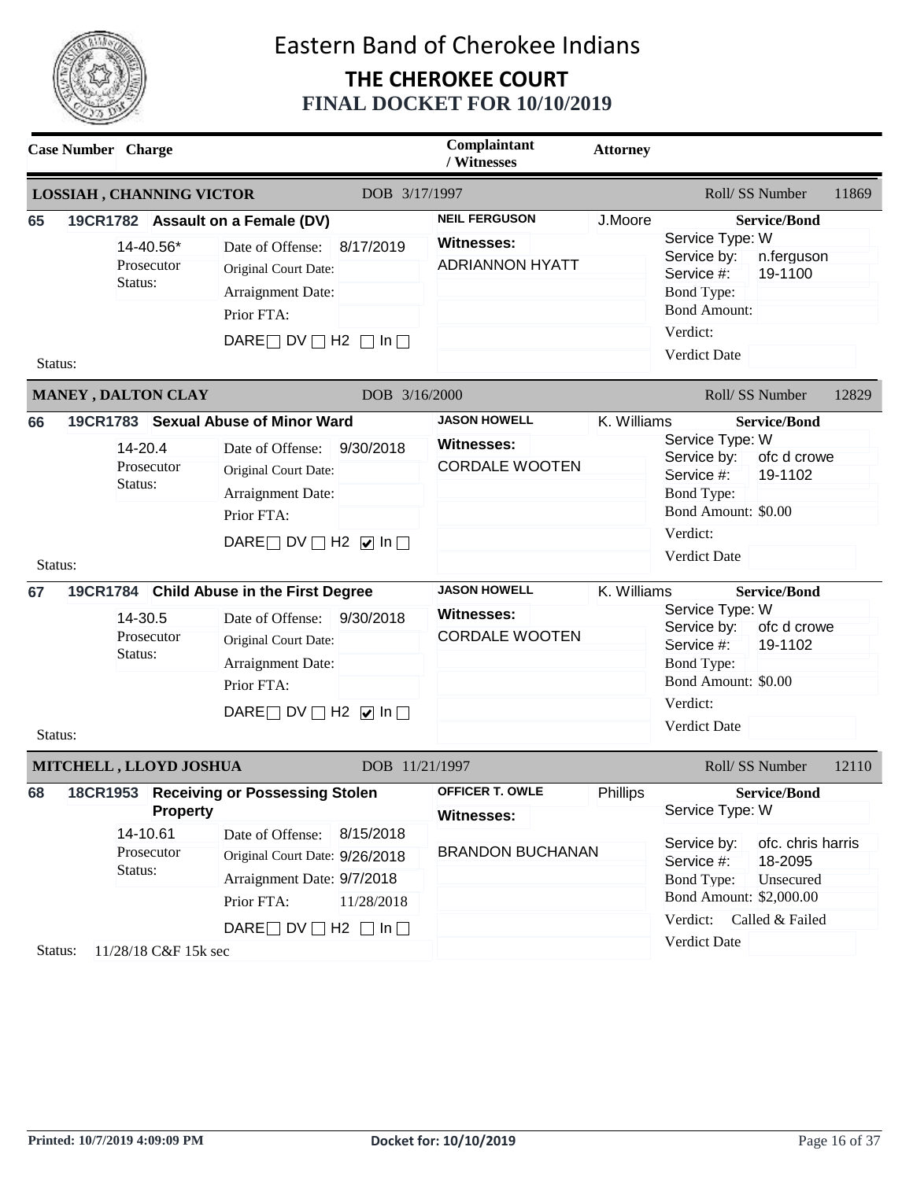# Eastern Band of Cherokee Indians

## THE CHEROKEE COURT

## FINAL DOCKET FOR 10/10/2019

| Case Number | Charge | Complaintant / Witnesses | Attorney |
|---|---|---|---|

### LOSSIAH , CHANNING VICTOR — DOB 3/17/1997 — Roll/ SS Number 11869

**65 — 19CR1782 — Assault on a Female (DV)**

- Complaintant: NEIL FERGUSON
- Attorney: J.Moore
- Witnesses: ADRIANNON HYATT
- 14-40.56*
- Prosecutor Status:
- Date of Offense: 8/17/2019
- Original Court Date:
- Arraignment Date:
- Prior FTA:
- DARE ☐ DV ☐ H2 ☐ In ☐

Service/Bond:
- Service Type: W
- Service by: n.ferguson
- Service #: 19-1100
- Bond Type:
- Bond Amount:
- Verdict:
- Verdict Date

Status:

### MANEY , DALTON CLAY — DOB 3/16/2000 — Roll/ SS Number 12829

**66 — 19CR1783 — Sexual Abuse of Minor Ward**

- Complaintant: JASON HOWELL
- Attorney: K. Williams
- Witnesses: CORDALE WOOTEN
- 14-20.4
- Prosecutor Status:
- Date of Offense: 9/30/2018
- Original Court Date:
- Arraignment Date:
- Prior FTA:
- DARE ☐ DV ☐ H2 ☑ In ☐

Service/Bond:
- Service Type: W
- Service by: ofc d crowe
- Service #: 19-1102
- Bond Type:
- Bond Amount: $0.00
- Verdict:
- Verdict Date

Status:

**67 — 19CR1784 — Child Abuse in the First Degree**

- Complaintant: JASON HOWELL
- Attorney: K. Williams
- Witnesses: CORDALE WOOTEN
- 14-30.5
- Prosecutor Status:
- Date of Offense: 9/30/2018
- Original Court Date:
- Arraignment Date:
- Prior FTA:
- DARE ☐ DV ☐ H2 ☑ In ☐

Service/Bond:
- Service Type: W
- Service by: ofc d crowe
- Service #: 19-1102
- Bond Type:
- Bond Amount: $0.00
- Verdict:
- Verdict Date

Status:

### MITCHELL , LLOYD JOSHUA — DOB 11/21/1997 — Roll/ SS Number 12110

**68 — 18CR1953 — Receiving or Possessing Stolen Property**

- Complaintant: OFFICER T. OWLE
- Attorney: Phillips
- Witnesses: BRANDON BUCHANAN
- 14-10.61
- Prosecutor Status:
- Date of Offense: 8/15/2018
- Original Court Date: 9/26/2018
- Arraignment Date: 9/7/2018
- Prior FTA: 11/28/2018
- DARE ☐ DV ☐ H2 ☐ In ☐

Service/Bond:
- Service Type: W
- Service by: ofc. chris harris
- Service #: 18-2095
- Bond Type: Unsecured
- Bond Amount: $2,000.00
- Verdict: Called & Failed
- Verdict Date

Status: 11/28/18 C&F 15k sec

Printed: 10/7/2019 4:09:09 PM — Docket for: 10/10/2019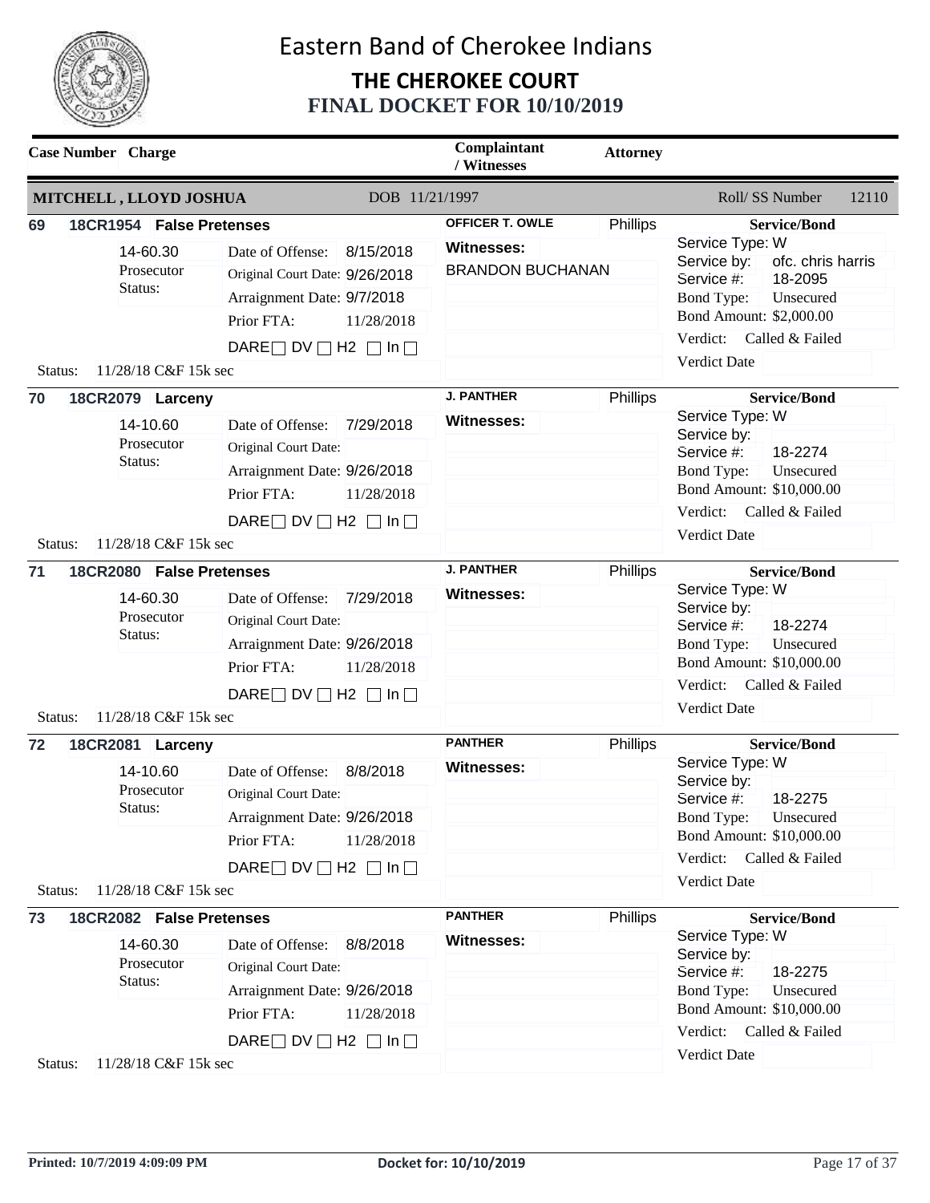# Eastern Band of Cherokee Indians

## THE CHEROKEE COURT

### FINAL DOCKET FOR 10/10/2019

| Case Number | Charge | Complaintant / Witnesses | Attorney |
|---|---|---|---|

**MITCHELL , LLOYD JOSHUA** DOB 11/21/1997 Roll/ SS Number 12110

---

**69 18CR1954 False Pretenses**

- 14-60.30
- Prosecutor Status:
- Date of Offense: 8/15/2018
- Original Court Date: 9/26/2018
- Arraignment Date: 9/7/2018
- Prior FTA: 11/28/2018
- DARE☐ DV ☐ H2 ☐ In ☐
- Complaintant: OFFICER T. OWLE
- Witnesses: BRANDON BUCHANAN
- Attorney: Phillips

**Service/Bond**
- Service Type: W
- Service by: ofc. chris harris
- Service #: 18-2095
- Bond Type: Unsecured
- Bond Amount: $2,000.00
- Verdict: Called & Failed
- Verdict Date

Status: 11/28/18 C&F 15k sec

---

**70 18CR2079 Larceny**

- 14-10.60
- Prosecutor Status:
- Date of Offense: 7/29/2018
- Original Court Date:
- Arraignment Date: 9/26/2018
- Prior FTA: 11/28/2018
- DARE☐ DV ☐ H2 ☐ In ☐
- Complaintant: J. PANTHER
- Witnesses:
- Attorney: Phillips

**Service/Bond**
- Service Type: W
- Service by:
- Service #: 18-2274
- Bond Type: Unsecured
- Bond Amount: $10,000.00
- Verdict: Called & Failed
- Verdict Date

Status: 11/28/18 C&F 15k sec

---

**71 18CR2080 False Pretenses**

- 14-60.30
- Prosecutor Status:
- Date of Offense: 7/29/2018
- Original Court Date:
- Arraignment Date: 9/26/2018
- Prior FTA: 11/28/2018
- DARE☐ DV ☐ H2 ☐ In ☐
- Complaintant: J. PANTHER
- Witnesses:
- Attorney: Phillips

**Service/Bond**
- Service Type: W
- Service by:
- Service #: 18-2274
- Bond Type: Unsecured
- Bond Amount: $10,000.00
- Verdict: Called & Failed
- Verdict Date

Status: 11/28/18 C&F 15k sec

---

**72 18CR2081 Larceny**

- 14-10.60
- Prosecutor Status:
- Date of Offense: 8/8/2018
- Original Court Date:
- Arraignment Date: 9/26/2018
- Prior FTA: 11/28/2018
- DARE☐ DV ☐ H2 ☐ In ☐
- Complaintant: PANTHER
- Witnesses:
- Attorney: Phillips

**Service/Bond**
- Service Type: W
- Service by:
- Service #: 18-2275
- Bond Type: Unsecured
- Bond Amount: $10,000.00
- Verdict: Called & Failed
- Verdict Date

Status: 11/28/18 C&F 15k sec

---

**73 18CR2082 False Pretenses**

- 14-60.30
- Prosecutor Status:
- Date of Offense: 8/8/2018
- Original Court Date:
- Arraignment Date: 9/26/2018
- Prior FTA: 11/28/2018
- DARE☐ DV ☐ H2 ☐ In ☐
- Complaintant: PANTHER
- Witnesses:
- Attorney: Phillips

**Service/Bond**
- Service Type: W
- Service by:
- Service #: 18-2275
- Bond Type: Unsecured
- Bond Amount: $10,000.00
- Verdict: Called & Failed
- Verdict Date

Status: 11/28/18 C&F 15k sec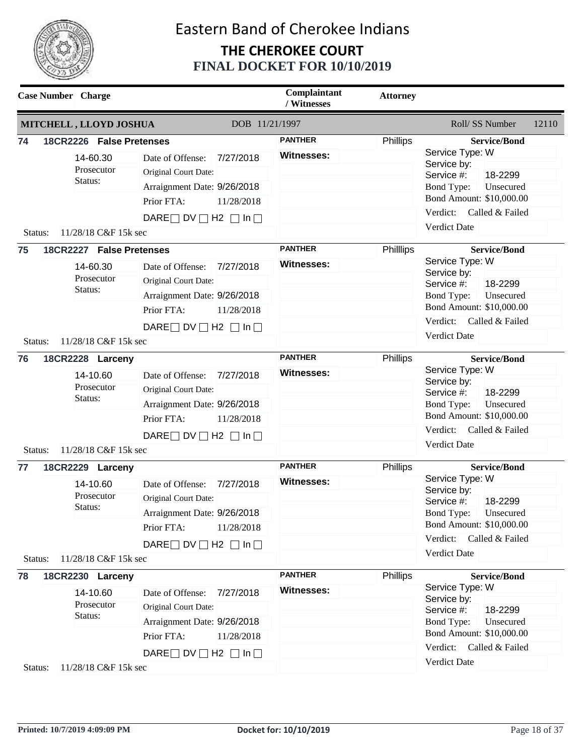# Eastern Band of Cherokee Indians

## THE CHEROKEE COURT

## FINAL DOCKET FOR 10/10/2019

| Case Number | Charge | Complainant / Witnesses | Attorney | |
|---|---|---|---|---|

**MITCHELL , LLOYD JOSHUA** — DOB 11/21/1997 — Roll/ SS Number 12110

---

**74 — 18CR2226 — False Pretenses**

- 14-60.30
- Prosecutor Status:
- Date of Offense: 7/27/2018
- Original Court Date:
- Arraignment Date: 9/26/2018
- Prior FTA: 11/28/2018
- DARE☐ DV ☐ H2 ☐ In ☐
- Status: 11/28/18 C&F 15k sec

Complainant: PANTHER
Witnesses:
Attorney: Phillips

**Service/Bond**
- Service Type: W
- Service by:
- Service #: 18-2299
- Bond Type: Unsecured
- Bond Amount: $10,000.00
- Verdict: Called & Failed
- Verdict Date

---

**75 — 18CR2227 — False Pretenses**

- 14-60.30
- Prosecutor Status:
- Date of Offense: 7/27/2018
- Original Court Date:
- Arraignment Date: 9/26/2018
- Prior FTA: 11/28/2018
- DARE☐ DV ☐ H2 ☐ In ☐
- Status: 11/28/18 C&F 15k sec

Complainant: PANTHER
Witnesses:
Attorney: Philllips

**Service/Bond**
- Service Type: W
- Service by:
- Service #: 18-2299
- Bond Type: Unsecured
- Bond Amount: $10,000.00
- Verdict: Called & Failed
- Verdict Date

---

**76 — 18CR2228 — Larceny**

- 14-10.60
- Prosecutor Status:
- Date of Offense: 7/27/2018
- Original Court Date:
- Arraignment Date: 9/26/2018
- Prior FTA: 11/28/2018
- DARE☐ DV ☐ H2 ☐ In ☐
- Status: 11/28/18 C&F 15k sec

Complainant: PANTHER
Witnesses:
Attorney: Phillips

**Service/Bond**
- Service Type: W
- Service by:
- Service #: 18-2299
- Bond Type: Unsecured
- Bond Amount: $10,000.00
- Verdict: Called & Failed
- Verdict Date

---

**77 — 18CR2229 — Larceny**

- 14-10.60
- Prosecutor Status:
- Date of Offense: 7/27/2018
- Original Court Date:
- Arraignment Date: 9/26/2018
- Prior FTA: 11/28/2018
- DARE☐ DV ☐ H2 ☐ In ☐
- Status: 11/28/18 C&F 15k sec

Complainant: PANTHER
Witnesses:
Attorney: Phillips

**Service/Bond**
- Service Type: W
- Service by:
- Service #: 18-2299
- Bond Type: Unsecured
- Bond Amount: $10,000.00
- Verdict: Called & Failed
- Verdict Date

---

**78 — 18CR2230 — Larceny**

- 14-10.60
- Prosecutor Status:
- Date of Offense: 7/27/2018
- Original Court Date:
- Arraignment Date: 9/26/2018
- Prior FTA: 11/28/2018
- DARE☐ DV ☐ H2 ☐ In ☐
- Status: 11/28/18 C&F 15k sec

Complainant: PANTHER
Witnesses:
Attorney: Phillips

**Service/Bond**
- Service Type: W
- Service by:
- Service #: 18-2299
- Bond Type: Unsecured
- Bond Amount: $10,000.00
- Verdict: Called & Failed
- Verdict Date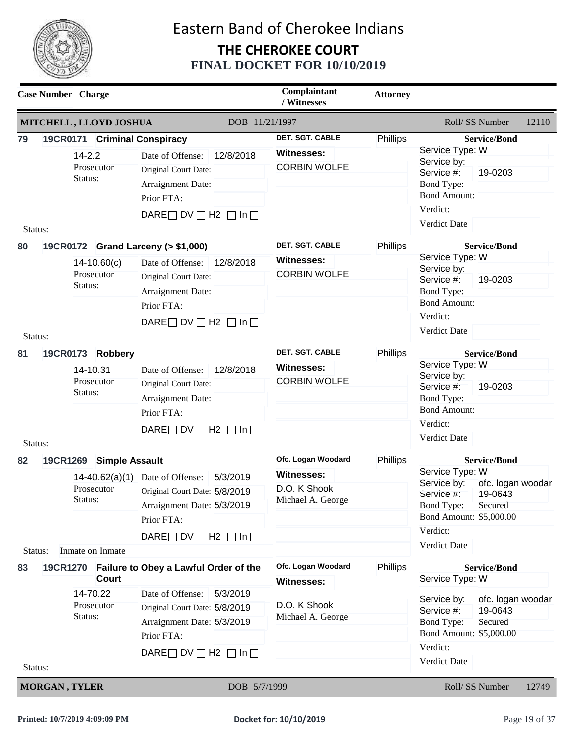# Eastern Band of Cherokee Indians

## THE CHEROKEE COURT

### FINAL DOCKET FOR 10/10/2019

| Case Number | Charge | Complaintant / Witnesses | Attorney | |
|---|---|---|---|---|

**MITCHELL , LLOYD JOSHUA** — DOB 11/21/1997 — Roll/ SS Number 12110

**79 — 19CR0171 — Criminal Conspiracy**

- Statute: 14-2.2
- Prosecutor Status:
- Date of Offense: 12/8/2018
- Original Court Date:
- Arraignment Date:
- Prior FTA:
- DARE ☐ DV ☐ H2 ☐ In ☐
- Complaintant: DET. SGT. CABLE
- Witnesses: CORBIN WOLFE
- Attorney: Phillips
- Service/Bond: Service Type: W; Service by: ; Service #: 19-0203; Bond Type: ; Bond Amount: ; Verdict: ; Verdict Date:
- Status:

**80 — 19CR0172 — Grand Larceny (> $1,000)**

- Statute: 14-10.60(c)
- Prosecutor Status:
- Date of Offense: 12/8/2018
- Original Court Date:
- Arraignment Date:
- Prior FTA:
- DARE ☐ DV ☐ H2 ☐ In ☐
- Complaintant: DET. SGT. CABLE
- Witnesses: CORBIN WOLFE
- Attorney: Phillips
- Service/Bond: Service Type: W; Service by: ; Service #: 19-0203; Bond Type: ; Bond Amount: ; Verdict: ; Verdict Date:
- Status:

**81 — 19CR0173 — Robbery**

- Statute: 14-10.31
- Prosecutor Status:
- Date of Offense: 12/8/2018
- Original Court Date:
- Arraignment Date:
- Prior FTA:
- DARE ☐ DV ☐ H2 ☐ In ☐
- Complaintant: DET. SGT. CABLE
- Witnesses: CORBIN WOLFE
- Attorney: Phillips
- Service/Bond: Service Type: W; Service by: ; Service #: 19-0203; Bond Type: ; Bond Amount: ; Verdict: ; Verdict Date:
- Status:

**82 — 19CR1269 — Simple Assault**

- Statute: 14-40.62(a)(1)
- Prosecutor Status:
- Date of Offense: 5/3/2019
- Original Court Date: 5/8/2019
- Arraignment Date: 5/3/2019
- Prior FTA:
- DARE ☐ DV ☐ H2 ☐ In ☐
- Complaintant: Ofc. Logan Woodard
- Witnesses: D.O. K Shook; Michael A. George
- Attorney: Phillips
- Service/Bond: Service Type: W; Service by: ofc. logan woodar; Service #: 19-0643; Bond Type: Secured; Bond Amount: $5,000.00; Verdict: ; Verdict Date:
- Status: Inmate on Inmate

**83 — 19CR1270 — Failure to Obey a Lawful Order of the Court**

- Statute: 14-70.22
- Prosecutor Status:
- Date of Offense: 5/3/2019
- Original Court Date: 5/8/2019
- Arraignment Date: 5/3/2019
- Prior FTA:
- DARE ☐ DV ☐ H2 ☐ In ☐
- Complaintant: Ofc. Logan Woodard
- Witnesses: D.O. K Shook; Michael A. George
- Attorney: Phillips
- Service/Bond: Service Type: W; Service by: ofc. logan woodar; Service #: 19-0643; Bond Type: Secured; Bond Amount: $5,000.00; Verdict: ; Verdict Date:
- Status:

**MORGAN , TYLER** — DOB 5/7/1999 — Roll/ SS Number 12749

Printed: 10/7/2019 4:09:09 PM — Docket for: 10/10/2019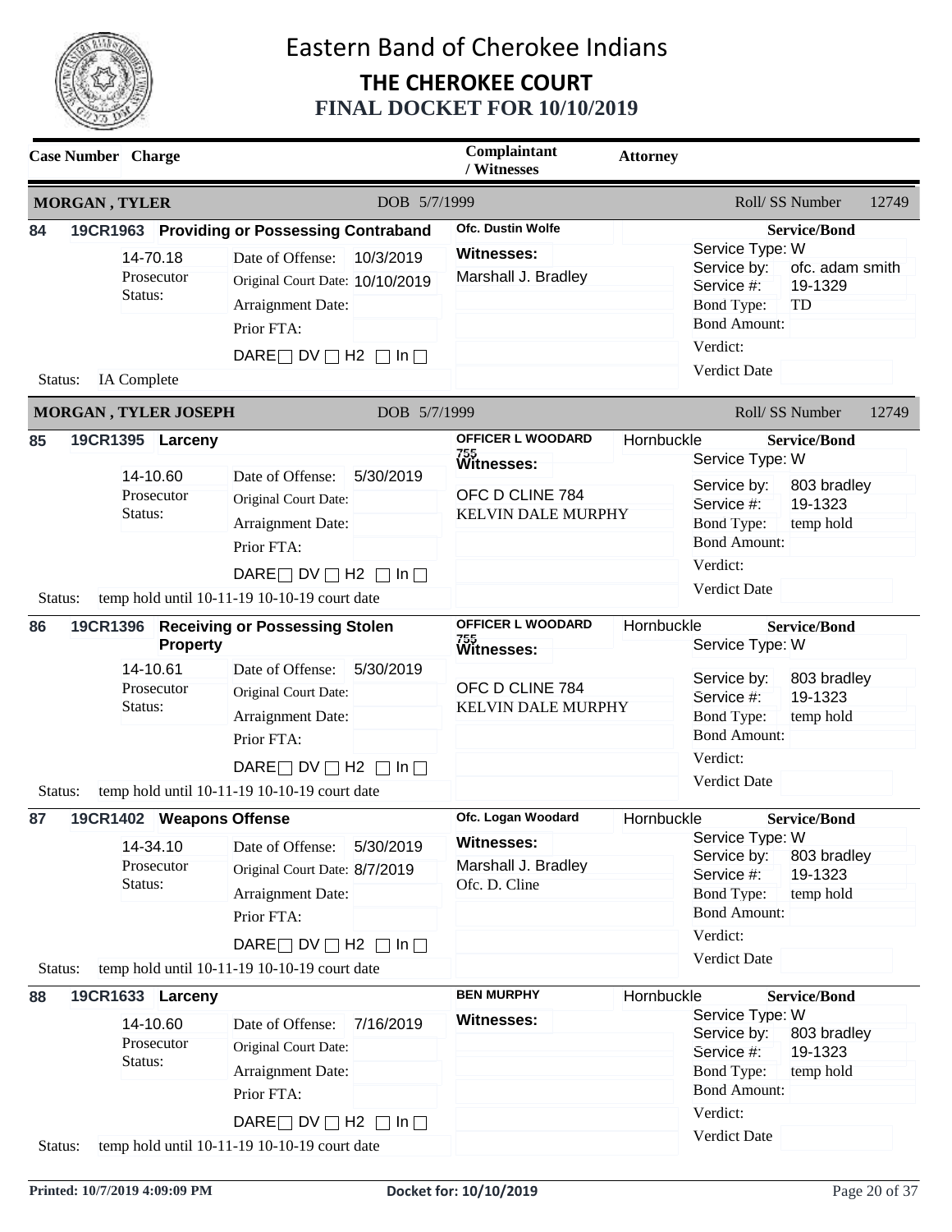# Eastern Band of Cherokee Indians

## THE CHEROKEE COURT

### FINAL DOCKET FOR 10/10/2019

| Case Number | Charge | Complaintant / Witnesses | Attorney | |
|---|---|---|---|---|

---

**MORGAN , TYLER** — DOB 5/7/1999 — Roll/ SS Number 12749

**84 — 19CR1963 — Providing or Possessing Contraband**

- 14-70.18
- Prosecutor Status:
- Date of Offense: 10/3/2019
- Original Court Date: 10/10/2019
- Arraignment Date:
- Prior FTA:
- DARE ☐ DV ☐ H2 ☐ In ☐

Complaintant: Ofc. Dustin Wolfe
Witnesses: Marshall J. Bradley

**Service/Bond**
- Service Type: W
- Service by: ofc. adam smith
- Service #: 19-1329
- Bond Type: TD
- Bond Amount:
- Verdict:
- Verdict Date

Status: IA Complete

---

**MORGAN , TYLER JOSEPH** — DOB 5/7/1999 — Roll/ SS Number 12749

**85 — 19CR1395 — Larceny**

- 14-10.60
- Prosecutor Status:
- Date of Offense: 5/30/2019
- Original Court Date:
- Arraignment Date:
- Prior FTA:
- DARE ☐ DV ☐ H2 ☐ In ☐

Complaintant: OFFICER L WOODARD 755
Witnesses: OFC D CLINE 784, KELVIN DALE MURPHY

Attorney: Hornbuckle

**Service/Bond**
- Service Type: W
- Service by: 803 bradley
- Service #: 19-1323
- Bond Type: temp hold
- Bond Amount:
- Verdict:
- Verdict Date

Status: temp hold until 10-11-19 10-10-19 court date

**86 — 19CR1396 — Receiving or Possessing Stolen Property**

- 14-10.61
- Prosecutor Status:
- Date of Offense: 5/30/2019
- Original Court Date:
- Arraignment Date:
- Prior FTA:
- DARE ☐ DV ☐ H2 ☐ In ☐

Complaintant: OFFICER L WOODARD 755
Witnesses: OFC D CLINE 784, KELVIN DALE MURPHY

Attorney: Hornbuckle

**Service/Bond**
- Service Type: W
- Service by: 803 bradley
- Service #: 19-1323
- Bond Type: temp hold
- Bond Amount:
- Verdict:
- Verdict Date

Status: temp hold until 10-11-19 10-10-19 court date

**87 — 19CR1402 — Weapons Offense**

- 14-34.10
- Prosecutor Status:
- Date of Offense: 5/30/2019
- Original Court Date: 8/7/2019
- Arraignment Date:
- Prior FTA:
- DARE ☐ DV ☐ H2 ☐ In ☐

Complaintant: Ofc. Logan Woodard
Witnesses: Marshall J. Bradley, Ofc. D. Cline

Attorney: Hornbuckle

**Service/Bond**
- Service Type: W
- Service by: 803 bradley
- Service #: 19-1323
- Bond Type: temp hold
- Bond Amount:
- Verdict:
- Verdict Date

Status: temp hold until 10-11-19 10-10-19 court date

**88 — 19CR1633 — Larceny**

- 14-10.60
- Prosecutor Status:
- Date of Offense: 7/16/2019
- Original Court Date:
- Arraignment Date:
- Prior FTA:
- DARE ☐ DV ☐ H2 ☐ In ☐

Complaintant: BEN MURPHY
Witnesses:

Attorney: Hornbuckle

**Service/Bond**
- Service Type: W
- Service by: 803 bradley
- Service #: 19-1323
- Bond Type: temp hold
- Bond Amount:
- Verdict:
- Verdict Date

Status: temp hold until 10-11-19 10-10-19 court date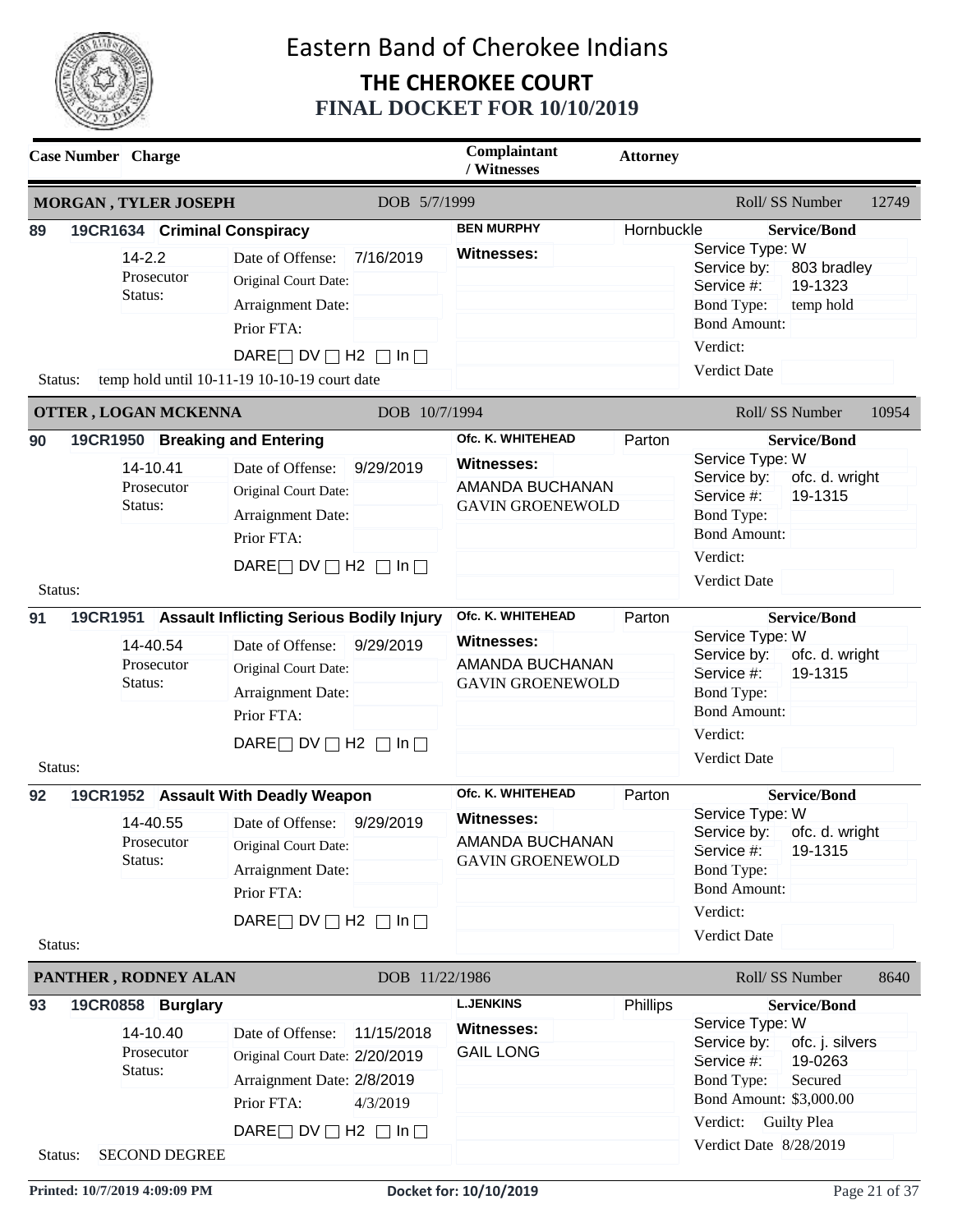# Eastern Band of Cherokee Indians

## THE CHEROKEE COURT

## FINAL DOCKET FOR 10/10/2019

| Case Number | Charge | Complaintant / Witnesses | Attorney |
|---|---|---|---|

---

**MORGAN , TYLER JOSEPH** — DOB 5/7/1999 — Roll/ SS Number 12749

**89 — 19CR1634 — Criminal Conspiracy**

- 14-2.2
- Prosecutor Status:
- Date of Offense: 7/16/2019
- Original Court Date:
- Arraignment Date:
- Prior FTA:
- DARE ☐ DV ☐ H2 ☐ In ☐
- Complaintant: BEN MURPHY
- Witnesses:
- Attorney: Hornbuckle
- **Service/Bond**
  - Service Type: W
  - Service by: 803 bradley
  - Service #: 19-1323
  - Bond Type: temp hold
  - Bond Amount:
  - Verdict:
  - Verdict Date

Status: temp hold until 10-11-19 10-10-19 court date

---

**OTTER , LOGAN MCKENNA** — DOB 10/7/1994 — Roll/ SS Number 10954

**90 — 19CR1950 — Breaking and Entering**

- 14-10.41
- Prosecutor Status:
- Date of Offense: 9/29/2019
- Original Court Date:
- Arraignment Date:
- Prior FTA:
- DARE ☐ DV ☐ H2 ☐ In ☐
- Complaintant: Ofc. K. WHITEHEAD
- Witnesses: AMANDA BUCHANAN, GAVIN GROENEWOLD
- Attorney: Parton
- **Service/Bond**
  - Service Type: W
  - Service by: ofc. d. wright
  - Service #: 19-1315
  - Bond Type:
  - Bond Amount:
  - Verdict:
  - Verdict Date

Status:

**91 — 19CR1951 — Assault Inflicting Serious Bodily Injury**

- 14-40.54
- Prosecutor Status:
- Date of Offense: 9/29/2019
- Original Court Date:
- Arraignment Date:
- Prior FTA:
- DARE ☐ DV ☐ H2 ☐ In ☐
- Complaintant: Ofc. K. WHITEHEAD
- Witnesses: AMANDA BUCHANAN, GAVIN GROENEWOLD
- Attorney: Parton
- **Service/Bond**
  - Service Type: W
  - Service by: ofc. d. wright
  - Service #: 19-1315
  - Bond Type:
  - Bond Amount:
  - Verdict:
  - Verdict Date

Status:

**92 — 19CR1952 — Assault With Deadly Weapon**

- 14-40.55
- Prosecutor Status:
- Date of Offense: 9/29/2019
- Original Court Date:
- Arraignment Date:
- Prior FTA:
- DARE ☐ DV ☐ H2 ☐ In ☐
- Complaintant: Ofc. K. WHITEHEAD
- Witnesses: AMANDA BUCHANAN, GAVIN GROENEWOLD
- Attorney: Parton
- **Service/Bond**
  - Service Type: W
  - Service by: ofc. d. wright
  - Service #: 19-1315
  - Bond Type:
  - Bond Amount:
  - Verdict:
  - Verdict Date

Status:

---

**PANTHER , RODNEY ALAN** — DOB 11/22/1986 — Roll/ SS Number 8640

**93 — 19CR0858 — Burglary**

- 14-10.40
- Prosecutor Status:
- Date of Offense: 11/15/2018
- Original Court Date: 2/20/2019
- Arraignment Date: 2/8/2019
- Prior FTA: 4/3/2019
- DARE ☐ DV ☐ H2 ☐ In ☐
- Complaintant: L.JENKINS
- Witnesses: GAIL LONG
- Attorney: Phillips
- **Service/Bond**
  - Service Type: W
  - Service by: ofc. j. silvers
  - Service #: 19-0263
  - Bond Type: Secured
  - Bond Amount: $3,000.00
  - Verdict: Guilty Plea
  - Verdict Date 8/28/2019

Status: SECOND DEGREE

Printed: 10/7/2019 4:09:09 PM — Docket for: 10/10/2019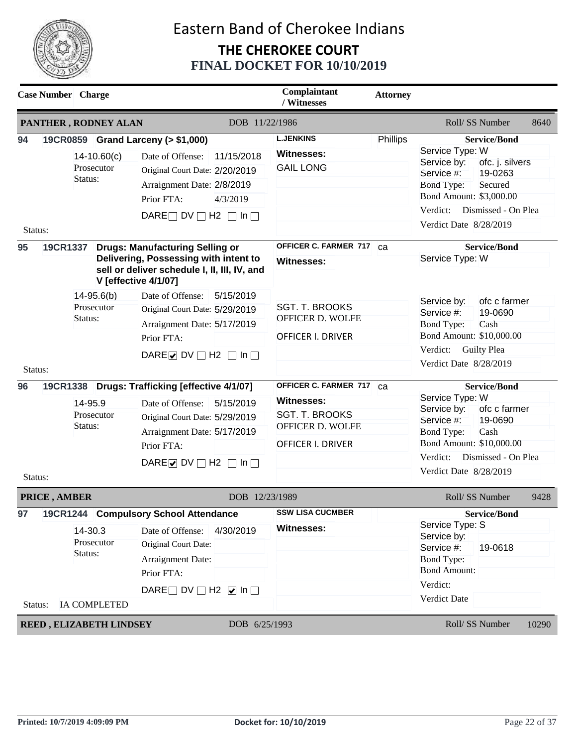# Eastern Band of Cherokee Indians

## THE CHEROKEE COURT

## FINAL DOCKET FOR 10/10/2019

| Case Number | Charge | Complaintant / Witnesses | Attorney |
|---|---|---|---|

**PANTHER , RODNEY ALAN** — DOB 11/22/1986 — Roll/ SS Number 8640

**94 — 19CR0859 — Grand Larceny (> $1,000)**

- Statute: 14-10.60(c)
- Prosecutor Status:
- Date of Offense: 11/15/2018
- Original Court Date: 2/20/2019
- Arraignment Date: 2/8/2019
- Prior FTA: 4/3/2019
- DARE ☐ DV ☐ H2 ☐ In ☐
- Complaintant: L.JENKINS
- Witnesses: GAIL LONG
- Attorney: Phillips
- Service/Bond:
  - Service Type: W
  - Service by: ofc. j. silvers
  - Service #: 19-0263
  - Bond Type: Secured
  - Bond Amount: $3,000.00
  - Verdict: Dismissed - On Plea
  - Verdict Date 8/28/2019
- Status:

**95 — 19CR1337 — Drugs: Manufacturing Selling or Delivering, Possessing with intent to sell or deliver schedule I, II, III, IV, and V [effective 4/1/07]**

- Statute: 14-95.6(b)
- Prosecutor Status:
- Date of Offense: 5/15/2019
- Original Court Date: 5/29/2019
- Arraignment Date: 5/17/2019
- Prior FTA:
- DARE ☑ DV ☐ H2 ☐ In ☐
- Complaintant: OFFICER C. FARMER 717
- Witnesses: SGT. T. BROOKS, OFFICER D. WOLFE, OFFICER I. DRIVER
- Attorney: ca
- Service/Bond:
  - Service Type: W
  - Service by: ofc c farmer
  - Service #: 19-0690
  - Bond Type: Cash
  - Bond Amount: $10,000.00
  - Verdict: Guilty Plea
  - Verdict Date 8/28/2019
- Status:

**96 — 19CR1338 — Drugs: Trafficking [effective 4/1/07]**

- Statute: 14-95.9
- Prosecutor Status:
- Date of Offense: 5/15/2019
- Original Court Date: 5/29/2019
- Arraignment Date: 5/17/2019
- Prior FTA:
- DARE ☑ DV ☐ H2 ☐ In ☐
- Complaintant: OFFICER C. FARMER 717
- Witnesses: SGT. T. BROOKS, OFFICER D. WOLFE, OFFICER I. DRIVER
- Attorney: ca
- Service/Bond:
  - Service Type: W
  - Service by: ofc c farmer
  - Service #: 19-0690
  - Bond Type: Cash
  - Bond Amount: $10,000.00
  - Verdict: Dismissed - On Plea
  - Verdict Date 8/28/2019
- Status:

**PRICE , AMBER** — DOB 12/23/1989 — Roll/ SS Number 9428

**97 — 19CR1244 — Compulsory School Attendance**

- Statute: 14-30.3
- Prosecutor Status:
- Date of Offense: 4/30/2019
- Original Court Date:
- Arraignment Date:
- Prior FTA:
- DARE ☐ DV ☐ H2 ☑ In ☐
- Complaintant: SSW LISA CUCMBER
- Witnesses:
- Attorney:
- Service/Bond:
  - Service Type: S
  - Service by:
  - Service #: 19-0618
  - Bond Type:
  - Bond Amount:
  - Verdict:
  - Verdict Date
- Status: IA COMPLETED

**REED , ELIZABETH LINDSEY** — DOB 6/25/1993 — Roll/ SS Number 10290

Printed: 10/7/2019 4:09:09 PM — Docket for: 10/10/2019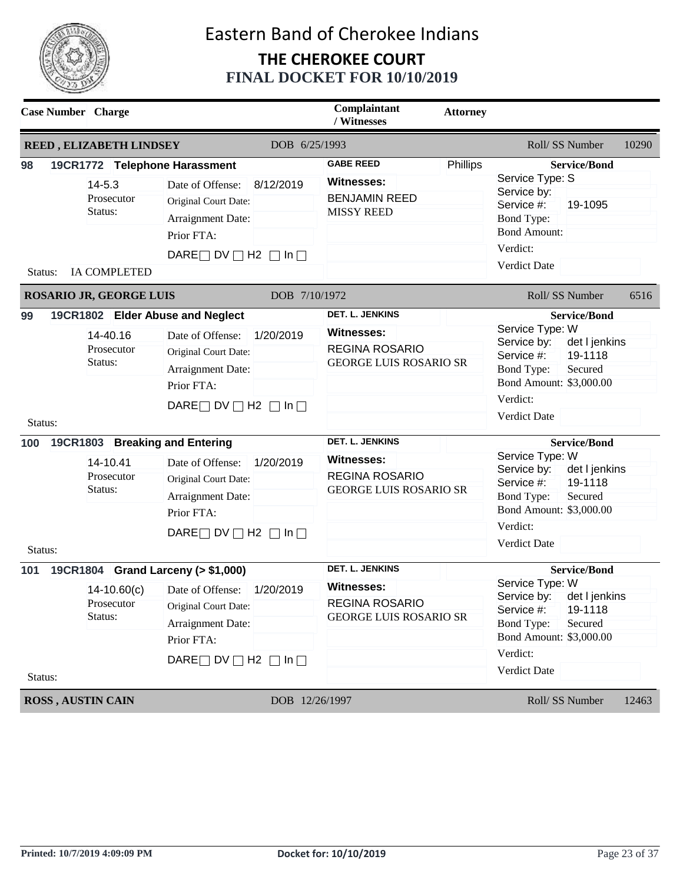# Eastern Band of Cherokee Indians

## THE CHEROKEE COURT

### FINAL DOCKET FOR 10/10/2019

| Case Number | Charge | Complaintant / Witnesses | Attorney |
|---|---|---|---|

**REED , ELIZABETH LINDSEY** — DOB 6/25/1993 — Roll/ SS Number 10290

| | |
|---|---|
| **98** | **19CR1772 Telephone Harassment** |
| Charge code | 14-5.3 |
| Prosecutor Status: | |
| Date of Offense: | 8/12/2019 |
| Original Court Date: | |
| Arraignment Date: | |
| Prior FTA: | |
| DARE☐ DV ☐ H2 ☐ In ☐ | |
| Complaintant | GABE REED |
| Attorney | Phillips |
| Witnesses: | BENJAMIN REED, MISSY REED |
| **Service/Bond** | |
| Service Type: | S |
| Service by: | |
| Service #: | 19-1095 |
| Bond Type: | |
| Bond Amount: | |
| Verdict: | |
| Verdict Date | |
| Status: | IA COMPLETED |

**ROSARIO JR, GEORGE LUIS** — DOB 7/10/1972 — Roll/ SS Number 6516

| | |
|---|---|
| **99** | **19CR1802 Elder Abuse and Neglect** |
| Charge code | 14-40.16 |
| Prosecutor Status: | |
| Date of Offense: | 1/20/2019 |
| Original Court Date: | |
| Arraignment Date: | |
| Prior FTA: | |
| DARE☐ DV ☐ H2 ☐ In ☐ | |
| Complaintant | DET. L. JENKINS |
| Witnesses: | REGINA ROSARIO, GEORGE LUIS ROSARIO SR |
| **Service/Bond** | |
| Service Type: | W |
| Service by: | det l jenkins |
| Service #: | 19-1118 |
| Bond Type: | Secured |
| Bond Amount: | $3,000.00 |
| Verdict: | |
| Verdict Date | |
| Status: | |

| | |
|---|---|
| **100** | **19CR1803 Breaking and Entering** |
| Charge code | 14-10.41 |
| Prosecutor Status: | |
| Date of Offense: | 1/20/2019 |
| Original Court Date: | |
| Arraignment Date: | |
| Prior FTA: | |
| DARE☐ DV ☐ H2 ☐ In ☐ | |
| Complaintant | DET. L. JENKINS |
| Witnesses: | REGINA ROSARIO, GEORGE LUIS ROSARIO SR |
| **Service/Bond** | |
| Service Type: | W |
| Service by: | det l jenkins |
| Service #: | 19-1118 |
| Bond Type: | Secured |
| Bond Amount: | $3,000.00 |
| Verdict: | |
| Verdict Date | |
| Status: | |

| | |
|---|---|
| **101** | **19CR1804 Grand Larceny (> $1,000)** |
| Charge code | 14-10.60(c) |
| Prosecutor Status: | |
| Date of Offense: | 1/20/2019 |
| Original Court Date: | |
| Arraignment Date: | |
| Prior FTA: | |
| DARE☐ DV ☐ H2 ☐ In ☐ | |
| Complaintant | DET. L. JENKINS |
| Witnesses: | REGINA ROSARIO, GEORGE LUIS ROSARIO SR |
| **Service/Bond** | |
| Service Type: | W |
| Service by: | det l jenkins |
| Service #: | 19-1118 |
| Bond Type: | Secured |
| Bond Amount: | $3,000.00 |
| Verdict: | |
| Verdict Date | |
| Status: | |

**ROSS , AUSTIN CAIN** — DOB 12/26/1997 — Roll/ SS Number 12463

Printed: 10/7/2019 4:09:09 PM — Docket for: 10/10/2019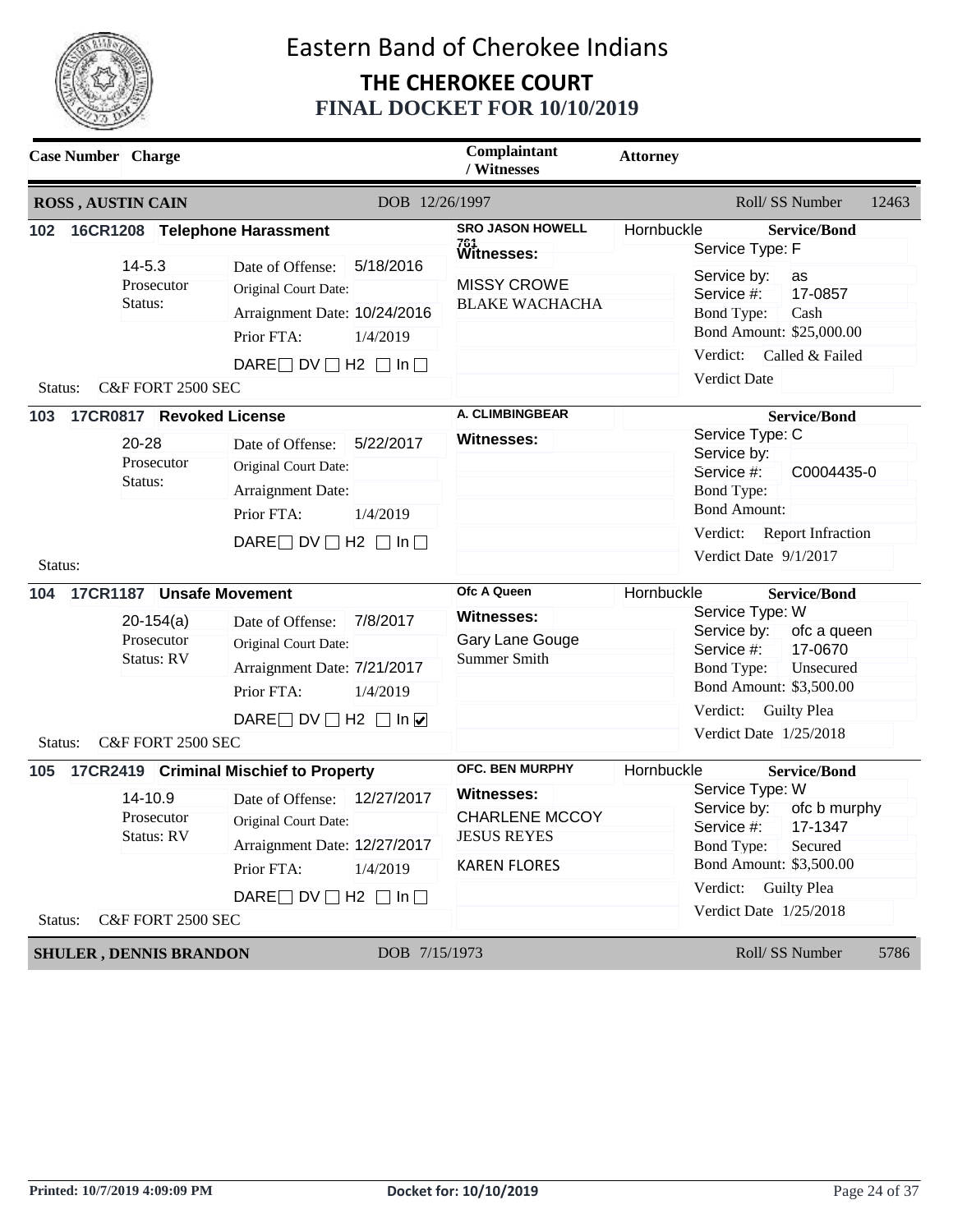# Eastern Band of Cherokee Indians

## THE CHEROKEE COURT

### FINAL DOCKET FOR 10/10/2019

| Case Number | Charge | Complaintant / Witnesses | Attorney |
|---|---|---|---|

**ROSS , AUSTIN CAIN** DOB 12/26/1997 Roll/ SS Number 12463

**102 16CR1208 Telephone Harassment**

- 14-5.3
- Prosecutor Status:
- Date of Offense: 5/18/2016
- Original Court Date:
- Arraignment Date: 10/24/2016
- Prior FTA: 1/4/2019
- DARE ☐ DV ☐ H2 ☐ In ☐
- Status: C&F FORT 2500 SEC

Complaintant: SRO JASON HOWELL 761
Witnesses: MISSY CROWE, BLAKE WACHACHA
Attorney: Hornbuckle

Service/Bond:
- Service Type: F
- Service by: as
- Service #: 17-0857
- Bond Type: Cash
- Bond Amount: $25,000.00
- Verdict: Called & Failed
- Verdict Date

**103 17CR0817 Revoked License**

- 20-28
- Prosecutor Status:
- Date of Offense: 5/22/2017
- Original Court Date:
- Arraignment Date:
- Prior FTA: 1/4/2019
- DARE ☐ DV ☐ H2 ☐ In ☐
- Status:

Complaintant: A. CLIMBINGBEAR
Witnesses:

Service/Bond:
- Service Type: C
- Service by:
- Service #: C0004435-0
- Bond Type:
- Bond Amount:
- Verdict: Report Infraction
- Verdict Date 9/1/2017

**104 17CR1187 Unsafe Movement**

- 20-154(a)
- Prosecutor Status: RV
- Date of Offense: 7/8/2017
- Original Court Date:
- Arraignment Date: 7/21/2017
- Prior FTA: 1/4/2019
- DARE ☐ DV ☐ H2 ☐ In ☑
- Status: C&F FORT 2500 SEC

Complaintant: Ofc A Queen
Witnesses: Gary Lane Gouge, Summer Smith
Attorney: Hornbuckle

Service/Bond:
- Service Type: W
- Service by: ofc a queen
- Service #: 17-0670
- Bond Type: Unsecured
- Bond Amount: $3,500.00
- Verdict: Guilty Plea
- Verdict Date 1/25/2018

**105 17CR2419 Criminal Mischief to Property**

- 14-10.9
- Prosecutor Status: RV
- Date of Offense: 12/27/2017
- Original Court Date:
- Arraignment Date: 12/27/2017
- Prior FTA: 1/4/2019
- DARE ☐ DV ☐ H2 ☐ In ☐
- Status: C&F FORT 2500 SEC

Complaintant: OFC. BEN MURPHY
Witnesses: CHARLENE MCCOY, JESUS REYES, KAREN FLORES
Attorney: Hornbuckle

Service/Bond:
- Service Type: W
- Service by: ofc b murphy
- Service #: 17-1347
- Bond Type: Secured
- Bond Amount: $3,500.00
- Verdict: Guilty Plea
- Verdict Date 1/25/2018

**SHULER , DENNIS BRANDON** DOB 7/15/1973 Roll/ SS Number 5786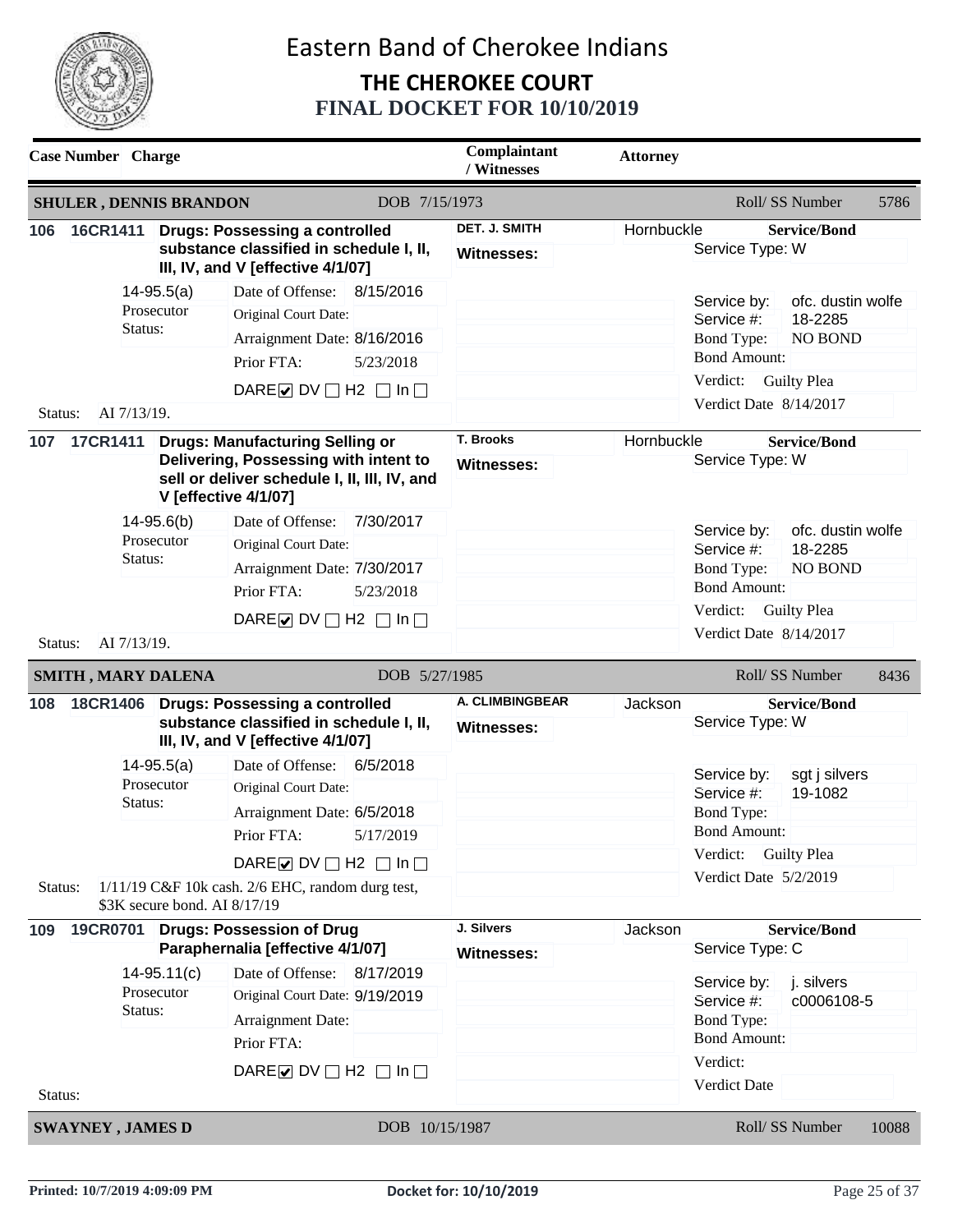# Eastern Band of Cherokee Indians

## THE CHEROKEE COURT

## FINAL DOCKET FOR 10/10/2019

| Case Number | Charge | Complaintant / Witnesses | Attorney | |
|---|---|---|---|---|

**SHULER , DENNIS BRANDON** — DOB 7/15/1973 — Roll/ SS Number 5786

**106 16CR1411 Drugs: Possessing a controlled substance classified in schedule I, II, III, IV, and V [effective 4/1/07]**

- 14-95.5(a)
- Prosecutor Status:
- Date of Offense: 8/15/2016
- Original Court Date:
- Arraignment Date: 8/16/2016
- Prior FTA: 5/23/2018
- DARE ☑ DV ☐ H2 ☐ In ☐
- Complaintant: DET. J. SMITH
- Witnesses:
- Attorney: Hornbuckle
- Service/Bond: Service Type: W; Service by: ofc. dustin wolfe; Service #: 18-2285; Bond Type: NO BOND; Bond Amount:
- Verdict: Guilty Plea
- Verdict Date 8/14/2017

Status: AI 7/13/19.

**107 17CR1411 Drugs: Manufacturing Selling or Delivering, Possessing with intent to sell or deliver schedule I, II, III, IV, and V [effective 4/1/07]**

- 14-95.6(b)
- Prosecutor Status:
- Date of Offense: 7/30/2017
- Original Court Date:
- Arraignment Date: 7/30/2017
- Prior FTA: 5/23/2018
- DARE ☑ DV ☐ H2 ☐ In ☐
- Complaintant: T. Brooks
- Witnesses:
- Attorney: Hornbuckle
- Service/Bond: Service Type: W; Service by: ofc. dustin wolfe; Service #: 18-2285; Bond Type: NO BOND; Bond Amount:
- Verdict: Guilty Plea
- Verdict Date 8/14/2017

Status: AI 7/13/19.

**SMITH , MARY DALENA** — DOB 5/27/1985 — Roll/ SS Number 8436

**108 18CR1406 Drugs: Possessing a controlled substance classified in schedule I, II, III, IV, and V [effective 4/1/07]**

- 14-95.5(a)
- Prosecutor Status:
- Date of Offense: 6/5/2018
- Original Court Date:
- Arraignment Date: 6/5/2018
- Prior FTA: 5/17/2019
- DARE ☑ DV ☐ H2 ☐ In ☐
- Complaintant: A. CLIMBINGBEAR
- Witnesses:
- Attorney: Jackson
- Service/Bond: Service Type: W; Service by: sgt j silvers; Service #: 19-1082; Bond Type:; Bond Amount:
- Verdict: Guilty Plea
- Verdict Date 5/2/2019

Status: 1/11/19 C&F 10k cash. 2/6 EHC, random durg test, $3K secure bond. AI 8/17/19

**109 19CR0701 Drugs: Possession of Drug Paraphernalia [effective 4/1/07]**

- 14-95.11(c)
- Prosecutor Status:
- Date of Offense: 8/17/2019
- Original Court Date: 9/19/2019
- Arraignment Date:
- Prior FTA:
- DARE ☑ DV ☐ H2 ☐ In ☐
- Complaintant: J. Silvers
- Witnesses:
- Attorney: Jackson
- Service/Bond: Service Type: C; Service by: j. silvers; Service #: c0006108-5; Bond Type:; Bond Amount:
- Verdict:
- Verdict Date

Status:

**SWAYNEY , JAMES D** — DOB 10/15/1987 — Roll/ SS Number 10088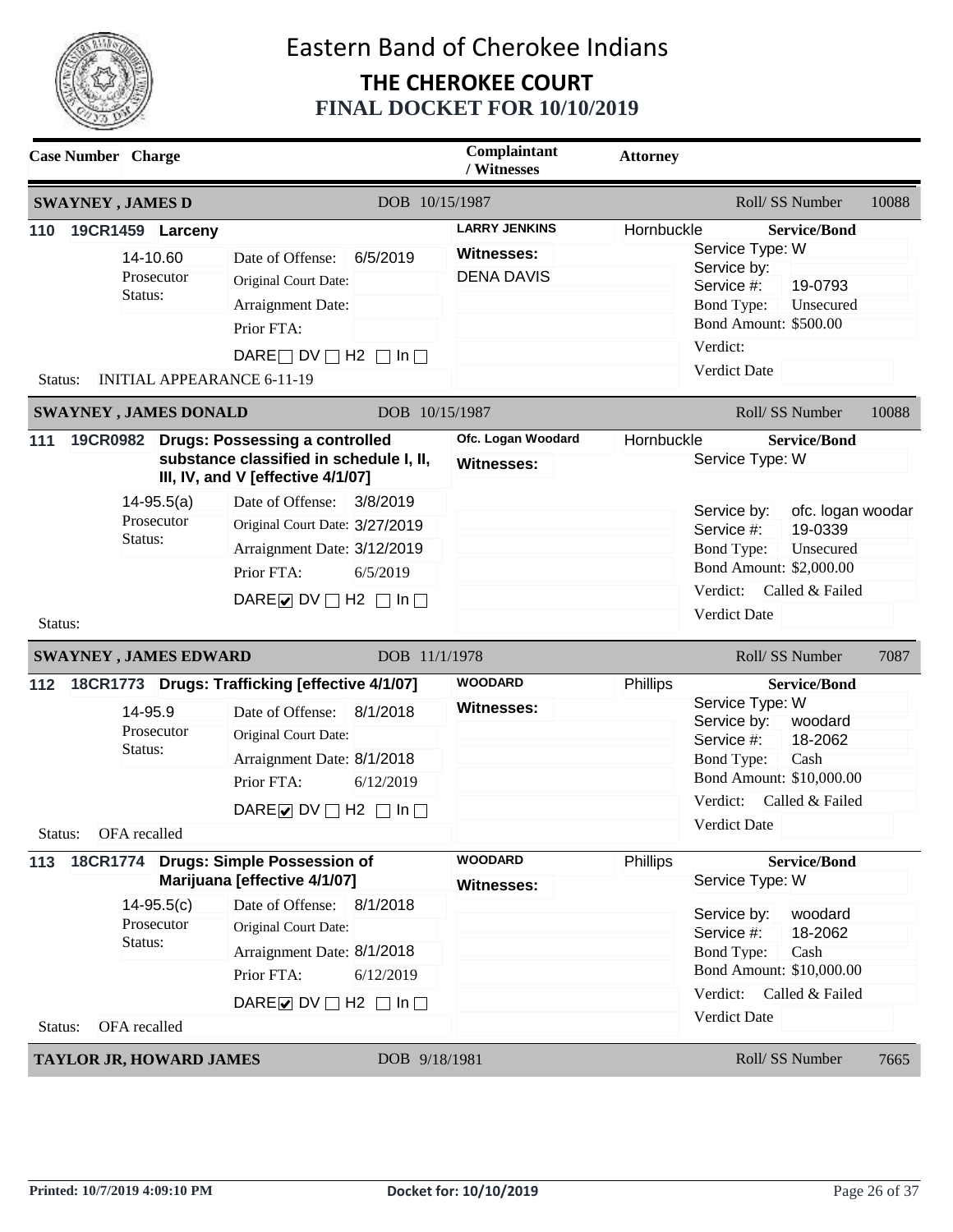# Eastern Band of Cherokee Indians

## THE CHEROKEE COURT

## FINAL DOCKET FOR 10/10/2019

| Case Number | Charge | Complaintant / Witnesses | Attorney |
|---|---|---|---|

**SWAYNEY , JAMES D** — DOB 10/15/1987 — Roll/ SS Number 10088

**110 19CR1459 Larceny**

- 14-10.60
- Prosecutor Status:
- Date of Offense: 6/5/2019
- Original Court Date:
- Arraignment Date:
- Prior FTA:
- DARE ☐ DV ☐ H2 ☐ In ☐
- Complaintant: LARRY JENKINS
- Witnesses: DENA DAVIS
- Attorney: Hornbuckle
- Service/Bond: Service Type: W; Service by: ; Service #: 19-0793; Bond Type: Unsecured; Bond Amount: $500.00; Verdict: ; Verdict Date
- Status: INITIAL APPEARANCE 6-11-19

**SWAYNEY , JAMES DONALD** — DOB 10/15/1987 — Roll/ SS Number 10088

**111 19CR0982 Drugs: Possessing a controlled substance classified in schedule I, II, III, IV, and V [effective 4/1/07]**

- 14-95.5(a)
- Prosecutor Status:
- Date of Offense: 3/8/2019
- Original Court Date: 3/27/2019
- Arraignment Date: 3/12/2019
- Prior FTA: 6/5/2019
- DARE ☑ DV ☐ H2 ☐ In ☐
- Complaintant: Ofc. Logan Woodard
- Witnesses:
- Attorney: Hornbuckle
- Service/Bond: Service Type: W; Service by: ofc. logan woodar; Service #: 19-0339; Bond Type: Unsecured; Bond Amount: $2,000.00; Verdict: Called & Failed; Verdict Date
- Status:

**SWAYNEY , JAMES EDWARD** — DOB 11/1/1978 — Roll/ SS Number 7087

**112 18CR1773 Drugs: Trafficking [effective 4/1/07]**

- 14-95.9
- Prosecutor Status:
- Date of Offense: 8/1/2018
- Original Court Date:
- Arraignment Date: 8/1/2018
- Prior FTA: 6/12/2019
- DARE ☑ DV ☐ H2 ☐ In ☐
- Complaintant: WOODARD
- Witnesses:
- Attorney: Phillips
- Service/Bond: Service Type: W; Service by: woodard; Service #: 18-2062; Bond Type: Cash; Bond Amount: $10,000.00; Verdict: Called & Failed; Verdict Date
- Status: OFA recalled

**113 18CR1774 Drugs: Simple Possession of Marijuana [effective 4/1/07]**

- 14-95.5(c)
- Prosecutor Status:
- Date of Offense: 8/1/2018
- Original Court Date:
- Arraignment Date: 8/1/2018
- Prior FTA: 6/12/2019
- DARE ☑ DV ☐ H2 ☐ In ☐
- Complaintant: WOODARD
- Witnesses:
- Attorney: Phillips
- Service/Bond: Service Type: W; Service by: woodard; Service #: 18-2062; Bond Type: Cash; Bond Amount: $10,000.00; Verdict: Called & Failed; Verdict Date
- Status: OFA recalled

**TAYLOR JR, HOWARD JAMES** — DOB 9/18/1981 — Roll/ SS Number 7665

Printed: 10/7/2019 4:09:10 PM — Docket for: 10/10/2019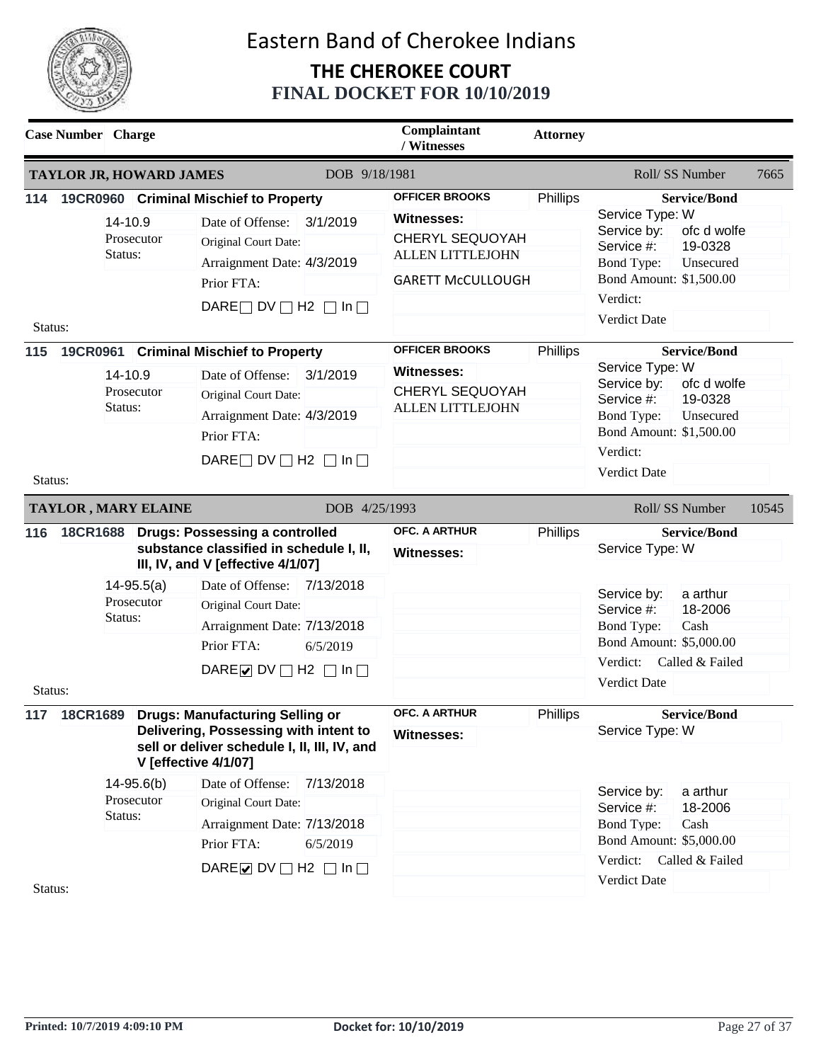# Eastern Band of Cherokee Indians

## THE CHEROKEE COURT

### FINAL DOCKET FOR 10/10/2019

| Case Number | Charge | Complaintant / Witnesses | Attorney | |
|---|---|---|---|---|

**TAYLOR JR, HOWARD JAMES** — DOB 9/18/1981 — Roll/ SS Number 7665

**114 19CR0960 Criminal Mischief to Property**

- 14-10.9
- Prosecutor Status:
- Date of Offense: 3/1/2019
- Original Court Date:
- Arraignment Date: 4/3/2019
- Prior FTA:
- DARE ☐ DV ☐ H2 ☐ In ☐
- Complaintant: OFFICER BROOKS
- Witnesses: CHERYL SEQUOYAH, ALLEN LITTLEJOHN, GARETT McCULLOUGH
- Attorney: Phillips
- Service/Bond: Service Type: W; Service by: ofc d wolfe; Service #: 19-0328; Bond Type: Unsecured; Bond Amount: $1,500.00; Verdict: ; Verdict Date
- Status:

**115 19CR0961 Criminal Mischief to Property**

- 14-10.9
- Prosecutor Status:
- Date of Offense: 3/1/2019
- Original Court Date:
- Arraignment Date: 4/3/2019
- Prior FTA:
- DARE ☐ DV ☐ H2 ☐ In ☐
- Complaintant: OFFICER BROOKS
- Witnesses: CHERYL SEQUOYAH, ALLEN LITTLEJOHN
- Attorney: Phillips
- Service/Bond: Service Type: W; Service by: ofc d wolfe; Service #: 19-0328; Bond Type: Unsecured; Bond Amount: $1,500.00; Verdict: ; Verdict Date
- Status:

**TAYLOR , MARY ELAINE** — DOB 4/25/1993 — Roll/ SS Number 10545

**116 18CR1688 Drugs: Possessing a controlled substance classified in schedule I, II, III, IV, and V [effective 4/1/07]**

- 14-95.5(a)
- Prosecutor Status:
- Date of Offense: 7/13/2018
- Original Court Date:
- Arraignment Date: 7/13/2018
- Prior FTA: 6/5/2019
- DARE ☑ DV ☐ H2 ☐ In ☐
- Complaintant: OFC. A ARTHUR
- Witnesses:
- Attorney: Phillips
- Service/Bond: Service Type: W; Service by: a arthur; Service #: 18-2006; Bond Type: Cash; Bond Amount: $5,000.00; Verdict: Called & Failed; Verdict Date
- Status:

**117 18CR1689 Drugs: Manufacturing Selling or Delivering, Possessing with intent to sell or deliver schedule I, II, III, IV, and V [effective 4/1/07]**

- 14-95.6(b)
- Prosecutor Status:
- Date of Offense: 7/13/2018
- Original Court Date:
- Arraignment Date: 7/13/2018
- Prior FTA: 6/5/2019
- DARE ☑ DV ☐ H2 ☐ In ☐
- Complaintant: OFC. A ARTHUR
- Witnesses:
- Attorney: Phillips
- Service/Bond: Service Type: W; Service by: a arthur; Service #: 18-2006; Bond Type: Cash; Bond Amount: $5,000.00; Verdict: Called & Failed; Verdict Date
- Status: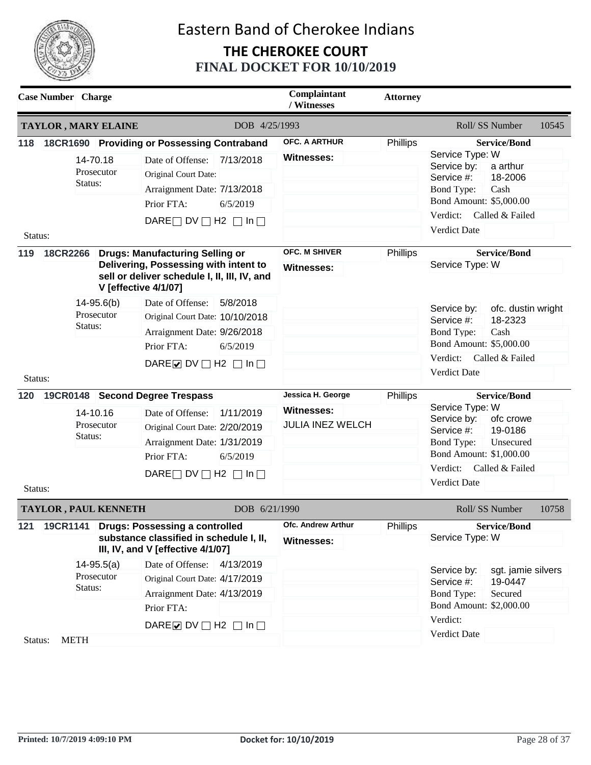# Eastern Band of Cherokee Indians

## THE CHEROKEE COURT

## FINAL DOCKET FOR 10/10/2019

| Case Number | Charge | Complaintant / Witnesses | Attorney | Service/Bond |
|---|---|---|---|---|

### TAYLOR , MARY ELAINE — DOB 4/25/1993 — Roll/ SS Number 10545

**118 18CR1690 Providing or Possessing Contraband**

- 14-70.18
- Prosecutor Status:
- Date of Offense: 7/13/2018
- Original Court Date:
- Arraignment Date: 7/13/2018
- Prior FTA: 6/5/2019
- DARE ☐ DV ☐ H2 ☐ In ☐
- Complaintant: OFC. A ARTHUR
- Witnesses:
- Attorney: Phillips
- Service/Bond: Service Type: W; Service by: a arthur; Service #: 18-2006; Bond Type: Cash; Bond Amount: $5,000.00; Verdict: Called & Failed; Verdict Date
- Status:

**119 18CR2266 Drugs: Manufacturing Selling or Delivering, Possessing with intent to sell or deliver schedule I, II, III, IV, and V [effective 4/1/07]**

- 14-95.6(b)
- Prosecutor Status:
- Date of Offense: 5/8/2018
- Original Court Date: 10/10/2018
- Arraignment Date: 9/26/2018
- Prior FTA: 6/5/2019
- DARE ☑ DV ☐ H2 ☐ In ☐
- Complaintant: OFC. M SHIVER
- Witnesses:
- Attorney: Phillips
- Service/Bond: Service Type: W; Service by: ofc. dustin wright; Service #: 18-2323; Bond Type: Cash; Bond Amount: $5,000.00; Verdict: Called & Failed; Verdict Date
- Status:

**120 19CR0148 Second Degree Trespass**

- 14-10.16
- Prosecutor Status:
- Date of Offense: 1/11/2019
- Original Court Date: 2/20/2019
- Arraignment Date: 1/31/2019
- Prior FTA: 6/5/2019
- DARE ☐ DV ☐ H2 ☐ In ☐
- Complaintant: Jessica H. George
- Witnesses: JULIA INEZ WELCH
- Attorney: Phillips
- Service/Bond: Service Type: W; Service by: ofc crowe; Service #: 19-0186; Bond Type: Unsecured; Bond Amount: $1,000.00; Verdict: Called & Failed; Verdict Date
- Status:

### TAYLOR , PAUL KENNETH — DOB 6/21/1990 — Roll/ SS Number 10758

**121 19CR1141 Drugs: Possessing a controlled substance classified in schedule I, II, III, IV, and V [effective 4/1/07]**

- 14-95.5(a)
- Prosecutor Status:
- Date of Offense: 4/13/2019
- Original Court Date: 4/17/2019
- Arraignment Date: 4/13/2019
- Prior FTA:
- DARE ☑ DV ☐ H2 ☐ In ☐
- Complaintant: Ofc. Andrew Arthur
- Witnesses:
- Attorney: Phillips
- Service/Bond: Service Type: W; Service by: sgt. jamie silvers; Service #: 19-0447; Bond Type: Secured; Bond Amount: $2,000.00; Verdict:; Verdict Date
- Status: METH

Printed: 10/7/2019 4:09:10 PM — Docket for: 10/10/2019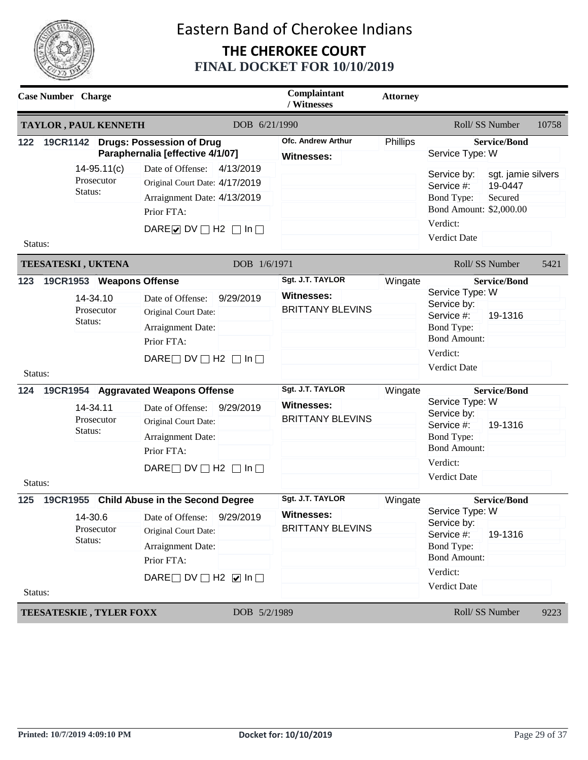# Eastern Band of Cherokee Indians

## THE CHEROKEE COURT

### FINAL DOCKET FOR 10/10/2019

| Case Number | Charge | Complaintant / Witnesses | Attorney | |
|---|---|---|---|---|

**TAYLOR , PAUL KENNETH** — DOB 6/21/1990 — Roll/ SS Number 10758

**122 19CR1142 Drugs: Possession of Drug Paraphernalia [effective 4/1/07]**

- 14-95.11(c)
- Prosecutor Status:
- Date of Offense: 4/13/2019
- Original Court Date: 4/17/2019
- Arraignment Date: 4/13/2019
- Prior FTA:
- DARE ☑ DV ☐ H2 ☐ In ☐
- Complaintant: Ofc. Andrew Arthur
- Witnesses:
- Attorney: Phillips
- **Service/Bond**
  - Service Type: W
  - Service by: sgt. jamie silvers
  - Service #: 19-0447
  - Bond Type: Secured
  - Bond Amount: $2,000.00
  - Verdict:
  - Verdict Date

Status:

**TEESATESKI , UKTENA** — DOB 1/6/1971 — Roll/ SS Number 5421

**123 19CR1953 Weapons Offense**

- 14-34.10
- Prosecutor Status:
- Date of Offense: 9/29/2019
- Original Court Date:
- Arraignment Date:
- Prior FTA:
- DARE ☐ DV ☐ H2 ☐ In ☐
- Complaintant: Sgt. J.T. TAYLOR
- Witnesses: BRITTANY BLEVINS
- Attorney: Wingate
- **Service/Bond**
  - Service Type: W
  - Service by:
  - Service #: 19-1316
  - Bond Type:
  - Bond Amount:
  - Verdict:
  - Verdict Date

Status:

**124 19CR1954 Aggravated Weapons Offense**

- 14-34.11
- Prosecutor Status:
- Date of Offense: 9/29/2019
- Original Court Date:
- Arraignment Date:
- Prior FTA:
- DARE ☐ DV ☐ H2 ☐ In ☐
- Complaintant: Sgt. J.T. TAYLOR
- Witnesses: BRITTANY BLEVINS
- Attorney: Wingate
- **Service/Bond**
  - Service Type: W
  - Service by:
  - Service #: 19-1316
  - Bond Type:
  - Bond Amount:
  - Verdict:
  - Verdict Date

Status:

**125 19CR1955 Child Abuse in the Second Degree**

- 14-30.6
- Prosecutor Status:
- Date of Offense: 9/29/2019
- Original Court Date:
- Arraignment Date:
- Prior FTA:
- DARE ☐ DV ☐ H2 ☑ In ☐
- Complaintant: Sgt. J.T. TAYLOR
- Witnesses: BRITTANY BLEVINS
- Attorney: Wingate
- **Service/Bond**
  - Service Type: W
  - Service by:
  - Service #: 19-1316
  - Bond Type:
  - Bond Amount:
  - Verdict:
  - Verdict Date

Status:

**TEESATESKIE , TYLER FOXX** — DOB 5/2/1989 — Roll/ SS Number 9223

Printed: 10/7/2019 4:09:10 PM — Docket for: 10/10/2019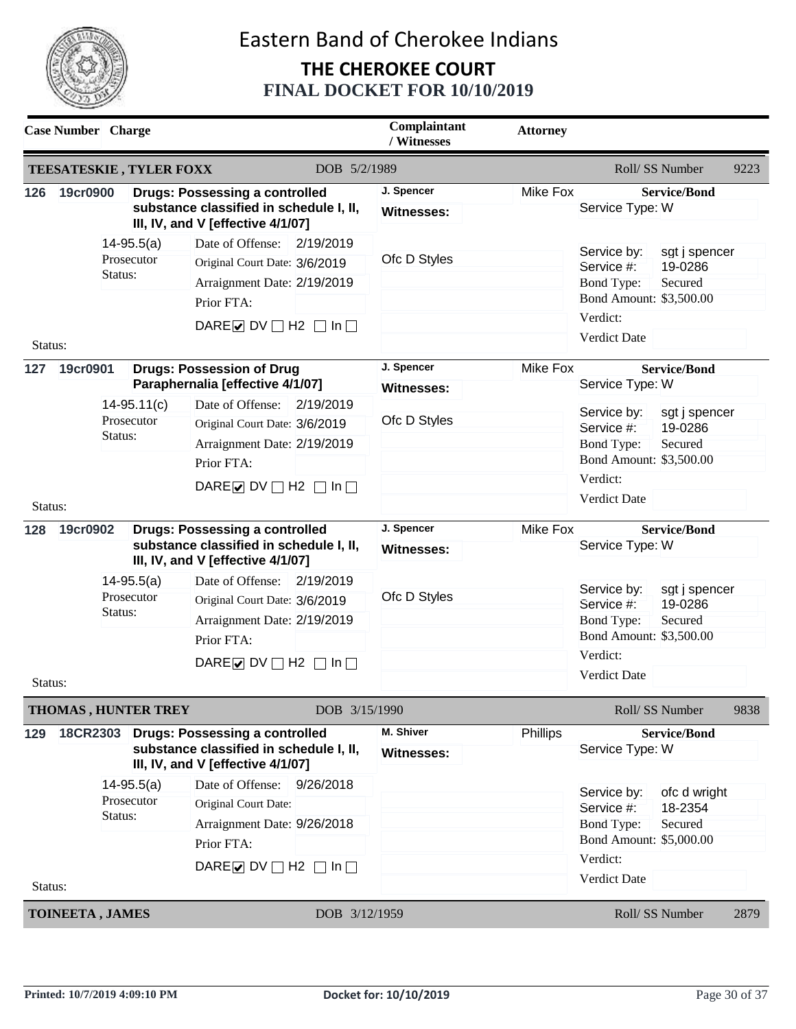# Eastern Band of Cherokee Indians

## THE CHEROKEE COURT

### FINAL DOCKET FOR 10/10/2019

| Case Number | Charge | Complaintant / Witnesses | Attorney | |
|---|---|---|---|---|

**TEESATESKIE , TYLER FOXX** — DOB 5/2/1989 — Roll/ SS Number 9223

| | Case Number | Charge | Complaintant / Witnesses | Attorney | Service/Bond |
|---|---|---|---|---|---|
| 126 | 19cr0900 | **Drugs: Possessing a controlled substance classified in schedule I, II, III, IV, and V [effective 4/1/07]**<br>14-95.5(a)<br>Prosecutor Status:<br>Date of Offense: 2/19/2019<br>Original Court Date: 3/6/2019<br>Arraignment Date: 2/19/2019<br>Prior FTA:<br>DARE ☑ DV ☐ H2 ☐ In ☐ | J. Spencer<br>Witnesses:<br>Ofc D Styles | Mike Fox | Service Type: W<br>Service by: sgt j spencer<br>Service #: 19-0286<br>Bond Type: Secured<br>Bond Amount: $3,500.00<br>Verdict:<br>Verdict Date |
| Status: | | | | | |
| 127 | 19cr0901 | **Drugs: Possession of Drug Paraphernalia [effective 4/1/07]**<br>14-95.11(c)<br>Prosecutor Status:<br>Date of Offense: 2/19/2019<br>Original Court Date: 3/6/2019<br>Arraignment Date: 2/19/2019<br>Prior FTA:<br>DARE ☑ DV ☐ H2 ☐ In ☐ | J. Spencer<br>Witnesses:<br>Ofc D Styles | Mike Fox | Service Type: W<br>Service by: sgt j spencer<br>Service #: 19-0286<br>Bond Type: Secured<br>Bond Amount: $3,500.00<br>Verdict:<br>Verdict Date |
| Status: | | | | | |
| 128 | 19cr0902 | **Drugs: Possessing a controlled substance classified in schedule I, II, III, IV, and V [effective 4/1/07]**<br>14-95.5(a)<br>Prosecutor Status:<br>Date of Offense: 2/19/2019<br>Original Court Date: 3/6/2019<br>Arraignment Date: 2/19/2019<br>Prior FTA:<br>DARE ☑ DV ☐ H2 ☐ In ☐ | J. Spencer<br>Witnesses:<br>Ofc D Styles | Mike Fox | Service Type: W<br>Service by: sgt j spencer<br>Service #: 19-0286<br>Bond Type: Secured<br>Bond Amount: $3,500.00<br>Verdict:<br>Verdict Date |
| Status: | | | | | |

**THOMAS , HUNTER TREY** — DOB 3/15/1990 — Roll/ SS Number 9838

| | Case Number | Charge | Complaintant / Witnesses | Attorney | Service/Bond |
|---|---|---|---|---|---|
| 129 | 18CR2303 | **Drugs: Possessing a controlled substance classified in schedule I, II, III, IV, and V [effective 4/1/07]**<br>14-95.5(a)<br>Prosecutor Status:<br>Date of Offense: 9/26/2018<br>Original Court Date:<br>Arraignment Date: 9/26/2018<br>Prior FTA:<br>DARE ☑ DV ☐ H2 ☐ In ☐ | M. Shiver<br>Witnesses: | Phillips | Service Type: W<br>Service by: ofc d wright<br>Service #: 18-2354<br>Bond Type: Secured<br>Bond Amount: $5,000.00<br>Verdict:<br>Verdict Date |
| Status: | | | | | |

**TOINEETA , JAMES** — DOB 3/12/1959 — Roll/ SS Number 2879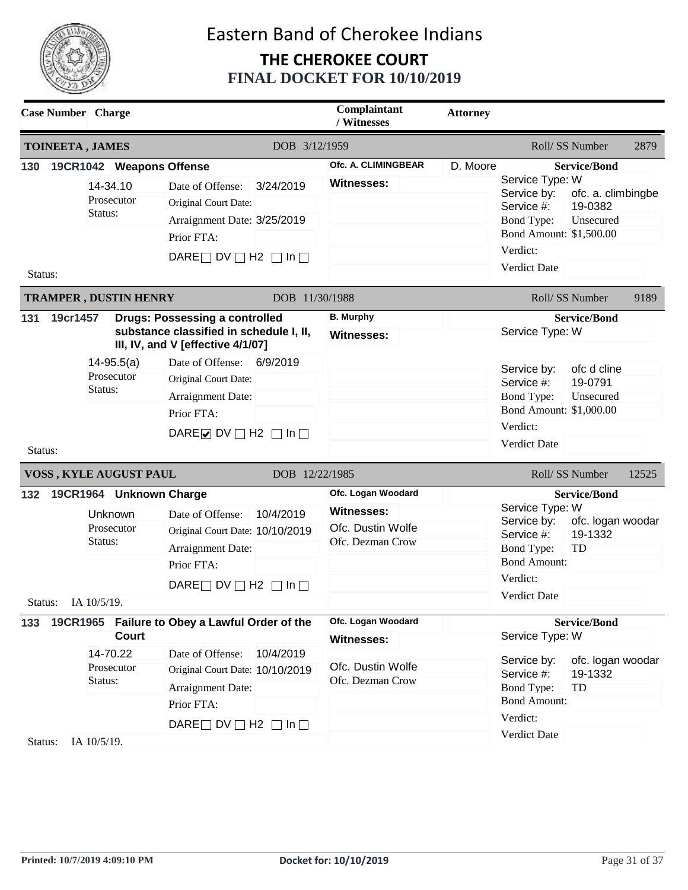# Eastern Band of Cherokee Indians

## THE CHEROKEE COURT

### FINAL DOCKET FOR 10/10/2019

| Case Number | Charge | Complaintant / Witnesses | Attorney |
|---|---|---|---|

---

**TOINEETA , JAMES** — DOB 3/12/1959 — Roll/ SS Number 2879

**130 19CR1042 Weapons Offense**

- 14-34.10
- Prosecutor Status:
- Date of Offense: 3/24/2019
- Original Court Date:
- Arraignment Date: 3/25/2019
- Prior FTA:
- DARE ☐ DV ☐ H2 ☐ In ☐
- Complaintant: Ofc. A. CLIMINGBEAR
- Witnesses:
- Attorney: D. Moore

**Service/Bond**
- Service Type: W
- Service by: ofc. a. climbingbe
- Service #: 19-0382
- Bond Type: Unsecured
- Bond Amount: $1,500.00
- Verdict:
- Verdict Date

Status:

---

**TRAMPER , DUSTIN HENRY** — DOB 11/30/1988 — Roll/ SS Number 9189

**131 19cr1457 Drugs: Possessing a controlled substance classified in schedule I, II, III, IV, and V [effective 4/1/07]**

- 14-95.5(a)
- Prosecutor Status:
- Date of Offense: 6/9/2019
- Original Court Date:
- Arraignment Date:
- Prior FTA:
- DARE ☑ DV ☐ H2 ☐ In ☐
- Complaintant: B. Murphy
- Witnesses:

**Service/Bond**
- Service Type: W
- Service by: ofc d cline
- Service #: 19-0791
- Bond Type: Unsecured
- Bond Amount: $1,000.00
- Verdict:
- Verdict Date

Status:

---

**VOSS , KYLE AUGUST PAUL** — DOB 12/22/1985 — Roll/ SS Number 12525

**132 19CR1964 Unknown Charge**

- Unknown
- Prosecutor Status:
- Date of Offense: 10/4/2019
- Original Court Date: 10/10/2019
- Arraignment Date:
- Prior FTA:
- DARE ☐ DV ☐ H2 ☐ In ☐
- Complaintant: Ofc. Logan Woodard
- Witnesses: Ofc. Dustin Wolfe, Ofc. Dezman Crow

**Service/Bond**
- Service Type: W
- Service by: ofc. logan woodar
- Service #: 19-1332
- Bond Type: TD
- Bond Amount:
- Verdict:
- Verdict Date

Status: IA 10/5/19.

**133 19CR1965 Failure to Obey a Lawful Order of the Court**

- 14-70.22
- Prosecutor Status:
- Date of Offense: 10/4/2019
- Original Court Date: 10/10/2019
- Arraignment Date:
- Prior FTA:
- DARE ☐ DV ☐ H2 ☐ In ☐
- Complaintant: Ofc. Logan Woodard
- Witnesses: Ofc. Dustin Wolfe, Ofc. Dezman Crow

**Service/Bond**
- Service Type: W
- Service by: ofc. logan woodar
- Service #: 19-1332
- Bond Type: TD
- Bond Amount:
- Verdict:
- Verdict Date

Status: IA 10/5/19.

Printed: 10/7/2019 4:09:10 PM — Docket for: 10/10/2019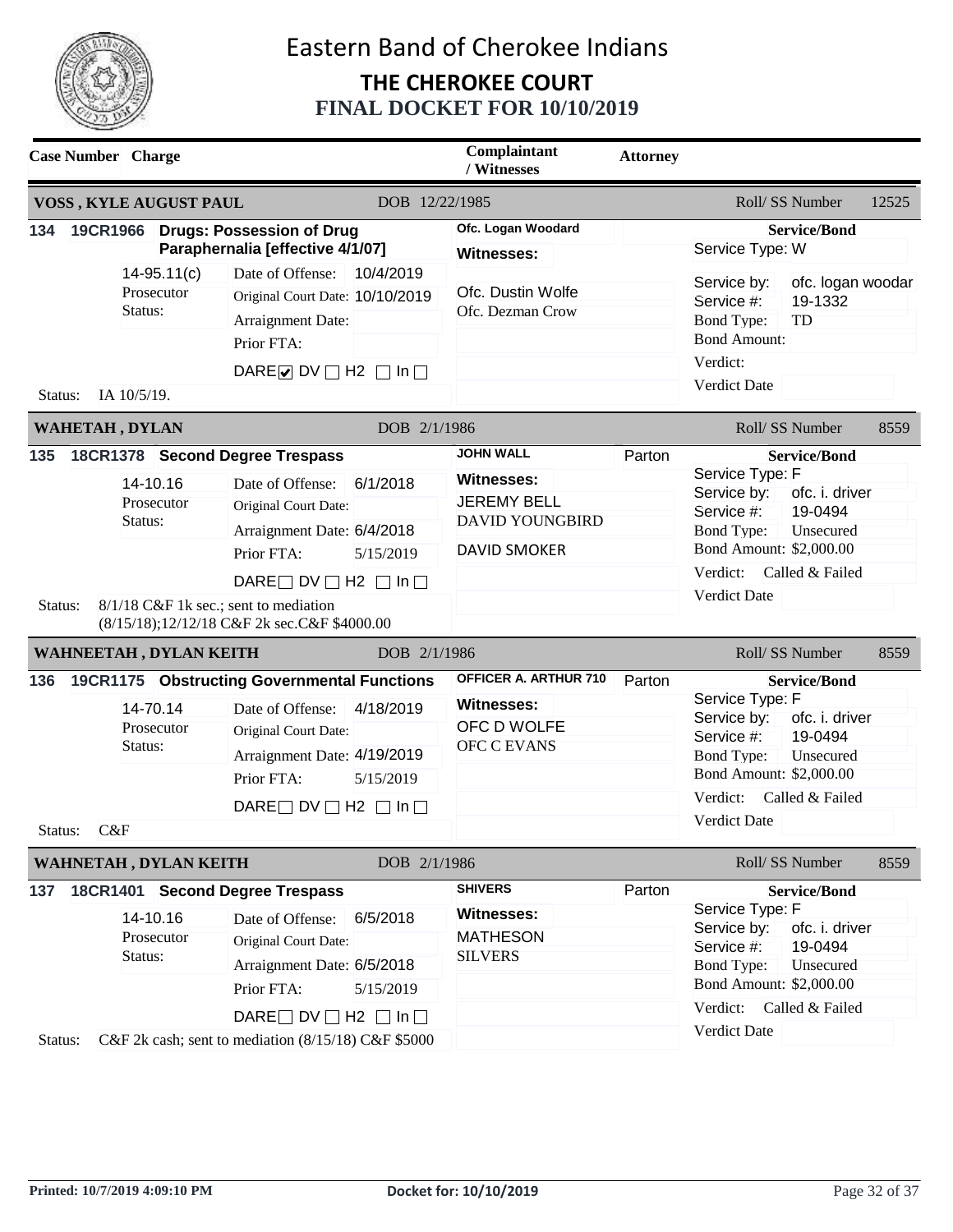# Eastern Band of Cherokee Indians

## THE CHEROKEE COURT

## FINAL DOCKET FOR 10/10/2019

| Case Number | Charge | Complaintant / Witnesses | Attorney |
|---|---|---|---|

---

**VOSS , KYLE AUGUST PAUL** — DOB 12/22/1985 — Roll/ SS Number 12525

**134 19CR1966 Drugs: Possession of Drug Paraphernalia [effective 4/1/07]**

- 14-95.11(c)
- Prosecutor Status:
- Date of Offense: 10/4/2019
- Original Court Date: 10/10/2019
- Arraignment Date:
- Prior FTA:
- DARE ☑ DV ☐ H2 ☐ In ☐

Complaintant: Ofc. Logan Woodard

Witnesses: Ofc. Dustin Wolfe, Ofc. Dezman Crow

Attorney:

**Service/Bond**
- Service Type: W
- Service by: ofc. logan woodar
- Service #: 19-1332
- Bond Type: TD
- Bond Amount:
- Verdict:
- Verdict Date

Status: IA 10/5/19.

---

**WAHETAH , DYLAN** — DOB 2/1/1986 — Roll/ SS Number 8559

**135 18CR1378 Second Degree Trespass**

- 14-10.16
- Prosecutor Status:
- Date of Offense: 6/1/2018
- Original Court Date:
- Arraignment Date: 6/4/2018
- Prior FTA: 5/15/2019
- DARE ☐ DV ☐ H2 ☐ In ☐

Complaintant: JOHN WALL

Witnesses: JEREMY BELL, DAVID YOUNGBIRD, DAVID SMOKER

Attorney: Parton

**Service/Bond**
- Service Type: F
- Service by: ofc. i. driver
- Service #: 19-0494
- Bond Type: Unsecured
- Bond Amount: $2,000.00
- Verdict: Called & Failed
- Verdict Date

Status: 8/1/18 C&F 1k sec.; sent to mediation (8/15/18);12/12/18 C&F 2k sec.C&F $4000.00

---

**WAHNEETAH , DYLAN KEITH** — DOB 2/1/1986 — Roll/ SS Number 8559

**136 19CR1175 Obstructing Governmental Functions**

- 14-70.14
- Prosecutor Status:
- Date of Offense: 4/18/2019
- Original Court Date:
- Arraignment Date: 4/19/2019
- Prior FTA: 5/15/2019
- DARE ☐ DV ☐ H2 ☐ In ☐

Complaintant: OFFICER A. ARTHUR 710

Witnesses: OFC D WOLFE, OFC C EVANS

Attorney: Parton

**Service/Bond**
- Service Type: F
- Service by: ofc. i. driver
- Service #: 19-0494
- Bond Type: Unsecured
- Bond Amount: $2,000.00
- Verdict: Called & Failed
- Verdict Date

Status: C&F

---

**WAHNETAH , DYLAN KEITH** — DOB 2/1/1986 — Roll/ SS Number 8559

**137 18CR1401 Second Degree Trespass**

- 14-10.16
- Prosecutor Status:
- Date of Offense: 6/5/2018
- Original Court Date:
- Arraignment Date: 6/5/2018
- Prior FTA: 5/15/2019
- DARE ☐ DV ☐ H2 ☐ In ☐

Complaintant: SHIVERS

Witnesses: MATHESON, SILVERS

Attorney: Parton

**Service/Bond**
- Service Type: F
- Service by: ofc. i. driver
- Service #: 19-0494
- Bond Type: Unsecured
- Bond Amount: $2,000.00
- Verdict: Called & Failed
- Verdict Date

Status: C&F 2k cash; sent to mediation (8/15/18) C&F $5000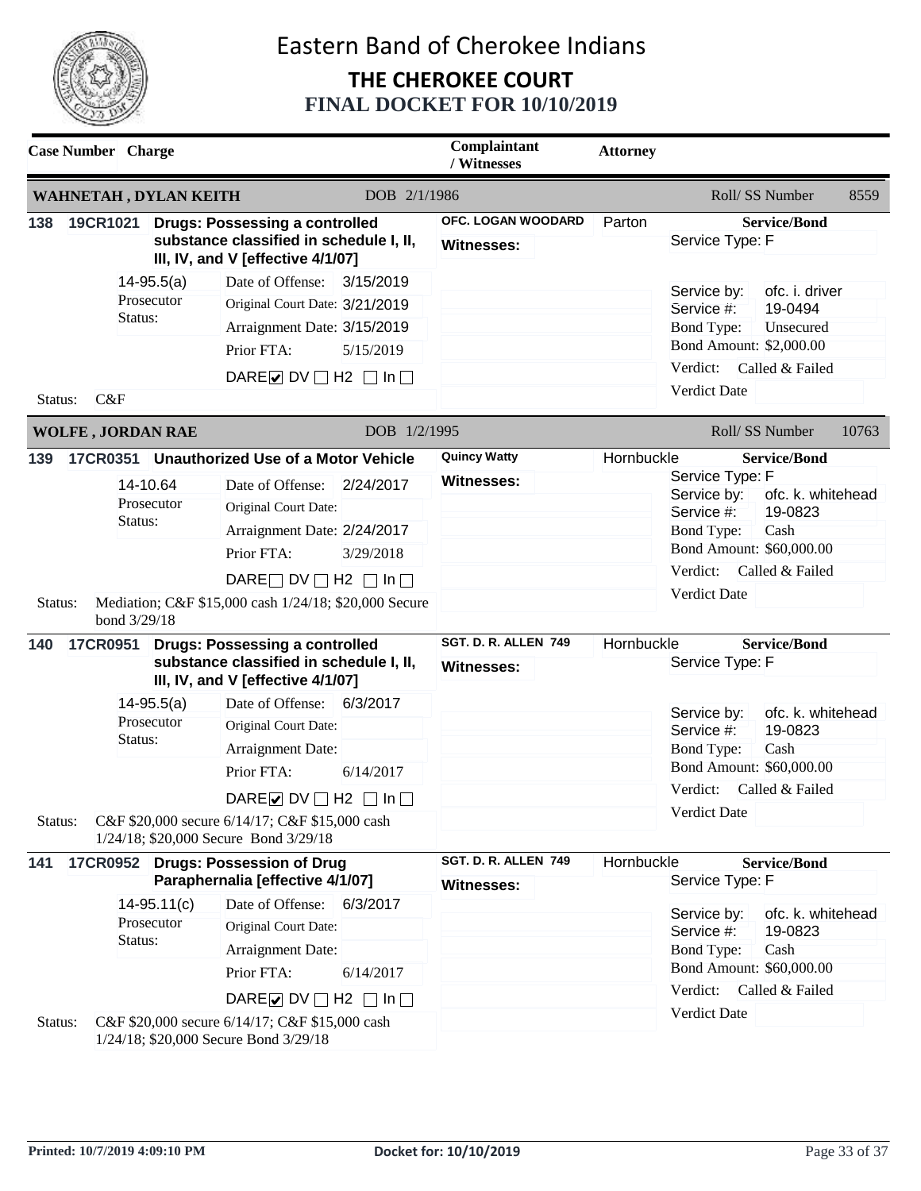# Eastern Band of Cherokee Indians

## THE CHEROKEE COURT

### FINAL DOCKET FOR 10/10/2019

| Case Number | Charge | Complaintant / Witnesses | Attorney |
|---|---|---|---|

**WAHNETAH , DYLAN KEITH** — DOB 2/1/1986 — Roll/ SS Number 8559

**138 19CR1021 Drugs: Possessing a controlled substance classified in schedule I, II, III, IV, and V [effective 4/1/07]**

- Complaintant: OFC. LOGAN WOODARD
- Witnesses:
- Attorney: Parton
- 14-95.5(a)
- Prosecutor Status:
- Date of Offense: 3/15/2019
- Original Court Date: 3/21/2019
- Arraignment Date: 3/15/2019
- Prior FTA: 5/15/2019
- DARE☑ DV ☐ H2 ☐ In ☐
- Status: C&F

**Service/Bond**
- Service Type: F
- Service by: ofc. i. driver
- Service #: 19-0494
- Bond Type: Unsecured
- Bond Amount: $2,000.00
- Verdict: Called & Failed
- Verdict Date

**WOLFE , JORDAN RAE** — DOB 1/2/1995 — Roll/ SS Number 10763

**139 17CR0351 Unauthorized Use of a Motor Vehicle**

- Complaintant: Quincy Watty
- Witnesses:
- Attorney: Hornbuckle
- 14-10.64
- Prosecutor Status:
- Date of Offense: 2/24/2017
- Original Court Date:
- Arraignment Date: 2/24/2017
- Prior FTA: 3/29/2018
- DARE☐ DV ☐ H2 ☐ In ☐
- Status: Mediation; C&F $15,000 cash 1/24/18; $20,000 Secure bond 3/29/18

**Service/Bond**
- Service Type: F
- Service by: ofc. k. whitehead
- Service #: 19-0823
- Bond Type: Cash
- Bond Amount: $60,000.00
- Verdict: Called & Failed
- Verdict Date

**140 17CR0951 Drugs: Possessing a controlled substance classified in schedule I, II, III, IV, and V [effective 4/1/07]**

- Complaintant: SGT. D. R. ALLEN 749
- Witnesses:
- Attorney: Hornbuckle
- 14-95.5(a)
- Prosecutor Status:
- Date of Offense: 6/3/2017
- Original Court Date:
- Arraignment Date:
- Prior FTA: 6/14/2017
- DARE☑ DV ☐ H2 ☐ In ☐
- Status: C&F $20,000 secure 6/14/17; C&F $15,000 cash 1/24/18; $20,000 Secure Bond 3/29/18

**Service/Bond**
- Service Type: F
- Service by: ofc. k. whitehead
- Service #: 19-0823
- Bond Type: Cash
- Bond Amount: $60,000.00
- Verdict: Called & Failed
- Verdict Date

**141 17CR0952 Drugs: Possession of Drug Paraphernalia [effective 4/1/07]**

- Complaintant: SGT. D. R. ALLEN 749
- Witnesses:
- Attorney: Hornbuckle
- 14-95.11(c)
- Prosecutor Status:
- Date of Offense: 6/3/2017
- Original Court Date:
- Arraignment Date:
- Prior FTA: 6/14/2017
- DARE☑ DV ☐ H2 ☐ In ☐
- Status: C&F $20,000 secure 6/14/17; C&F $15,000 cash 1/24/18; $20,000 Secure Bond 3/29/18

**Service/Bond**
- Service Type: F
- Service by: ofc. k. whitehead
- Service #: 19-0823
- Bond Type: Cash
- Bond Amount: $60,000.00
- Verdict: Called & Failed
- Verdict Date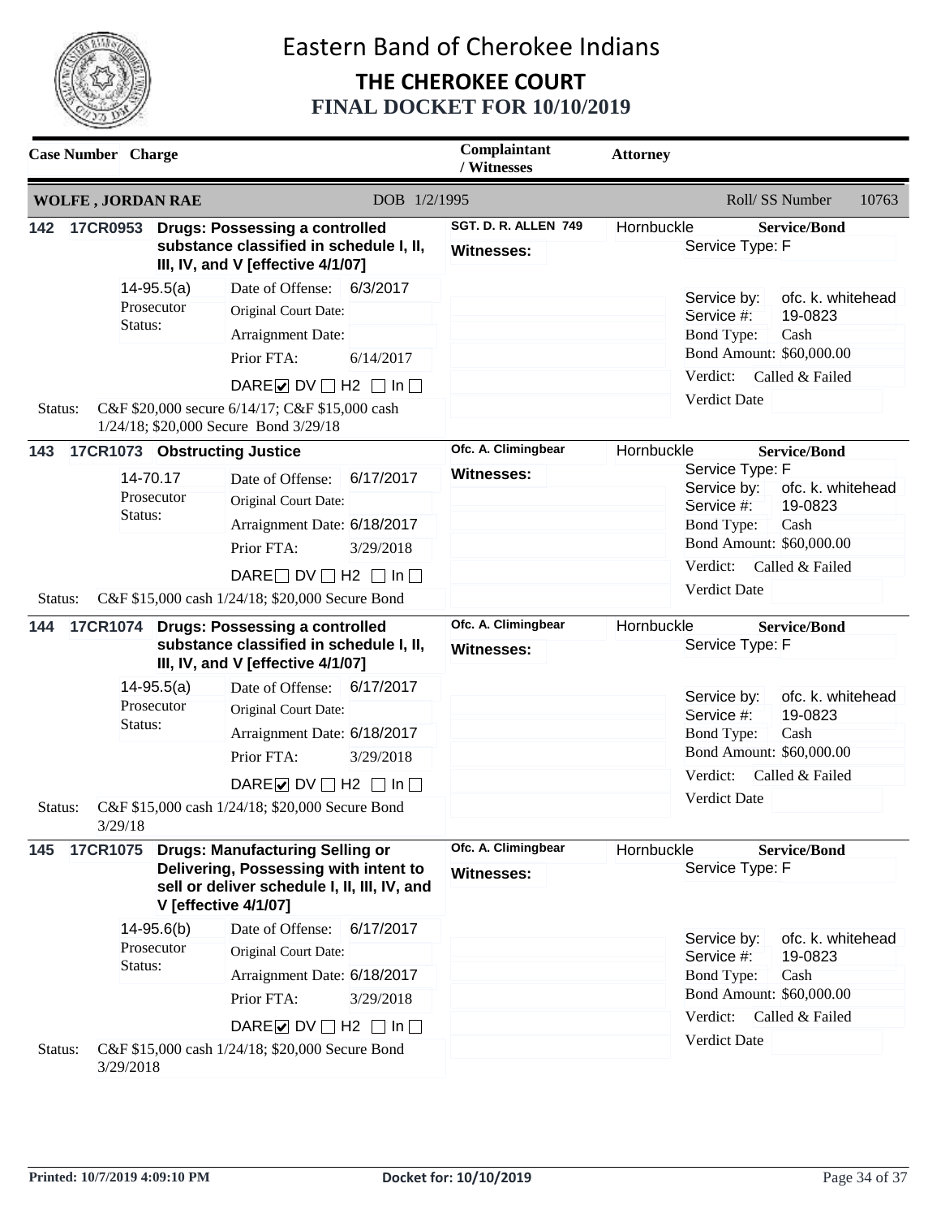# Eastern Band of Cherokee Indians

## THE CHEROKEE COURT

### FINAL DOCKET FOR 10/10/2019

| Case Number | Charge | Complaintant / Witnesses | Attorney |
|---|---|---|---|

**WOLFE , JORDAN RAE** DOB 1/2/1995 Roll/ SS Number 10763

---

**142 17CR0953 Drugs: Possessing a controlled substance classified in schedule I, II, III, IV, and V [effective 4/1/07]**

- Complaintant: SGT. D. R. ALLEN 749
- Witnesses:
- Attorney: Hornbuckle
- 14-95.5(a)
- Prosecutor Status:
- Date of Offense: 6/3/2017
- Original Court Date:
- Arraignment Date:
- Prior FTA: 6/14/2017
- DARE ☑ DV ☐ H2 ☐ In ☐

**Service/Bond**
- Service Type: F
- Service by: ofc. k. whitehead
- Service #: 19-0823
- Bond Type: Cash
- Bond Amount: $60,000.00
- Verdict: Called & Failed
- Verdict Date

Status: C&F $20,000 secure 6/14/17; C&F $15,000 cash 1/24/18; $20,000 Secure Bond 3/29/18

---

**143 17CR1073 Obstructing Justice**

- Complaintant: Ofc. A. Climingbear
- Witnesses:
- Attorney: Hornbuckle
- 14-70.17
- Prosecutor Status:
- Date of Offense: 6/17/2017
- Original Court Date:
- Arraignment Date: 6/18/2017
- Prior FTA: 3/29/2018
- DARE ☐ DV ☐ H2 ☐ In ☐

**Service/Bond**
- Service Type: F
- Service by: ofc. k. whitehead
- Service #: 19-0823
- Bond Type: Cash
- Bond Amount: $60,000.00
- Verdict: Called & Failed
- Verdict Date

Status: C&F $15,000 cash 1/24/18; $20,000 Secure Bond

---

**144 17CR1074 Drugs: Possessing a controlled substance classified in schedule I, II, III, IV, and V [effective 4/1/07]**

- Complaintant: Ofc. A. Climingbear
- Witnesses:
- Attorney: Hornbuckle
- 14-95.5(a)
- Prosecutor Status:
- Date of Offense: 6/17/2017
- Original Court Date:
- Arraignment Date: 6/18/2017
- Prior FTA: 3/29/2018
- DARE ☑ DV ☐ H2 ☐ In ☐

**Service/Bond**
- Service Type: F
- Service by: ofc. k. whitehead
- Service #: 19-0823
- Bond Type: Cash
- Bond Amount: $60,000.00
- Verdict: Called & Failed
- Verdict Date

Status: C&F $15,000 cash 1/24/18; $20,000 Secure Bond 3/29/18

---

**145 17CR1075 Drugs: Manufacturing Selling or Delivering, Possessing with intent to sell or deliver schedule I, II, III, IV, and V [effective 4/1/07]**

- Complaintant: Ofc. A. Climingbear
- Witnesses:
- Attorney: Hornbuckle
- 14-95.6(b)
- Prosecutor Status:
- Date of Offense: 6/17/2017
- Original Court Date:
- Arraignment Date: 6/18/2017
- Prior FTA: 3/29/2018
- DARE ☑ DV ☐ H2 ☐ In ☐

**Service/Bond**
- Service Type: F
- Service by: ofc. k. whitehead
- Service #: 19-0823
- Bond Type: Cash
- Bond Amount: $60,000.00
- Verdict: Called & Failed
- Verdict Date

Status: C&F $15,000 cash 1/24/18; $20,000 Secure Bond 3/29/2018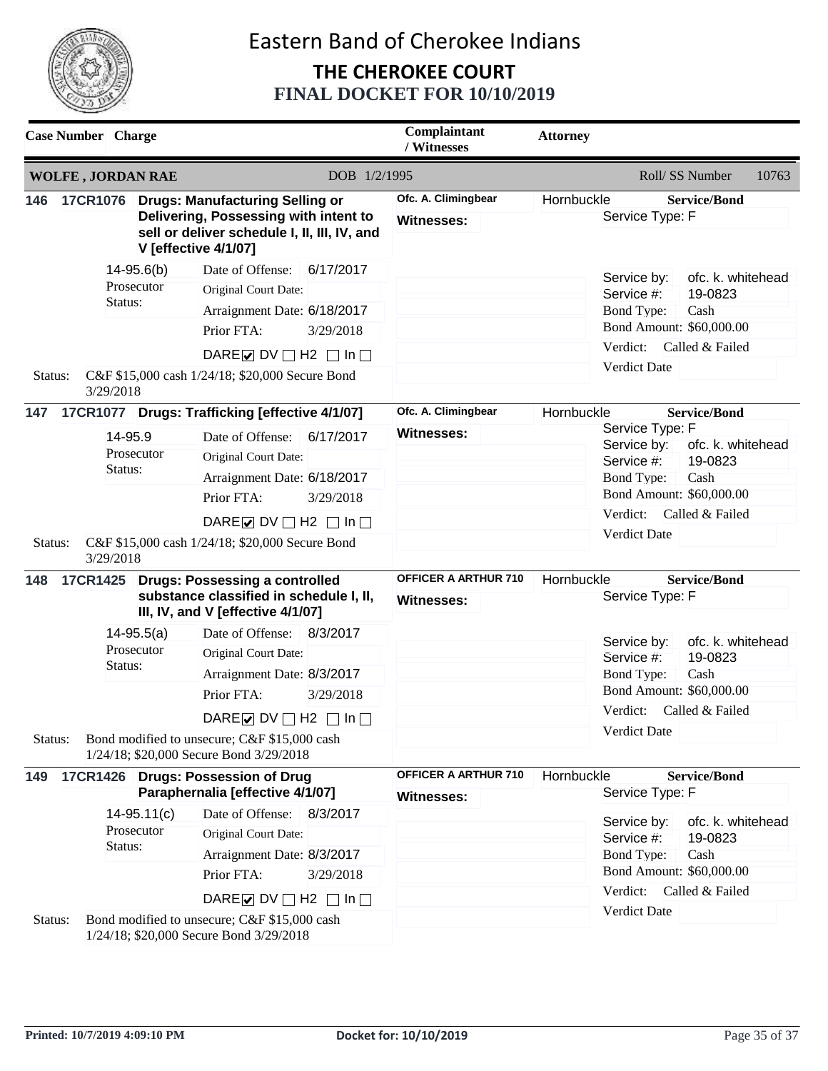# Eastern Band of Cherokee Indians

## THE CHEROKEE COURT

### FINAL DOCKET FOR 10/10/2019

| Case Number | Charge | Complaintant / Witnesses | Attorney | |
|---|---|---|---|---|

**WOLFE , JORDAN RAE** DOB 1/2/1995 Roll/ SS Number 10763

---

**146 17CR1076 Drugs: Manufacturing Selling or Delivering, Possessing with intent to sell or deliver schedule I, II, III, IV, and V [effective 4/1/07]**

- 14-95.6(b)
- Prosecutor Status:
- Date of Offense: 6/17/2017
- Original Court Date:
- Arraignment Date: 6/18/2017
- Prior FTA: 3/29/2018
- DARE ☑ DV ☐ H2 ☐ In ☐
- Complaintant: Ofc. A. Climingbear
- Witnesses:
- Attorney: Hornbuckle
- Service/Bond: Service Type: F; Service by: ofc. k. whitehead; Service #: 19-0823; Bond Type: Cash; Bond Amount: $60,000.00; Verdict: Called & Failed; Verdict Date

Status: C&F $15,000 cash 1/24/18; $20,000 Secure Bond 3/29/2018

---

**147 17CR1077 Drugs: Trafficking [effective 4/1/07]**

- 14-95.9
- Prosecutor Status:
- Date of Offense: 6/17/2017
- Original Court Date:
- Arraignment Date: 6/18/2017
- Prior FTA: 3/29/2018
- DARE ☑ DV ☐ H2 ☐ In ☐
- Complaintant: Ofc. A. Climingbear
- Witnesses:
- Attorney: Hornbuckle
- Service/Bond: Service Type: F; Service by: ofc. k. whitehead; Service #: 19-0823; Bond Type: Cash; Bond Amount: $60,000.00; Verdict: Called & Failed; Verdict Date

Status: C&F $15,000 cash 1/24/18; $20,000 Secure Bond 3/29/2018

---

**148 17CR1425 Drugs: Possessing a controlled substance classified in schedule I, II, III, IV, and V [effective 4/1/07]**

- 14-95.5(a)
- Prosecutor Status:
- Date of Offense: 8/3/2017
- Original Court Date:
- Arraignment Date: 8/3/2017
- Prior FTA: 3/29/2018
- DARE ☑ DV ☐ H2 ☐ In ☐
- Complaintant: OFFICER A ARTHUR 710
- Witnesses:
- Attorney: Hornbuckle
- Service/Bond: Service Type: F; Service by: ofc. k. whitehead; Service #: 19-0823; Bond Type: Cash; Bond Amount: $60,000.00; Verdict: Called & Failed; Verdict Date

Status: Bond modified to unsecure; C&F $15,000 cash 1/24/18; $20,000 Secure Bond 3/29/2018

---

**149 17CR1426 Drugs: Possession of Drug Paraphernalia [effective 4/1/07]**

- 14-95.11(c)
- Prosecutor Status:
- Date of Offense: 8/3/2017
- Original Court Date:
- Arraignment Date: 8/3/2017
- Prior FTA: 3/29/2018
- DARE ☑ DV ☐ H2 ☐ In ☐
- Complaintant: OFFICER A ARTHUR 710
- Witnesses:
- Attorney: Hornbuckle
- Service/Bond: Service Type: F; Service by: ofc. k. whitehead; Service #: 19-0823; Bond Type: Cash; Bond Amount: $60,000.00; Verdict: Called & Failed; Verdict Date

Status: Bond modified to unsecure; C&F $15,000 cash 1/24/18; $20,000 Secure Bond 3/29/2018

Printed: 10/7/2019 4:09:10 PM Docket for: 10/10/2019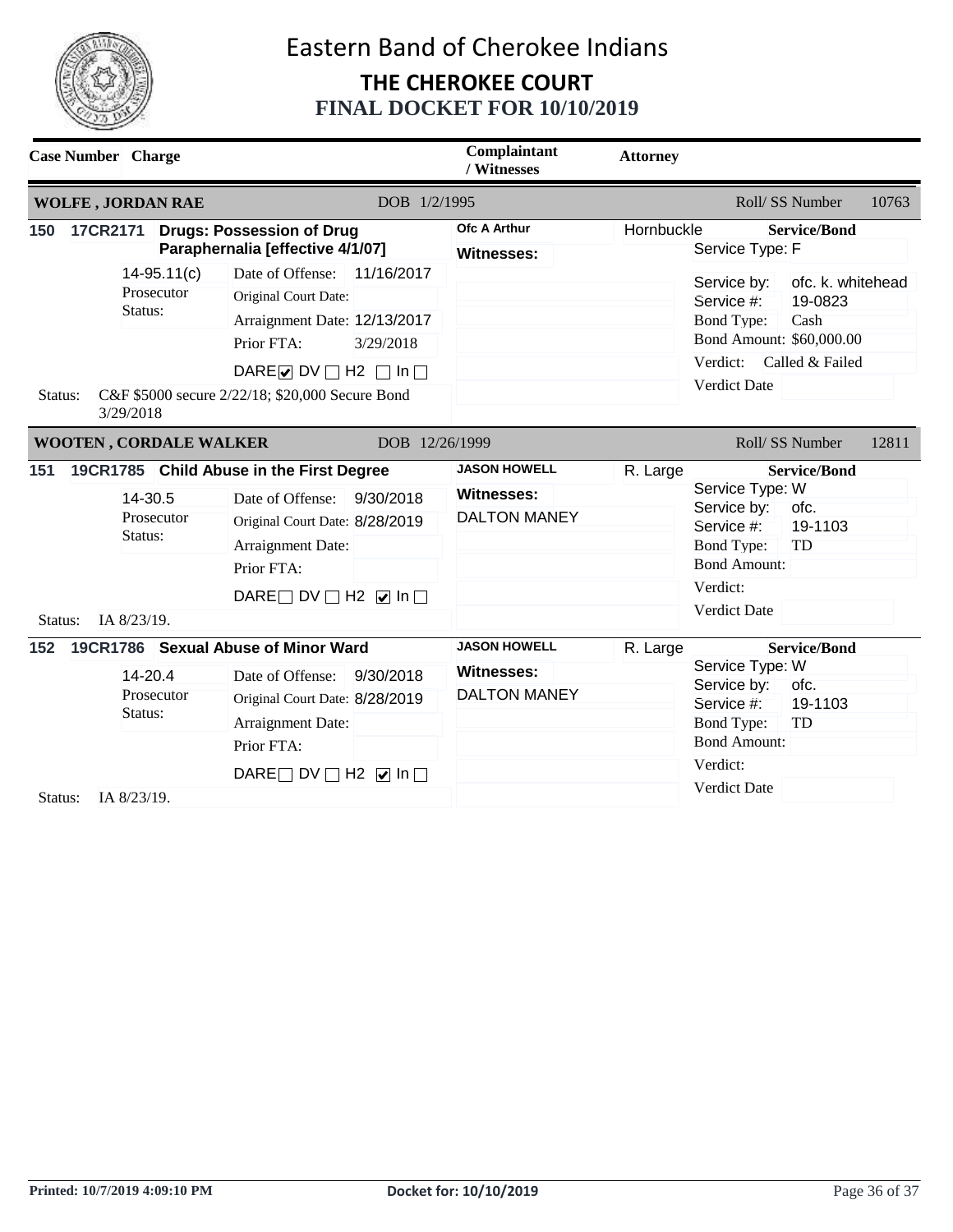# Eastern Band of Cherokee Indians

## THE CHEROKEE COURT

## FINAL DOCKET FOR 10/10/2019

| Case Number | Charge | Complaintant / Witnesses | Attorney |
|---|---|---|---|

**WOLFE , JORDAN RAE** — DOB 1/2/1995 — Roll/ SS Number 10763

**150 17CR2171 Drugs: Possession of Drug Paraphernalia [effective 4/1/07]**

- 14-95.11(c)
- Prosecutor Status:
- Date of Offense: 11/16/2017
- Original Court Date:
- Arraignment Date: 12/13/2017
- Prior FTA: 3/29/2018
- DARE ☑ DV ☐ H2 ☐ In ☐
- Complaintant: Ofc A Arthur
- Witnesses:
- Attorney: Hornbuckle
- Service/Bond:
  - Service Type: F
  - Service by: ofc. k. whitehead
  - Service #: 19-0823
  - Bond Type: Cash
  - Bond Amount: $60,000.00
  - Verdict: Called & Failed
  - Verdict Date:

Status: C&F $5000 secure 2/22/18; $20,000 Secure Bond 3/29/2018

**WOOTEN , CORDALE WALKER** — DOB 12/26/1999 — Roll/ SS Number 12811

**151 19CR1785 Child Abuse in the First Degree**

- 14-30.5
- Prosecutor Status:
- Date of Offense: 9/30/2018
- Original Court Date: 8/28/2019
- Arraignment Date:
- Prior FTA:
- DARE ☐ DV ☐ H2 ☑ In ☐
- Complaintant: JASON HOWELL
- Witnesses: DALTON MANEY
- Attorney: R. Large
- Service/Bond:
  - Service Type: W
  - Service by: ofc.
  - Service #: 19-1103
  - Bond Type: TD
  - Bond Amount:
  - Verdict:
  - Verdict Date:

Status: IA 8/23/19.

**152 19CR1786 Sexual Abuse of Minor Ward**

- 14-20.4
- Prosecutor Status:
- Date of Offense: 9/30/2018
- Original Court Date: 8/28/2019
- Arraignment Date:
- Prior FTA:
- DARE ☐ DV ☐ H2 ☑ In ☐
- Complaintant: JASON HOWELL
- Witnesses: DALTON MANEY
- Attorney: R. Large
- Service/Bond:
  - Service Type: W
  - Service by: ofc.
  - Service #: 19-1103
  - Bond Type: TD
  - Bond Amount:
  - Verdict:
  - Verdict Date:

Status: IA 8/23/19.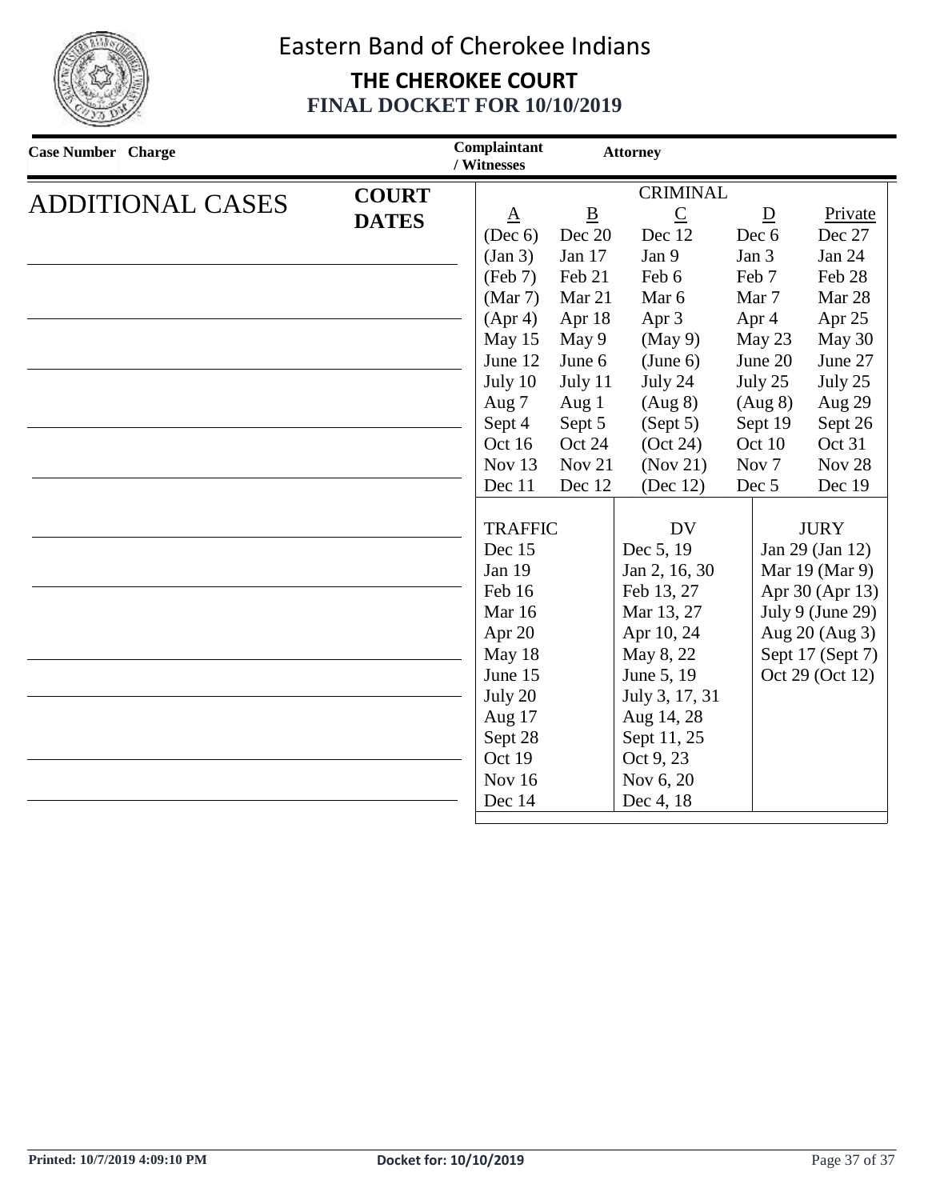# Eastern Band of Cherokee Indians

## THE CHEROKEE COURT

### FINAL DOCKET FOR 10/10/2019

| Case Number | Charge | Complaintant / Witnesses | Attorney |
|---|---|---|---|

## ADDITIONAL CASES

**COURT DATES**

| CRIMINAL | | | | |
|---|---|---|---|---|
| A | B | C | D | Private |
| (Dec 6) | Dec 20 | Dec 12 | Dec 6 | Dec 27 |
| (Jan 3) | Jan 17 | Jan 9 | Jan 3 | Jan 24 |
| (Feb 7) | Feb 21 | Feb 6 | Feb 7 | Feb 28 |
| (Mar 7) | Mar 21 | Mar 6 | Mar 7 | Mar 28 |
| (Apr 4) | Apr 18 | Apr 3 | Apr 4 | Apr 25 |
| May 15 | May 9 | (May 9) | May 23 | May 30 |
| June 12 | June 6 | (June 6) | June 20 | June 27 |
| July 10 | July 11 | July 24 | July 25 | July 25 |
| Aug 7 | Aug 1 | (Aug 8) | (Aug 8) | Aug 29 |
| Sept 4 | Sept 5 | (Sept 5) | Sept 19 | Sept 26 |
| Oct 16 | Oct 24 | (Oct 24) | Oct 10 | Oct 31 |
| Nov 13 | Nov 21 | (Nov 21) | Nov 7 | Nov 28 |
| Dec 11 | Dec 12 | (Dec 12) | Dec 5 | Dec 19 |

| TRAFFIC | DV | JURY |
|---|---|---|
| Dec 15 | Dec 5, 19 | Jan 29 (Jan 12) |
| Jan 19 | Jan 2, 16, 30 | Mar 19 (Mar 9) |
| Feb 16 | Feb 13, 27 | Apr 30 (Apr 13) |
| Mar 16 | Mar 13, 27 | July 9 (June 29) |
| Apr 20 | Apr 10, 24 | Aug 20 (Aug 3) |
| May 18 | May 8, 22 | Sept 17 (Sept 7) |
| June 15 | June 5, 19 | Oct 29 (Oct 12) |
| July 20 | July 3, 17, 31 | |
| Aug 17 | Aug 14, 28 | |
| Sept 28 | Sept 11, 25 | |
| Oct 19 | Oct 9, 23 | |
| Nov 16 | Nov 6, 20 | |
| Dec 14 | Dec 4, 18 | |

Printed: 10/7/2019 4:09:10 PM

Docket for: 10/10/2019